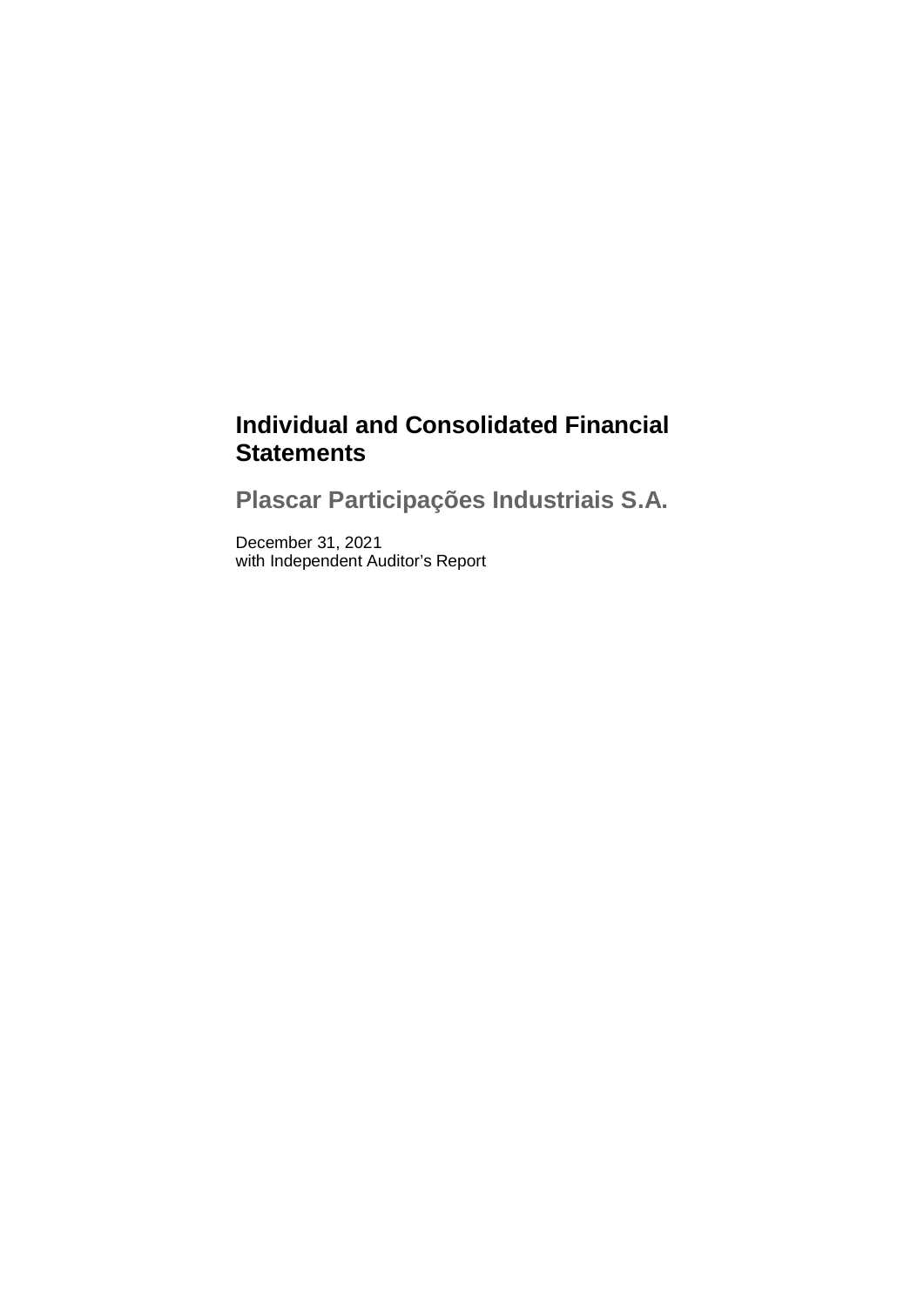# Individual and Consolidated Financial Statements

## Plascar Participações Industriais S.A.

December 31, 2021
with Independent Auditor's Report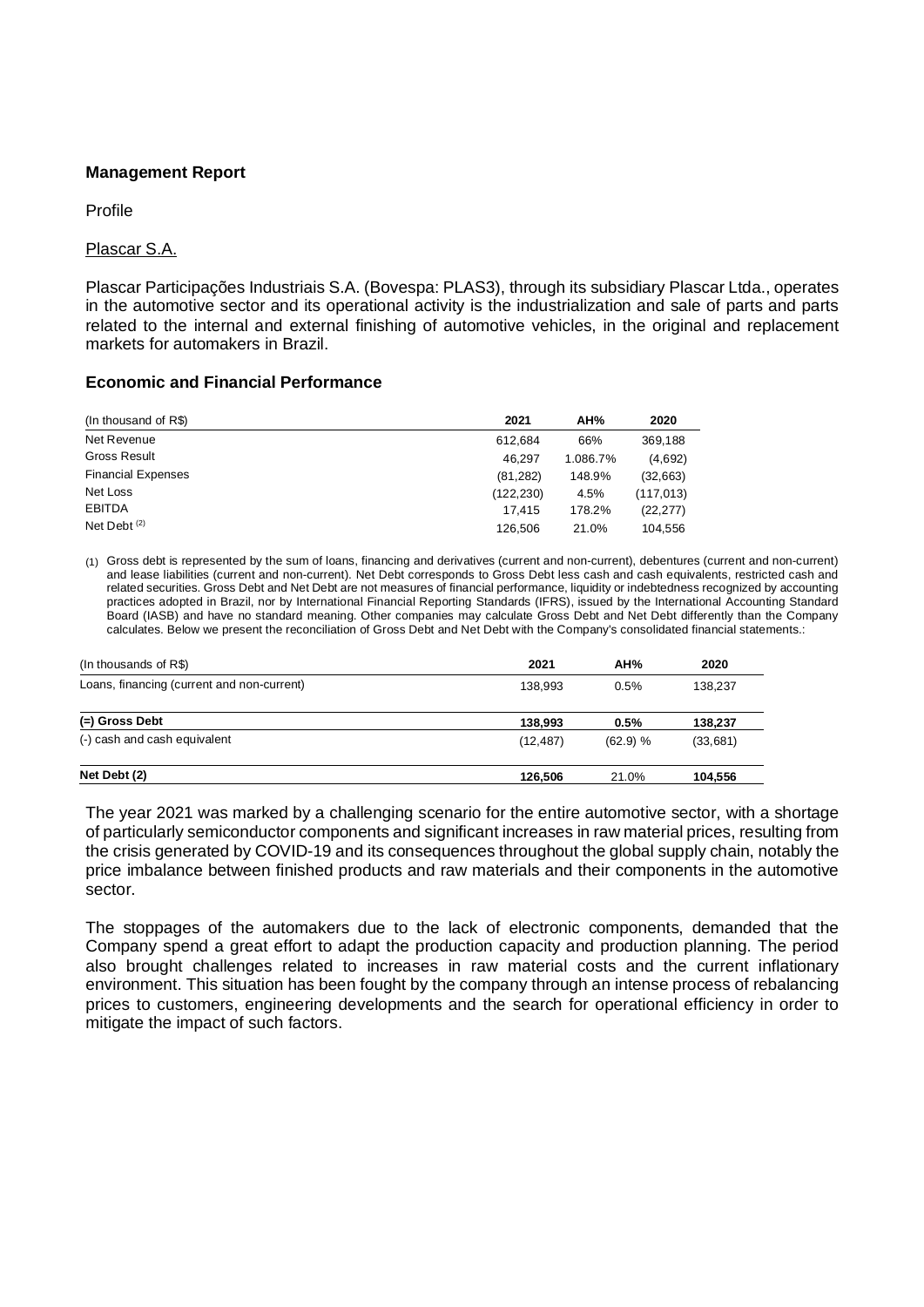**Management Report**

Profile

Plascar S.A.

Plascar Participações Industriais S.A. (Bovespa: PLAS3), through its subsidiary Plascar Ltda., operates in the automotive sector and its operational activity is the industrialization and sale of parts and parts related to the internal and external finishing of automotive vehicles, in the original and replacement markets for automakers in Brazil.

**Economic and Financial Performance**

| (In thousand of R$) | 2021 | AH% | 2020 |
|---|---|---|---|
| Net Revenue | 612,684 | 66% | 369,188 |
| Gross Result | 46,297 | 1.086.7% | (4,692) |
| Financial Expenses | (81,282) | 148.9% | (32,663) |
| Net Loss | (122,230) | 4.5% | (117,013) |
| EBITDA | 17,415 | 178.2% | (22,277) |
| Net Debt [(2)] | 126,506 | 21.0% | 104,556 |

(1) Gross debt is represented by the sum of loans, financing and derivatives (current and non-current), debentures (current and non-current) and lease liabilities (current and non-current). Net Debt corresponds to Gross Debt less cash and cash equivalents, restricted cash and related securities. Gross Debt and Net Debt are not measures of financial performance, liquidity or indebtedness recognized by accounting practices adopted in Brazil, nor by International Financial Reporting Standards (IFRS), issued by the International Accounting Standard Board (IASB) and have no standard meaning. Other companies may calculate Gross Debt and Net Debt differently than the Company calculates. Below we present the reconciliation of Gross Debt and Net Debt with the Company's consolidated financial statements.:

| (In thousands of R$) | 2021 | AH% | 2020 |
|---|---|---|---|
| Loans, financing (current and non-current) | 138,993 | 0.5% | 138,237 |
| **(=) Gross Debt** | **138,993** | **0.5%** | **138,237** |
| (-) cash and cash equivalent | (12,487) | (62.9) % | (33,681) |
| **Net Debt (2)** | **126,506** | 21.0% | **104,556** |

The year 2021 was marked by a challenging scenario for the entire automotive sector, with a shortage of particularly semiconductor components and significant increases in raw material prices, resulting from the crisis generated by COVID-19 and its consequences throughout the global supply chain, notably the price imbalance between finished products and raw materials and their components in the automotive sector.

The stoppages of the automakers due to the lack of electronic components, demanded that the Company spend a great effort to adapt the production capacity and production planning. The period also brought challenges related to increases in raw material costs and the current inflationary environment. This situation has been fought by the company through an intense process of rebalancing prices to customers, engineering developments and the search for operational efficiency in order to mitigate the impact of such factors.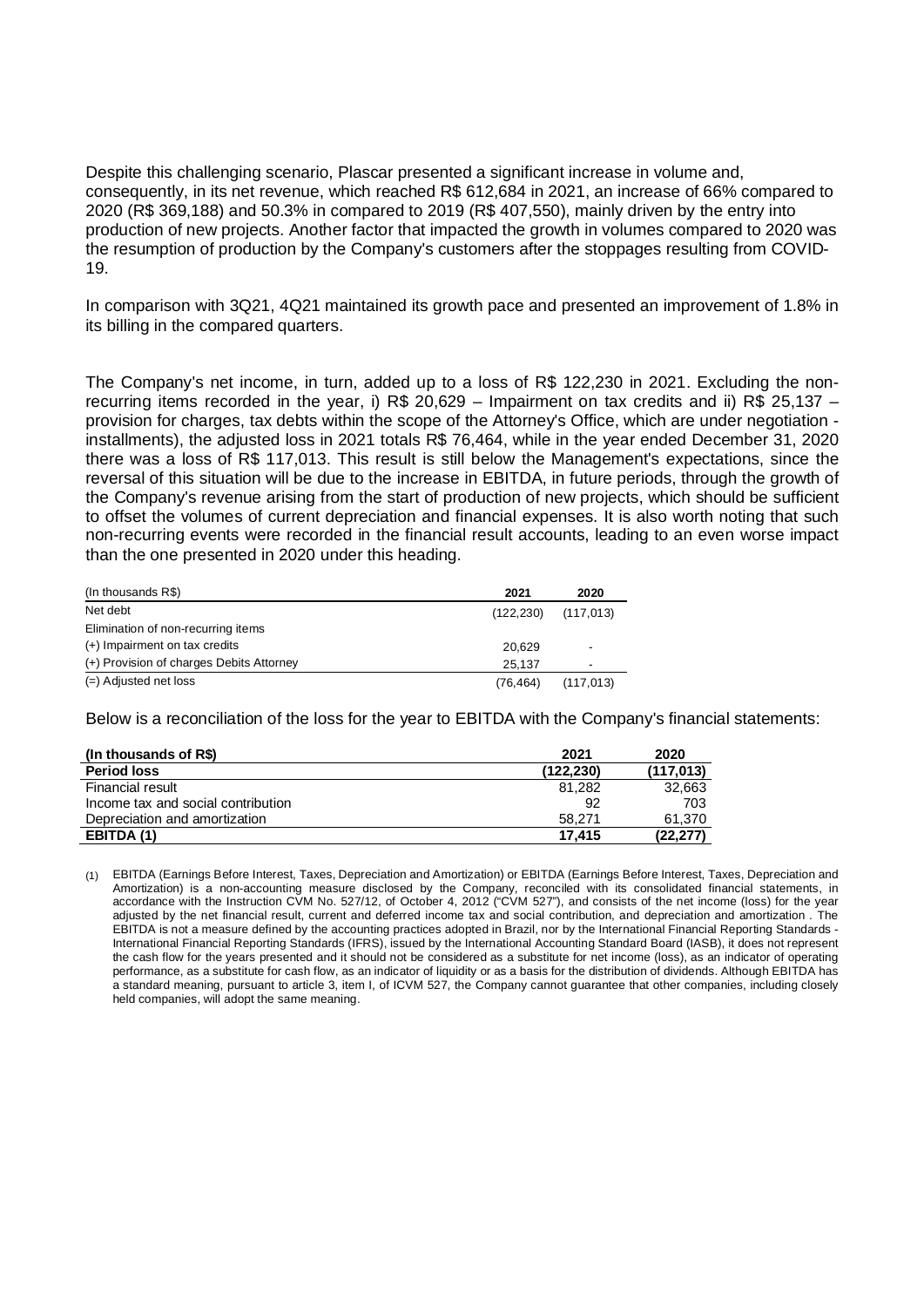Despite this challenging scenario, Plascar presented a significant increase in volume and, consequently, in its net revenue, which reached R$ 612,684 in 2021, an increase of 66% compared to 2020 (R$ 369,188) and 50.3% in compared to 2019 (R$ 407,550), mainly driven by the entry into production of new projects. Another factor that impacted the growth in volumes compared to 2020 was the resumption of production by the Company's customers after the stoppages resulting from COVID-19.

In comparison with 3Q21, 4Q21 maintained its growth pace and presented an improvement of 1.8% in its billing in the compared quarters.

The Company's net income, in turn, added up to a loss of R$ 122,230 in 2021. Excluding the non-recurring items recorded in the year, i) R$ 20,629 – Impairment on tax credits and ii) R$ 25,137 – provision for charges, tax debts within the scope of the Attorney's Office, which are under negotiation - installments), the adjusted loss in 2021 totals R$ 76,464, while in the year ended December 31, 2020 there was a loss of R$ 117,013. This result is still below the Management's expectations, since the reversal of this situation will be due to the increase in EBITDA, in future periods, through the growth of the Company's revenue arising from the start of production of new projects, which should be sufficient to offset the volumes of current depreciation and financial expenses. It is also worth noting that such non-recurring events were recorded in the financial result accounts, leading to an even worse impact than the one presented in 2020 under this heading.

| (In thousands R$) | 2021 | 2020 |
|---|---|---|
| Net debt | (122,230) | (117,013) |
| Elimination of non-recurring items | | |
| (+) Impairment on tax credits | 20,629 | - |
| (+) Provision of charges Debits Attorney | 25,137 | - |
| (=) Adjusted net loss | (76,464) | (117,013) |

Below is a reconciliation of the loss for the year to EBITDA with the Company's financial statements:

| **(In thousands of R$)** | **2021** | **2020** |
|---|---|---|
| **Period loss** | **(122,230)** | **(117,013)** |
| Financial result | 81,282 | 32,663 |
| Income tax and social contribution | 92 | 703 |
| Depreciation and amortization | 58,271 | 61,370 |
| **EBITDA (1)** | **17,415** | **(22,277)** |

(1) EBITDA (Earnings Before Interest, Taxes, Depreciation and Amortization) or EBITDA (Earnings Before Interest, Taxes, Depreciation and Amortization) is a non-accounting measure disclosed by the Company, reconciled with its consolidated financial statements, in accordance with the Instruction CVM No. 527/12, of October 4, 2012 ("CVM 527"), and consists of the net income (loss) for the year adjusted by the net financial result, current and deferred income tax and social contribution, and depreciation and amortization . The EBITDA is not a measure defined by the accounting practices adopted in Brazil, nor by the International Financial Reporting Standards - International Financial Reporting Standards (IFRS), issued by the International Accounting Standard Board (IASB), it does not represent the cash flow for the years presented and it should not be considered as a substitute for net income (loss), as an indicator of operating performance, as a substitute for cash flow, as an indicator of liquidity or as a basis for the distribution of dividends. Although EBITDA has a standard meaning, pursuant to article 3, item I, of ICVM 527, the Company cannot guarantee that other companies, including closely held companies, will adopt the same meaning.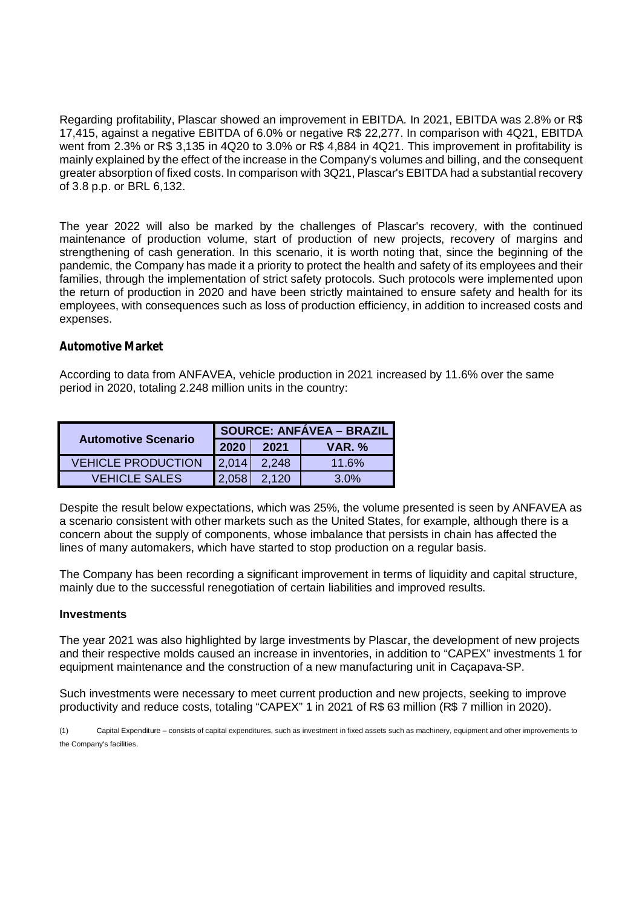Regarding profitability, Plascar showed an improvement in EBITDA. In 2021, EBITDA was 2.8% or R$ 17,415, against a negative EBITDA of 6.0% or negative R$ 22,277. In comparison with 4Q21, EBITDA went from 2.3% or R$ 3,135 in 4Q20 to 3.0% or R$ 4,884 in 4Q21. This improvement in profitability is mainly explained by the effect of the increase in the Company's volumes and billing, and the consequent greater absorption of fixed costs. In comparison with 3Q21, Plascar's EBITDA had a substantial recovery of 3.8 p.p. or BRL 6,132.

The year 2022 will also be marked by the challenges of Plascar's recovery, with the continued maintenance of production volume, start of production of new projects, recovery of margins and strengthening of cash generation. In this scenario, it is worth noting that, since the beginning of the pandemic, the Company has made it a priority to protect the health and safety of its employees and their families, through the implementation of strict safety protocols. Such protocols were implemented upon the return of production in 2020 and have been strictly maintained to ensure safety and health for its employees, with consequences such as loss of production efficiency, in addition to increased costs and expenses.

## Automotive Market

According to data from ANFAVEA, vehicle production in 2021 increased by 11.6% over the same period in 2020, totaling 2.248 million units in the country:

| Automotive Scenario | SOURCE: ANFÁVEA – BRAZIL | | |
|---|---|---|---|
| | 2020 | 2021 | VAR. % |
| VEHICLE PRODUCTION | 2,014 | 2,248 | 11.6% |
| VEHICLE SALES | 2,058 | 2,120 | 3.0% |

Despite the result below expectations, which was 25%, the volume presented is seen by ANFAVEA as a scenario consistent with other markets such as the United States, for example, although there is a concern about the supply of components, whose imbalance that persists in chain has affected the lines of many automakers, which have started to stop production on a regular basis.

The Company has been recording a significant improvement in terms of liquidity and capital structure, mainly due to the successful renegotiation of certain liabilities and improved results.

### Investments

The year 2021 was also highlighted by large investments by Plascar, the development of new projects and their respective molds caused an increase in inventories, in addition to "CAPEX" investments 1 for equipment maintenance and the construction of a new manufacturing unit in Caçapava-SP.

Such investments were necessary to meet current production and new projects, seeking to improve productivity and reduce costs, totaling "CAPEX" 1 in 2021 of R$ 63 million (R$ 7 million in 2020).

(1) Capital Expenditure – consists of capital expenditures, such as investment in fixed assets such as machinery, equipment and other improvements to the Company's facilities.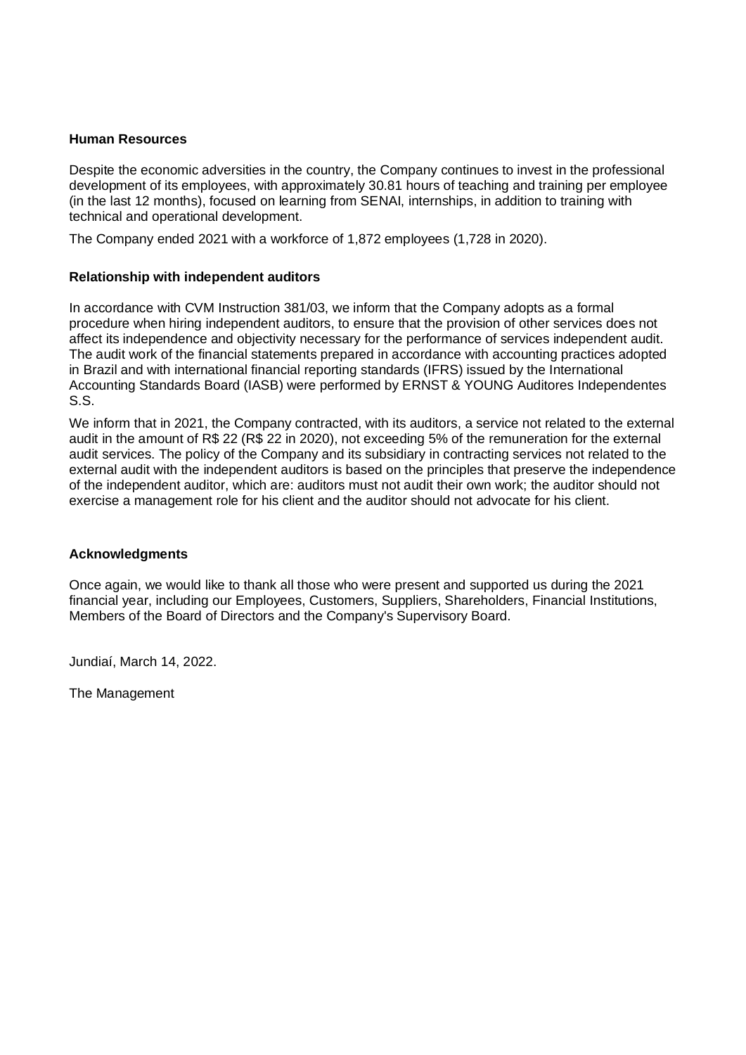**Human Resources**

Despite the economic adversities in the country, the Company continues to invest in the professional development of its employees, with approximately 30.81 hours of teaching and training per employee (in the last 12 months), focused on learning from SENAI, internships, in addition to training with technical and operational development.

The Company ended 2021 with a workforce of 1,872 employees (1,728 in 2020).

**Relationship with independent auditors**

In accordance with CVM Instruction 381/03, we inform that the Company adopts as a formal procedure when hiring independent auditors, to ensure that the provision of other services does not affect its independence and objectivity necessary for the performance of services independent audit. The audit work of the financial statements prepared in accordance with accounting practices adopted in Brazil and with international financial reporting standards (IFRS) issued by the International Accounting Standards Board (IASB) were performed by ERNST & YOUNG Auditores Independentes S.S.

We inform that in 2021, the Company contracted, with its auditors, a service not related to the external audit in the amount of R$ 22 (R$ 22 in 2020), not exceeding 5% of the remuneration for the external audit services. The policy of the Company and its subsidiary in contracting services not related to the external audit with the independent auditors is based on the principles that preserve the independence of the independent auditor, which are: auditors must not audit their own work; the auditor should not exercise a management role for his client and the auditor should not advocate for his client.

**Acknowledgments**

Once again, we would like to thank all those who were present and supported us during the 2021 financial year, including our Employees, Customers, Suppliers, Shareholders, Financial Institutions, Members of the Board of Directors and the Company's Supervisory Board.

Jundiaí, March 14, 2022.

The Management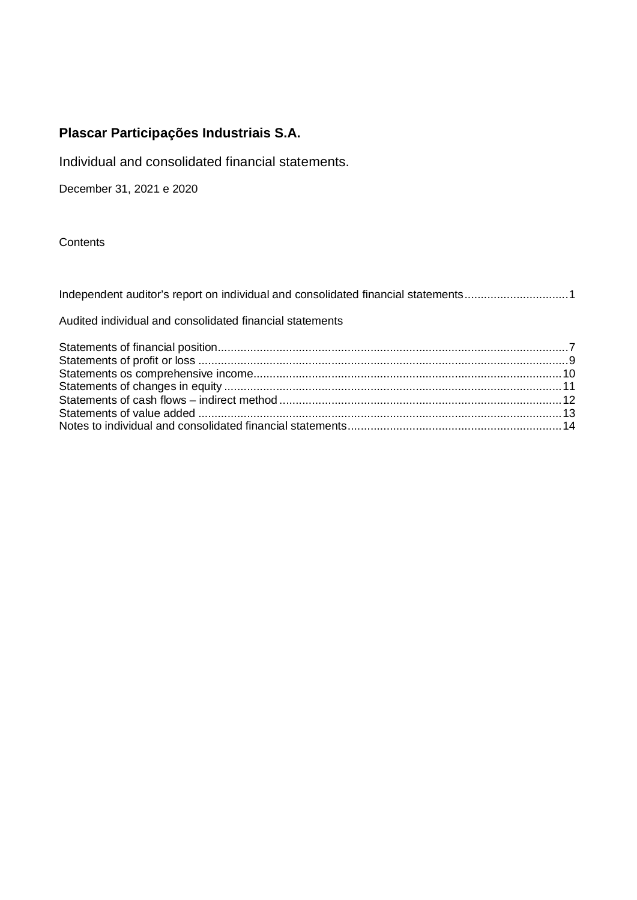# Plascar Participações Industriais S.A.

Individual and consolidated financial statements.

December 31, 2021 e 2020

Contents

Independent auditor's report on individual and consolidated financial statements ............................... 1

Audited individual and consolidated financial statements

Statements of financial position ........................................................................................................... 7
Statements of profit or loss ................................................................................................................. 9
Statements os comprehensive income ............................................................................................... 10
Statements of changes in equity ........................................................................................................ 11
Statements of cash flows – indirect method ....................................................................................... 12
Statements of value added ................................................................................................................ 13
Notes to individual and consolidated financial statements ................................................................. 14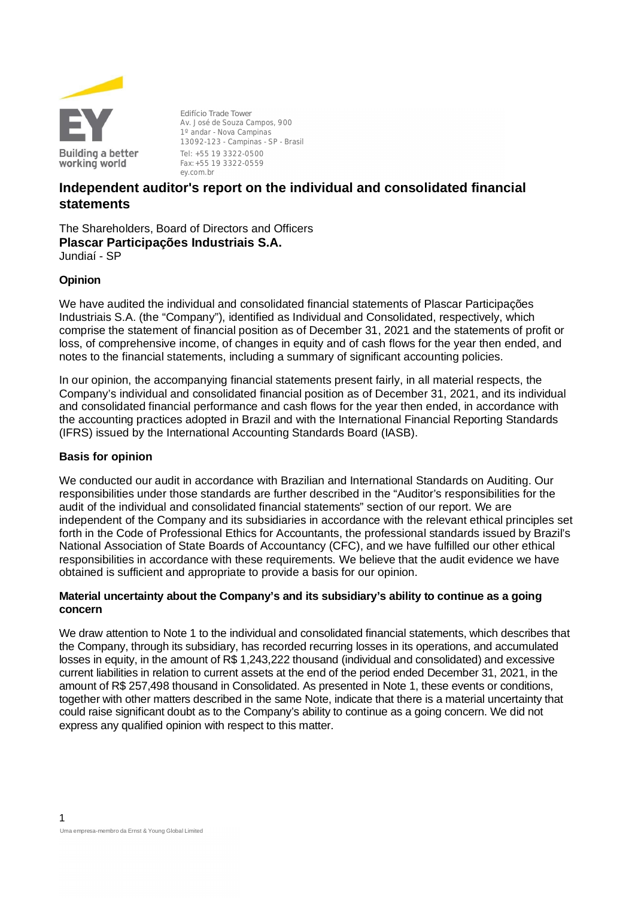Edifício Trade Tower
Av. José de Souza Campos, 900
1º andar - Nova Campinas
13092-123 - Campinas - SP - Brasil
Tel: +55 19 3322-0500
Fax: +55 19 3322-0559
ey.com.br

# Independent auditor's report on the individual and consolidated financial statements

The Shareholders, Board of Directors and Officers
**Plascar Participações Industriais S.A.**
Jundiaí - SP

## Opinion

We have audited the individual and consolidated financial statements of Plascar Participações Industriais S.A. (the "Company"), identified as Individual and Consolidated, respectively, which comprise the statement of financial position as of December 31, 2021 and the statements of profit or loss, of comprehensive income, of changes in equity and of cash flows for the year then ended, and notes to the financial statements, including a summary of significant accounting policies.

In our opinion, the accompanying financial statements present fairly, in all material respects, the Company's individual and consolidated financial position as of December 31, 2021, and its individual and consolidated financial performance and cash flows for the year then ended, in accordance with the accounting practices adopted in Brazil and with the International Financial Reporting Standards (IFRS) issued by the International Accounting Standards Board (IASB).

## Basis for opinion

We conducted our audit in accordance with Brazilian and International Standards on Auditing. Our responsibilities under those standards are further described in the "Auditor's responsibilities for the audit of the individual and consolidated financial statements" section of our report. We are independent of the Company and its subsidiaries in accordance with the relevant ethical principles set forth in the Code of Professional Ethics for Accountants, the professional standards issued by Brazil's National Association of State Boards of Accountancy (CFC), and we have fulfilled our other ethical responsibilities in accordance with these requirements. We believe that the audit evidence we have obtained is sufficient and appropriate to provide a basis for our opinion.

## Material uncertainty about the Company's and its subsidiary's ability to continue as a going concern

We draw attention to Note 1 to the individual and consolidated financial statements, which describes that the Company, through its subsidiary, has recorded recurring losses in its operations, and accumulated losses in equity, in the amount of R$ 1,243,222 thousand (individual and consolidated) and excessive current liabilities in relation to current assets at the end of the period ended December 31, 2021, in the amount of R$ 257,498 thousand in Consolidated. As presented in Note 1, these events or conditions, together with other matters described in the same Note, indicate that there is a material uncertainty that could raise significant doubt as to the Company's ability to continue as a going concern. We did not express any qualified opinion with respect to this matter.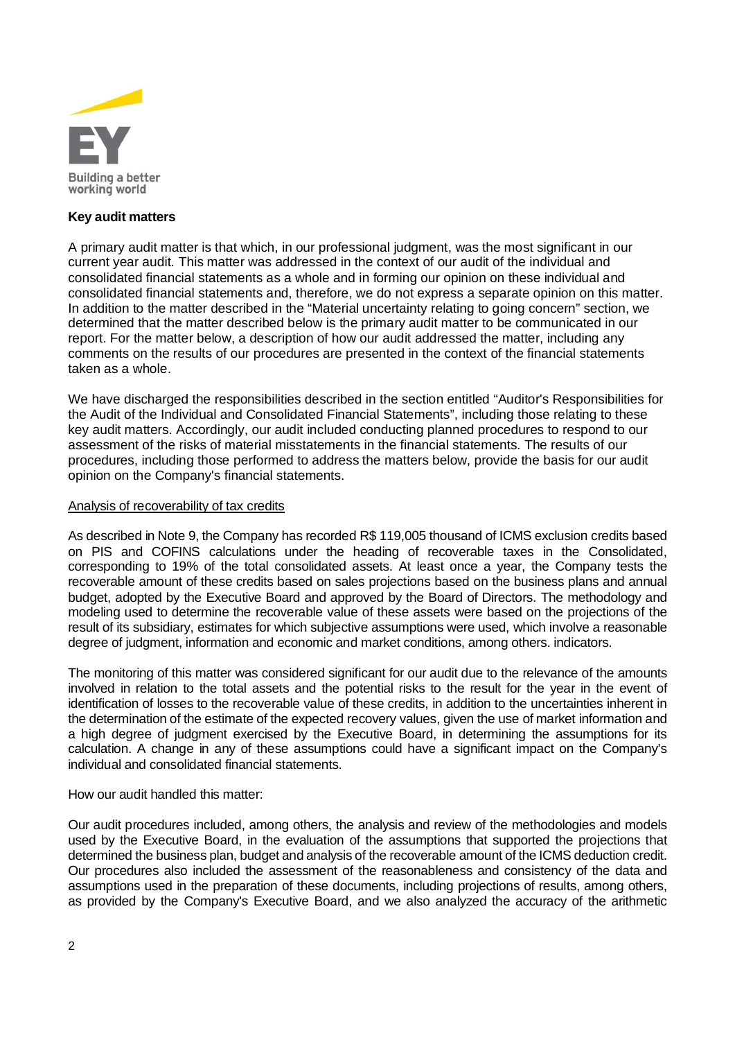## Key audit matters

A primary audit matter is that which, in our professional judgment, was the most significant in our current year audit. This matter was addressed in the context of our audit of the individual and consolidated financial statements as a whole and in forming our opinion on these individual and consolidated financial statements and, therefore, we do not express a separate opinion on this matter. In addition to the matter described in the "Material uncertainty relating to going concern" section, we determined that the matter described below is the primary audit matter to be communicated in our report. For the matter below, a description of how our audit addressed the matter, including any comments on the results of our procedures are presented in the context of the financial statements taken as a whole.

We have discharged the responsibilities described in the section entitled "Auditor's Responsibilities for the Audit of the Individual and Consolidated Financial Statements", including those relating to these key audit matters. Accordingly, our audit included conducting planned procedures to respond to our assessment of the risks of material misstatements in the financial statements. The results of our procedures, including those performed to address the matters below, provide the basis for our audit opinion on the Company's financial statements.

Analysis of recoverability of tax credits

As described in Note 9, the Company has recorded R$ 119,005 thousand of ICMS exclusion credits based on PIS and COFINS calculations under the heading of recoverable taxes in the Consolidated, corresponding to 19% of the total consolidated assets. At least once a year, the Company tests the recoverable amount of these credits based on sales projections based on the business plans and annual budget, adopted by the Executive Board and approved by the Board of Directors. The methodology and modeling used to determine the recoverable value of these assets were based on the projections of the result of its subsidiary, estimates for which subjective assumptions were used, which involve a reasonable degree of judgment, information and economic and market conditions, among others. indicators.

The monitoring of this matter was considered significant for our audit due to the relevance of the amounts involved in relation to the total assets and the potential risks to the result for the year in the event of identification of losses to the recoverable value of these credits, in addition to the uncertainties inherent in the determination of the estimate of the expected recovery values, given the use of market information and a high degree of judgment exercised by the Executive Board, in determining the assumptions for its calculation. A change in any of these assumptions could have a significant impact on the Company's individual and consolidated financial statements.

How our audit handled this matter:

Our audit procedures included, among others, the analysis and review of the methodologies and models used by the Executive Board, in the evaluation of the assumptions that supported the projections that determined the business plan, budget and analysis of the recoverable amount of the ICMS deduction credit. Our procedures also included the assessment of the reasonableness and consistency of the data and assumptions used in the preparation of these documents, including projections of results, among others, as provided by the Company's Executive Board, and we also analyzed the accuracy of the arithmetic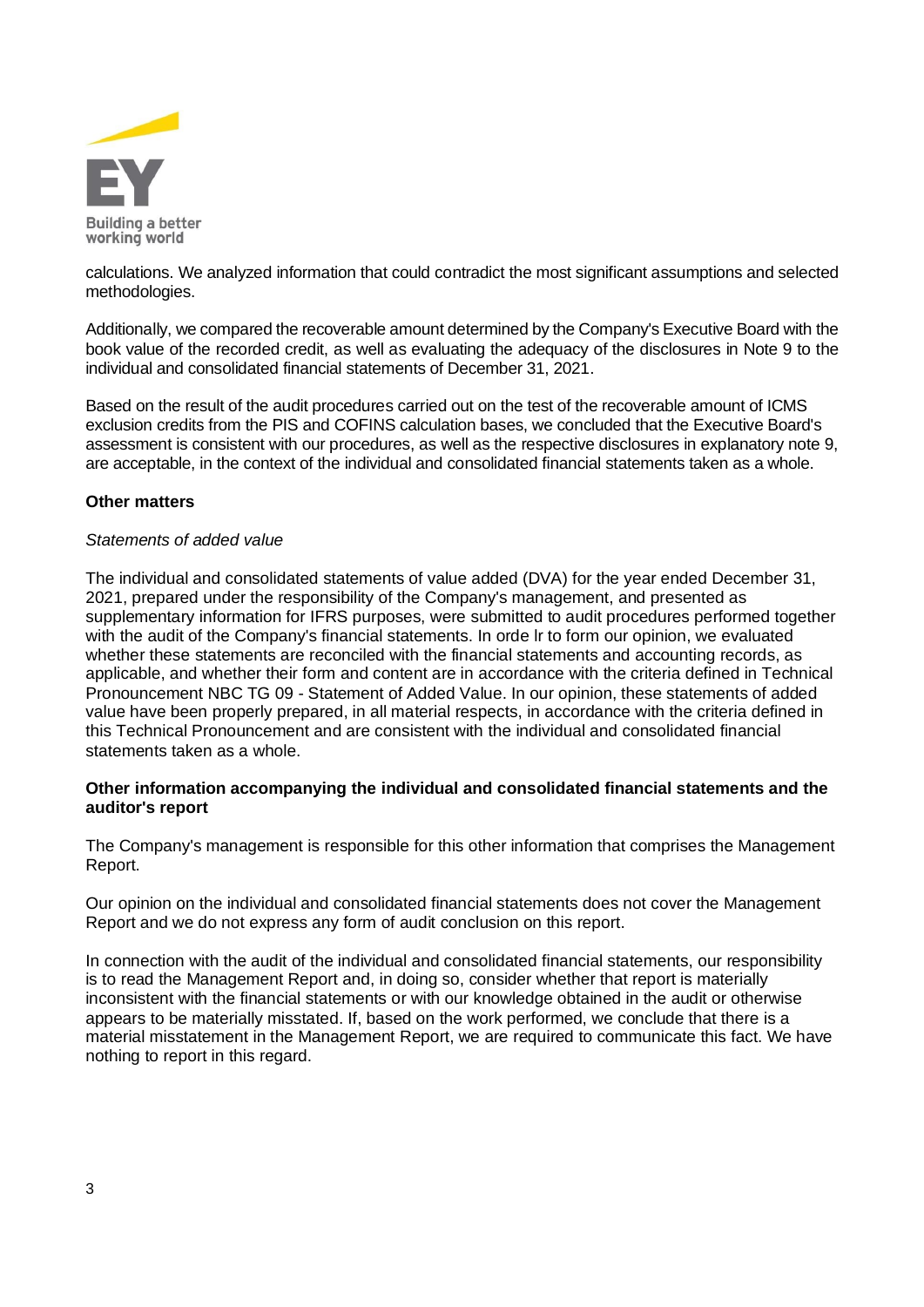calculations. We analyzed information that could contradict the most significant assumptions and selected methodologies.

Additionally, we compared the recoverable amount determined by the Company's Executive Board with the book value of the recorded credit, as well as evaluating the adequacy of the disclosures in Note 9 to the individual and consolidated financial statements of December 31, 2021.

Based on the result of the audit procedures carried out on the test of the recoverable amount of ICMS exclusion credits from the PIS and COFINS calculation bases, we concluded that the Executive Board's assessment is consistent with our procedures, as well as the respective disclosures in explanatory note 9, are acceptable, in the context of the individual and consolidated financial statements taken as a whole.

**Other matters**

*Statements of added value*

The individual and consolidated statements of value added (DVA) for the year ended December 31, 2021, prepared under the responsibility of the Company's management, and presented as supplementary information for IFRS purposes, were submitted to audit procedures performed together with the audit of the Company's financial statements. In orde lr to form our opinion, we evaluated whether these statements are reconciled with the financial statements and accounting records, as applicable, and whether their form and content are in accordance with the criteria defined in Technical Pronouncement NBC TG 09 - Statement of Added Value. In our opinion, these statements of added value have been properly prepared, in all material respects, in accordance with the criteria defined in this Technical Pronouncement and are consistent with the individual and consolidated financial statements taken as a whole.

**Other information accompanying the individual and consolidated financial statements and the auditor's report**

The Company's management is responsible for this other information that comprises the Management Report.

Our opinion on the individual and consolidated financial statements does not cover the Management Report and we do not express any form of audit conclusion on this report.

In connection with the audit of the individual and consolidated financial statements, our responsibility is to read the Management Report and, in doing so, consider whether that report is materially inconsistent with the financial statements or with our knowledge obtained in the audit or otherwise appears to be materially misstated. If, based on the work performed, we conclude that there is a material misstatement in the Management Report, we are required to communicate this fact. We have nothing to report in this regard.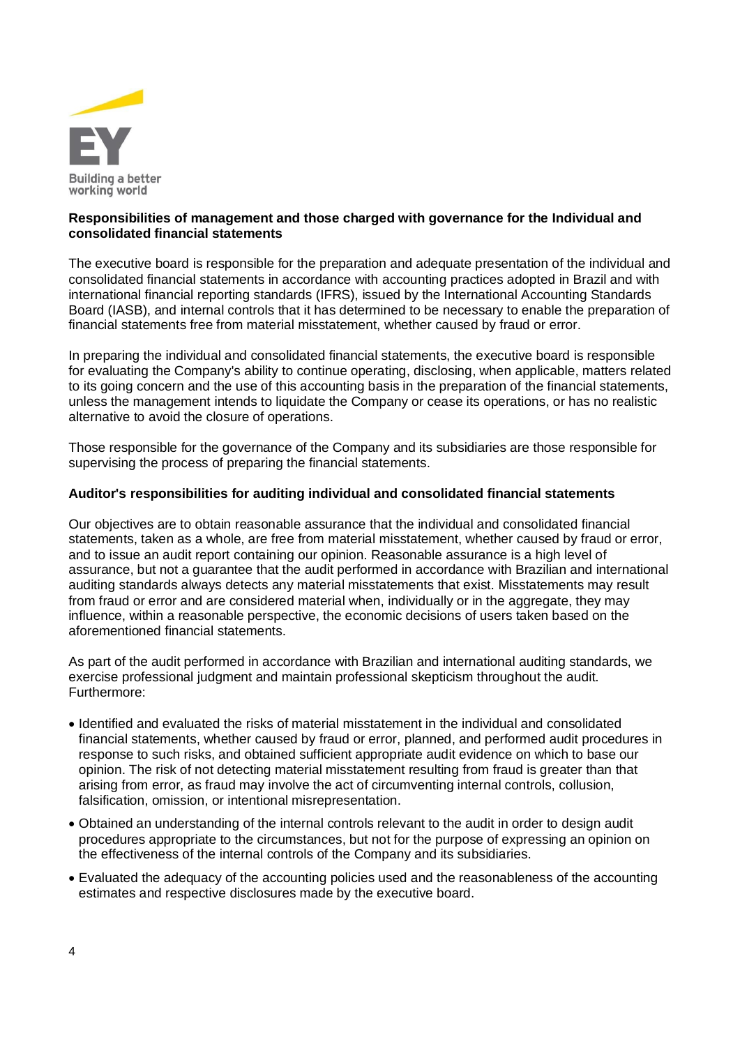**Responsibilities of management and those charged with governance for the Individual and consolidated financial statements**

The executive board is responsible for the preparation and adequate presentation of the individual and consolidated financial statements in accordance with accounting practices adopted in Brazil and with international financial reporting standards (IFRS), issued by the International Accounting Standards Board (IASB), and internal controls that it has determined to be necessary to enable the preparation of financial statements free from material misstatement, whether caused by fraud or error.

In preparing the individual and consolidated financial statements, the executive board is responsible for evaluating the Company's ability to continue operating, disclosing, when applicable, matters related to its going concern and the use of this accounting basis in the preparation of the financial statements, unless the management intends to liquidate the Company or cease its operations, or has no realistic alternative to avoid the closure of operations.

Those responsible for the governance of the Company and its subsidiaries are those responsible for supervising the process of preparing the financial statements.

**Auditor's responsibilities for auditing individual and consolidated financial statements**

Our objectives are to obtain reasonable assurance that the individual and consolidated financial statements, taken as a whole, are free from material misstatement, whether caused by fraud or error, and to issue an audit report containing our opinion. Reasonable assurance is a high level of assurance, but not a guarantee that the audit performed in accordance with Brazilian and international auditing standards always detects any material misstatements that exist. Misstatements may result from fraud or error and are considered material when, individually or in the aggregate, they may influence, within a reasonable perspective, the economic decisions of users taken based on the aforementioned financial statements.

As part of the audit performed in accordance with Brazilian and international auditing standards, we exercise professional judgment and maintain professional skepticism throughout the audit. Furthermore:

- Identified and evaluated the risks of material misstatement in the individual and consolidated financial statements, whether caused by fraud or error, planned, and performed audit procedures in response to such risks, and obtained sufficient appropriate audit evidence on which to base our opinion. The risk of not detecting material misstatement resulting from fraud is greater than that arising from error, as fraud may involve the act of circumventing internal controls, collusion, falsification, omission, or intentional misrepresentation.
- Obtained an understanding of the internal controls relevant to the audit in order to design audit procedures appropriate to the circumstances, but not for the purpose of expressing an opinion on the effectiveness of the internal controls of the Company and its subsidiaries.
- Evaluated the adequacy of the accounting policies used and the reasonableness of the accounting estimates and respective disclosures made by the executive board.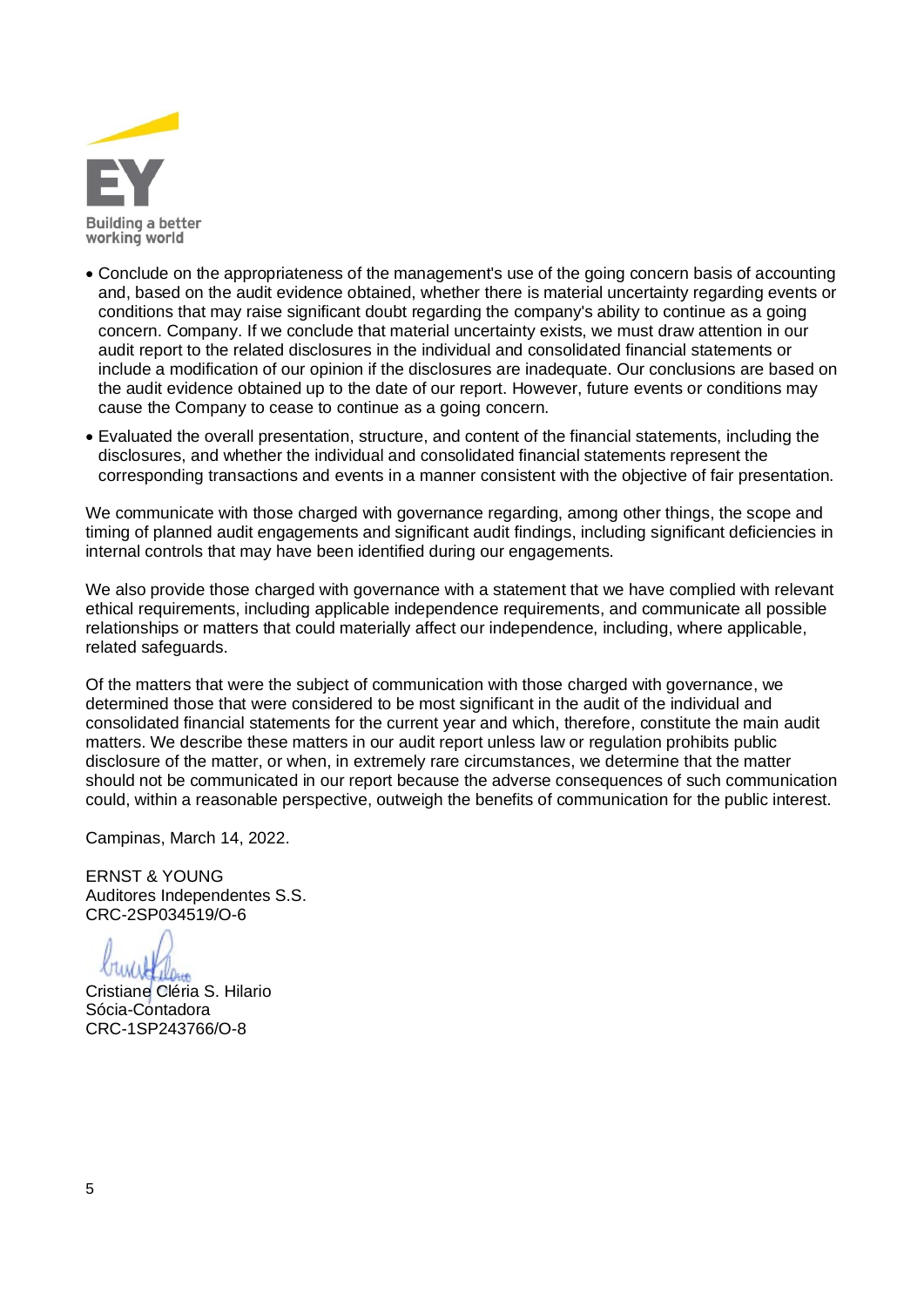- Conclude on the appropriateness of the management's use of the going concern basis of accounting and, based on the audit evidence obtained, whether there is material uncertainty regarding events or conditions that may raise significant doubt regarding the company's ability to continue as a going concern. Company. If we conclude that material uncertainty exists, we must draw attention in our audit report to the related disclosures in the individual and consolidated financial statements or include a modification of our opinion if the disclosures are inadequate. Our conclusions are based on the audit evidence obtained up to the date of our report. However, future events or conditions may cause the Company to cease to continue as a going concern.
- Evaluated the overall presentation, structure, and content of the financial statements, including the disclosures, and whether the individual and consolidated financial statements represent the corresponding transactions and events in a manner consistent with the objective of fair presentation.

We communicate with those charged with governance regarding, among other things, the scope and timing of planned audit engagements and significant audit findings, including significant deficiencies in internal controls that may have been identified during our engagements.

We also provide those charged with governance with a statement that we have complied with relevant ethical requirements, including applicable independence requirements, and communicate all possible relationships or matters that could materially affect our independence, including, where applicable, related safeguards.

Of the matters that were the subject of communication with those charged with governance, we determined those that were considered to be most significant in the audit of the individual and consolidated financial statements for the current year and which, therefore, constitute the main audit matters. We describe these matters in our audit report unless law or regulation prohibits public disclosure of the matter, or when, in extremely rare circumstances, we determine that the matter should not be communicated in our report because the adverse consequences of such communication could, within a reasonable perspective, outweigh the benefits of communication for the public interest.

Campinas, March 14, 2022.

ERNST & YOUNG
Auditores Independentes S.S.
CRC-2SP034519/O-6

Cristiane Cléria S. Hilario
Sócia-Contadora
CRC-1SP243766/O-8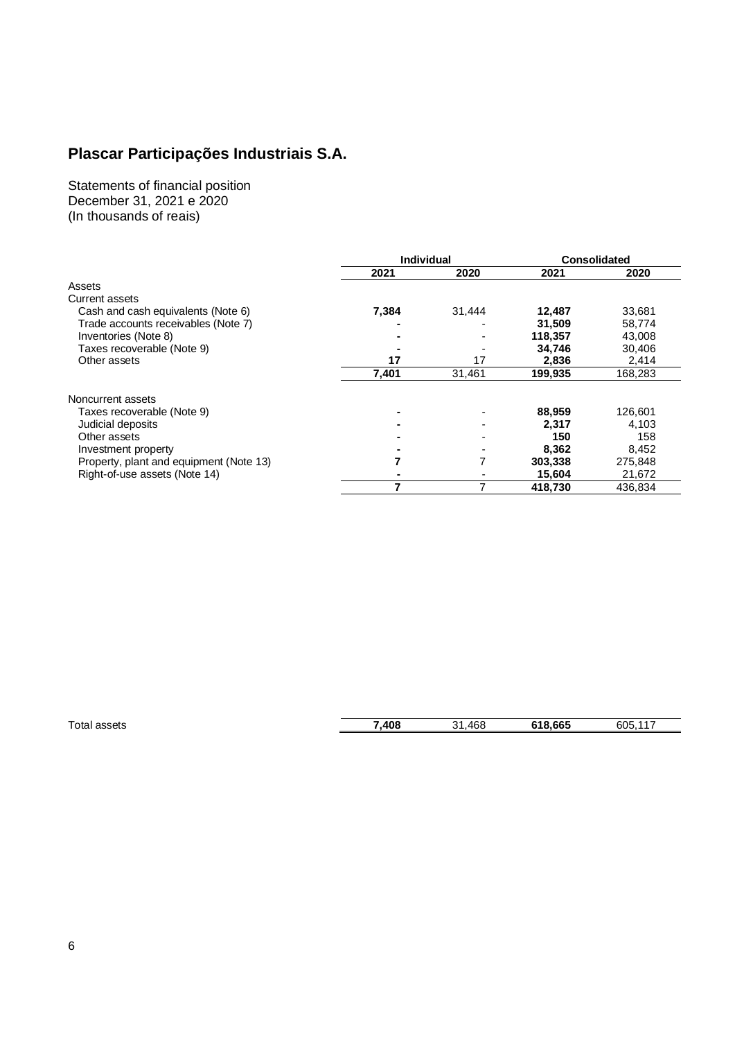# Plascar Participações Industriais S.A.

Statements of financial position
December 31, 2021 e 2020
(In thousands of reais)

| | Individual | | Consolidated | |
|---|---|---|---|---|
| | **2021** | **2020** | **2021** | **2020** |
| Assets | | | | |
| Current assets | | | | |
| Cash and cash equivalents (Note 6) | **7,384** | 31,444 | **12,487** | 33,681 |
| Trade accounts receivables (Note 7) | **-** | - | **31,509** | 58,774 |
| Inventories (Note 8) | **-** | - | **118,357** | 43,008 |
| Taxes recoverable (Note 9) | **-** | - | **34,746** | 30,406 |
| Other assets | **17** | 17 | **2,836** | 2,414 |
| | **7,401** | 31,461 | **199,935** | 168,283 |
| Noncurrent assets | | | | |
| Taxes recoverable (Note 9) | **-** | - | **88,959** | 126,601 |
| Judicial deposits | **-** | - | **2,317** | 4,103 |
| Other assets | **-** | - | **150** | 158 |
| Investment property | **-** | - | **8,362** | 8,452 |
| Property, plant and equipment (Note 13) | **7** | 7 | **303,338** | 275,848 |
| Right-of-use assets (Note 14) | **-** | - | **15,604** | 21,672 |
| | **7** | 7 | **418,730** | 436,834 |
| Total assets | **7,408** | 31,468 | **618,665** | 605,117 |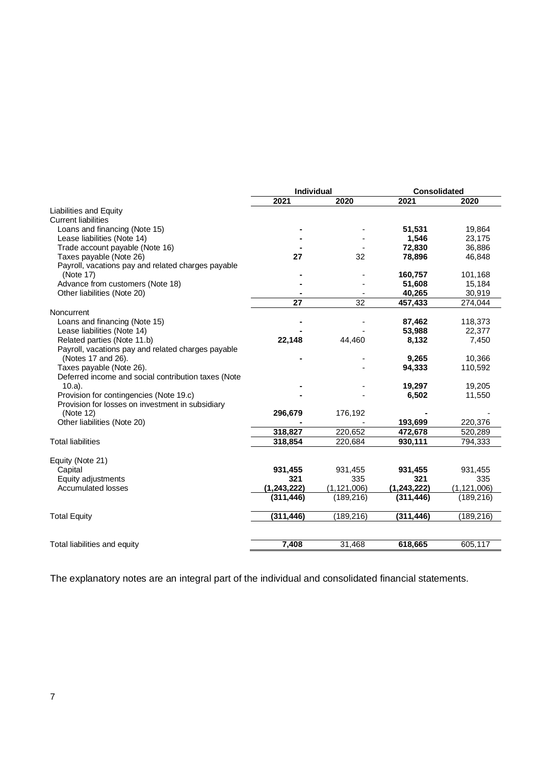| | Individual | | Consolidated | |
|---|---|---|---|---|
| | **2021** | **2020** | **2021** | **2020** |
| Liabilities and Equity | | | | |
| Current liabilities | | | | |
| Loans and financing (Note 15) | **-** | - | **51,531** | 19,864 |
| Lease liabilities (Note 14) | **-** | - | **1,546** | 23,175 |
| Trade account payable (Note 16) | **-** | - | **72,830** | 36,886 |
| Taxes payable (Note 26) | **27** | 32 | **78,896** | 46,848 |
| Payroll, vacations pay and related charges payable (Note 17) | **-** | - | **160,757** | 101,168 |
| Advance from customers (Note 18) | **-** | - | **51,608** | 15,184 |
| Other liabilities (Note 20) | **-** | - | **40,265** | 30,919 |
| | **27** | 32 | **457,433** | 274,044 |
| Noncurrent | | | | |
| Loans and financing (Note 15) | **-** | - | **87,462** | 118,373 |
| Lease liabilities (Note 14) | **-** | - | **53,988** | 22,377 |
| Related parties (Note 11.b) | **22,148** | 44,460 | **8,132** | 7,450 |
| Payroll, vacations pay and related charges payable (Notes 17 and 26). | **-** | - | **9,265** | 10,366 |
| Taxes payable (Note 26). | | - | **94,333** | 110,592 |
| Deferred income and social contribution taxes (Note 10.a). | **-** | - | **19,297** | 19,205 |
| Provision for contingencies (Note 19.c) | **-** | - | **6,502** | 11,550 |
| Provision for losses on investment in subsidiary (Note 12) | **296,679** | 176,192 | **-** | - |
| Other liabilities (Note 20) | **-** | - | **193,699** | 220,376 |
| | **318,827** | 220,652 | **472,678** | 520,289 |
| Total liabilities | **318,854** | 220,684 | **930,111** | 794,333 |
| | | | | |
| Equity (Note 21) | | | | |
| Capital | **931,455** | 931,455 | **931,455** | 931,455 |
| Equity adjustments | **321** | 335 | **321** | 335 |
| Accumulated losses | **(1,243,222)** | (1,121,006) | **(1,243,222)** | (1,121,006) |
| | **(311,446)** | (189,216) | **(311,446)** | (189,216) |
| | | | | |
| Total Equity | **(311,446)** | (189,216) | **(311,446)** | (189,216) |
| | | | | |
| Total liabilities and equity | **7,408** | 31,468 | **618,665** | 605,117 |

The explanatory notes are an integral part of the individual and consolidated financial statements.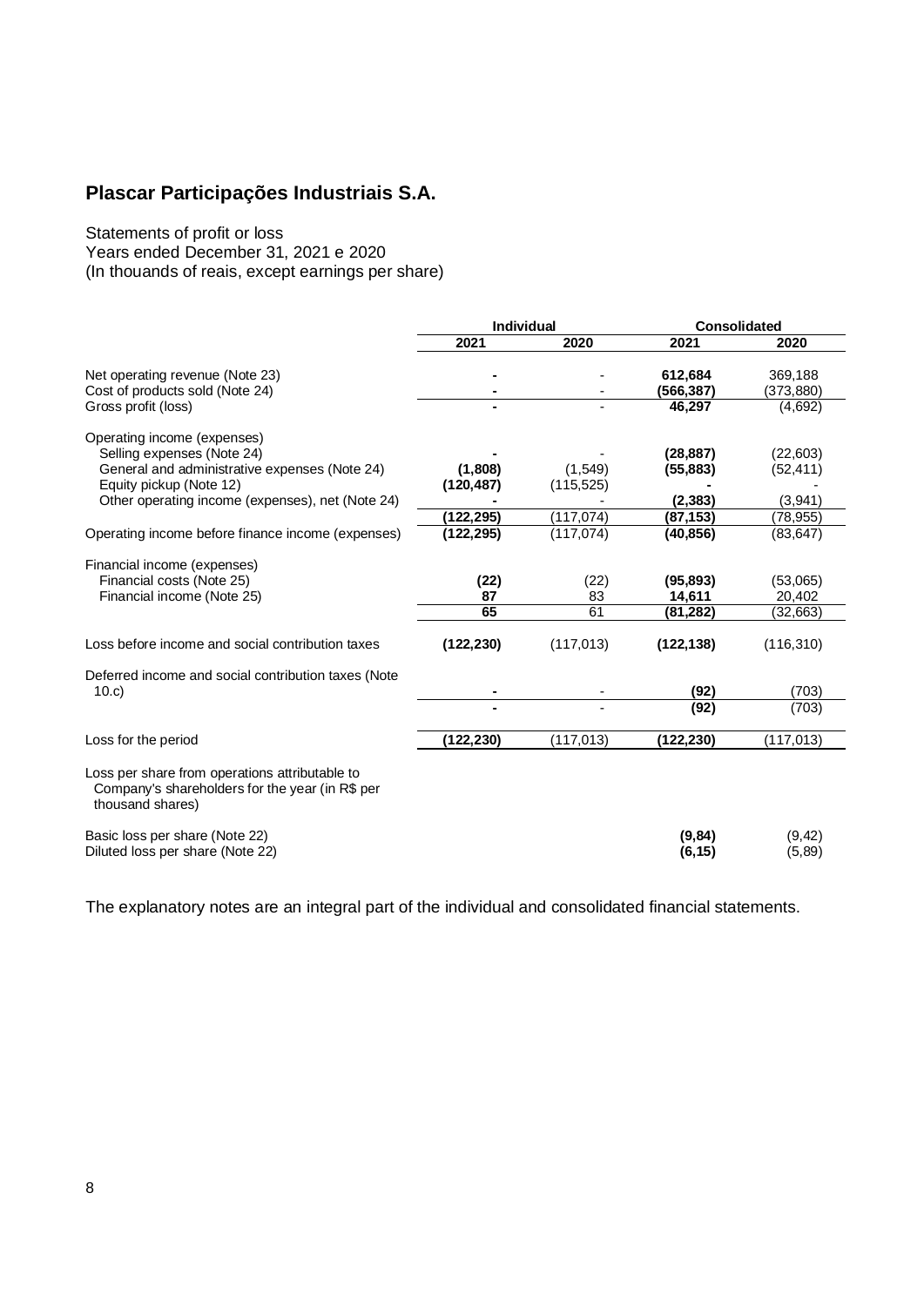## Plascar Participações Industriais S.A.

Statements of profit or loss
Years ended December 31, 2021 e 2020
(In thouands of reais, except earnings per share)

| | Individual | | Consolidated | |
|---|---|---|---|---|
| | **2021** | **2020** | **2021** | **2020** |
| Net operating revenue (Note 23) | **-** | - | **612,684** | 369,188 |
| Cost of products sold (Note 24) | **-** | - | **(566,387)** | (373,880) |
| Gross profit (loss) | **-** | - | **46,297** | (4,692) |
| Operating income (expenses) | | | | |
| Selling expenses (Note 24) | **-** | - | **(28,887)** | (22,603) |
| General and administrative expenses (Note 24) | **(1,808)** | (1,549) | **(55,883)** | (52,411) |
| Equity pickup (Note 12) | **(120,487)** | (115,525) | **-** | - |
| Other operating income (expenses), net (Note 24) | **-** | - | **(2,383)** | (3,941) |
| | **(122,295)** | (117,074) | **(87,153)** | (78,955) |
| Operating income before finance income (expenses) | **(122,295)** | (117,074) | **(40,856)** | (83,647) |
| Financial income (expenses) | | | | |
| Financial costs (Note 25) | **(22)** | (22) | **(95,893)** | (53,065) |
| Financial income (Note 25) | **87** | 83 | **14,611** | 20,402 |
| | **65** | 61 | **(81,282)** | (32,663) |
| Loss before income and social contribution taxes | **(122,230)** | (117,013) | **(122,138)** | (116,310) |
| Deferred income and social contribution taxes (Note 10.c) | **-** | - | **(92)** | (703) |
| | **-** | - | **(92)** | (703) |
| Loss for the period | **(122,230)** | (117,013) | **(122,230)** | (117,013) |
| Loss per share from operations attributable to Company's shareholders for the year (in R$ per thousand shares) | | | | |
| Basic loss per share (Note 22) | | | **(9,84)** | (9,42) |
| Diluted loss per share (Note 22) | | | **(6,15)** | (5,89) |

The explanatory notes are an integral part of the individual and consolidated financial statements.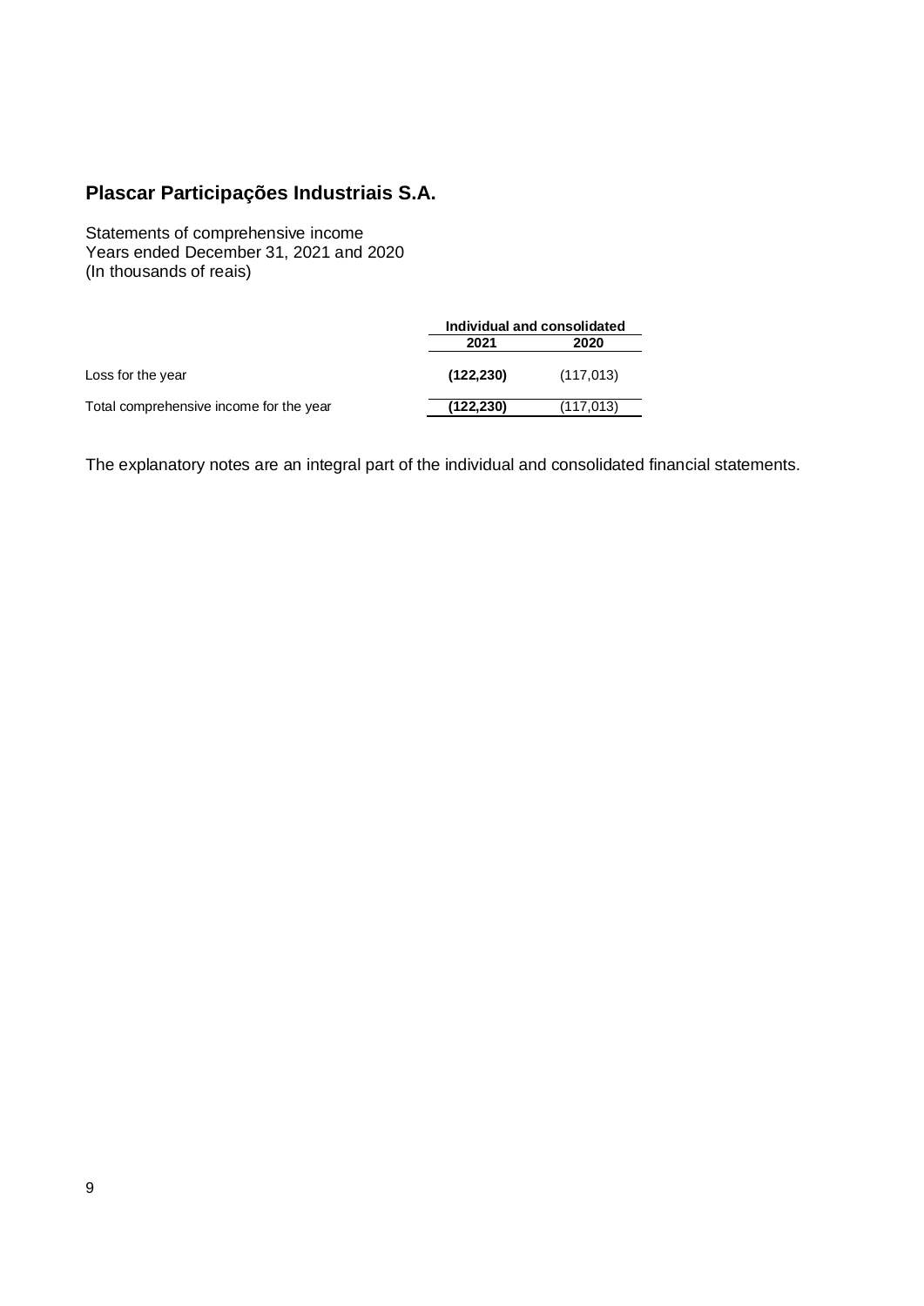# Plascar Participações Industriais S.A.

Statements of comprehensive income
Years ended December 31, 2021 and 2020
(In thousands of reais)

| | Individual and consolidated | |
|---|---|---|
| | **2021** | **2020** |
| Loss for the year | **(122,230)** | (117,013) |
| Total comprehensive income for the year | **(122,230)** | (117,013) |

The explanatory notes are an integral part of the individual and consolidated financial statements.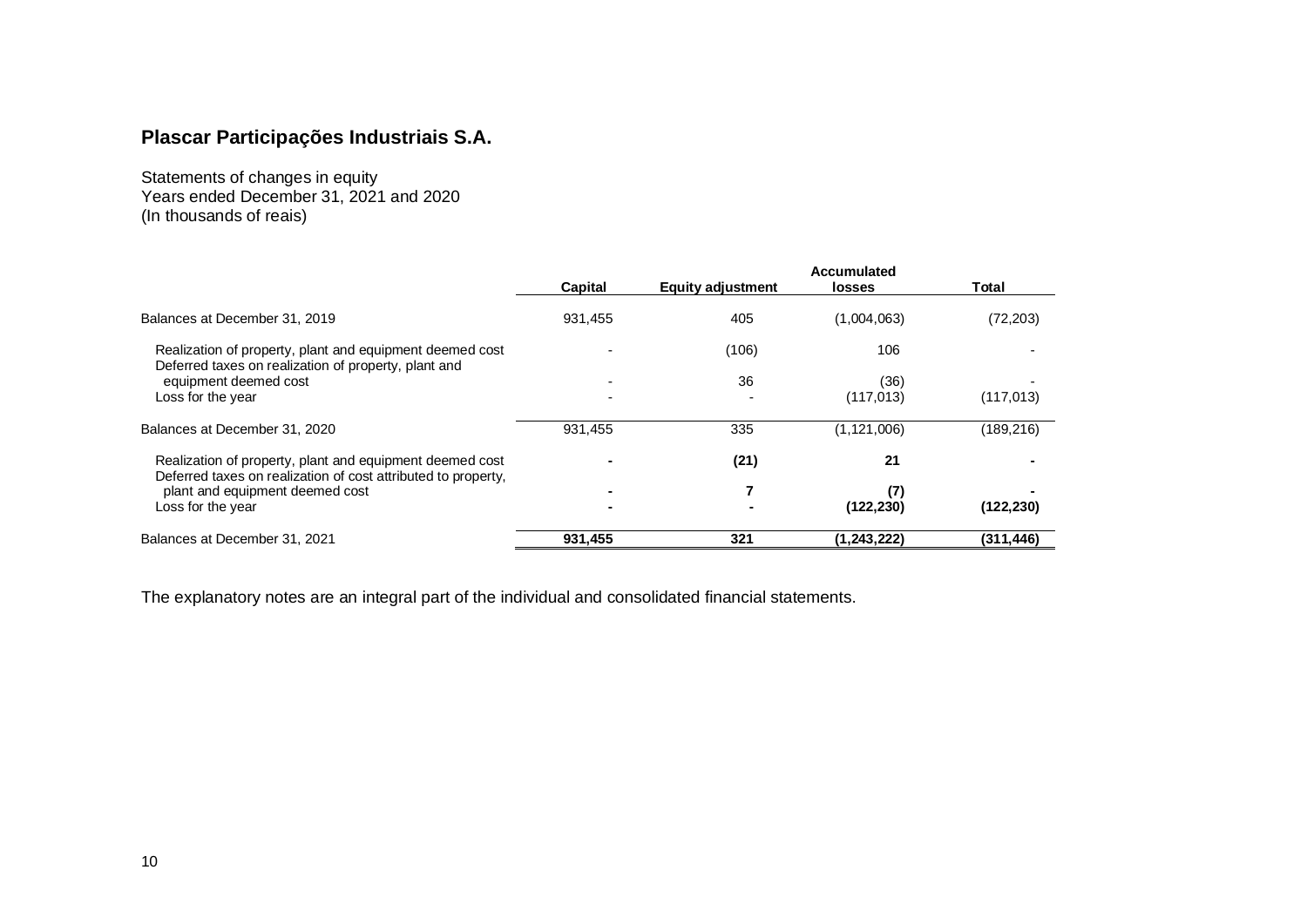## Plascar Participações Industriais S.A.

Statements of changes in equity
Years ended December 31, 2021 and 2020
(In thousands of reais)

| | Capital | Equity adjustment | Accumulated losses | Total |
|---|---|---|---|---|
| Balances at December 31, 2019 | 931,455 | 405 | (1,004,063) | (72,203) |
| Realization of property, plant and equipment deemed cost | - | (106) | 106 | - |
| Deferred taxes on realization of property, plant and equipment deemed cost | - | 36 | (36) | - |
| Loss for the year | - | - | (117,013) | (117,013) |
| Balances at December 31, 2020 | 931,455 | 335 | (1,121,006) | (189,216) |
| Realization of property, plant and equipment deemed cost | **-** | **(21)** | **21** | **-** |
| Deferred taxes on realization of cost attributed to property, plant and equipment deemed cost | **-** | **7** | **(7)** | **-** |
| Loss for the year | **-** | **-** | **(122,230)** | **(122,230)** |
| Balances at December 31, 2021 | **931,455** | **321** | **(1,243,222)** | **(311,446)** |

The explanatory notes are an integral part of the individual and consolidated financial statements.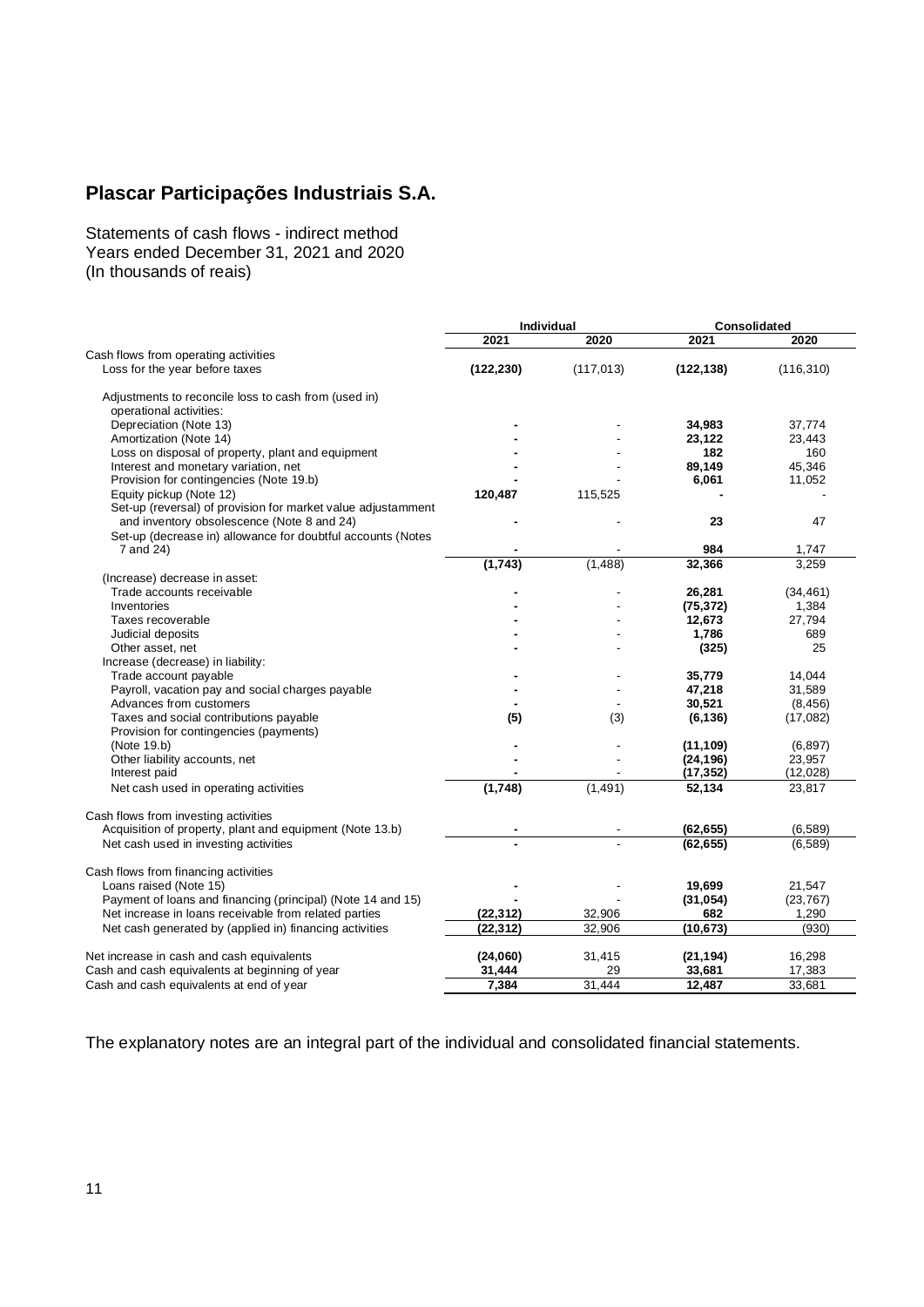# Plascar Participações Industriais S.A.

Statements of cash flows - indirect method
Years ended December 31, 2021 and 2020
(In thousands of reais)

| | Individual | | Consolidated | |
|---|---|---|---|---|
| | **2021** | **2020** | **2021** | **2020** |
| Cash flows from operating activities | | | | |
| Loss for the year before taxes | **(122,230)** | (117,013) | **(122,138)** | (116,310) |
| Adjustments to reconcile loss to cash from (used in) operational activities: | | | | |
| Depreciation (Note 13) | **-** | - | **34,983** | 37,774 |
| Amortization (Note 14) | **-** | - | **23,122** | 23,443 |
| Loss on disposal of property, plant and equipment | **-** | - | **182** | 160 |
| Interest and monetary variation, net | **-** | - | **89,149** | 45,346 |
| Provision for contingencies (Note 19.b) | **-** | - | **6,061** | 11,052 |
| Equity pickup (Note 12) | **120,487** | 115,525 | **-** | - |
| Set-up (reversal) of provision for market value adjustamment and inventory obsolescence (Note 8 and 24) | **-** | - | **23** | 47 |
| Set-up (decrease in) allowance for doubtful accounts (Notes 7 and 24) | **-** | - | **984** | 1,747 |
| | **(1,743)** | (1,488) | **32,366** | 3,259 |
| (Increase) decrease in asset: | | | | |
| Trade accounts receivable | **-** | - | **26,281** | (34,461) |
| Inventories | **-** | - | **(75,372)** | 1,384 |
| Taxes recoverable | **-** | - | **12,673** | 27,794 |
| Judicial deposits | **-** | - | **1,786** | 689 |
| Other asset, net | **-** | - | **(325)** | 25 |
| Increase (decrease) in liability: | | | | |
| Trade account payable | **-** | - | **35,779** | 14,044 |
| Payroll, vacation pay and social charges payable | **-** | - | **47,218** | 31,589 |
| Advances from customers | **-** | - | **30,521** | (8,456) |
| Taxes and social contributions payable | **(5)** | (3) | **(6,136)** | (17,082) |
| Provision for contingencies (payments) (Note 19.b) | **-** | - | **(11,109)** | (6,897) |
| Other liability accounts, net | **-** | - | **(24,196)** | 23,957 |
| Interest paid | **-** | - | **(17,352)** | (12,028) |
| Net cash used in operating activities | **(1,748)** | (1,491) | **52,134** | 23,817 |
| Cash flows from investing activities | | | | |
| Acquisition of property, plant and equipment (Note 13.b) | **-** | - | **(62,655)** | (6,589) |
| Net cash used in investing activities | **-** | - | **(62,655)** | (6,589) |
| Cash flows from financing activities | | | | |
| Loans raised (Note 15) | **-** | - | **19,699** | 21,547 |
| Payment of loans and financing (principal) (Note 14 and 15) | **-** | - | **(31,054)** | (23,767) |
| Net increase in loans receivable from related parties | **(22,312)** | 32,906 | **682** | 1,290 |
| Net cash generated by (applied in) financing activities | **(22,312)** | 32,906 | **(10,673)** | (930) |
| Net increase in cash and cash equivalents | **(24,060)** | 31,415 | **(21,194)** | 16,298 |
| Cash and cash equivalents at beginning of year | **31,444** | 29 | **33,681** | 17,383 |
| Cash and cash equivalents at end of year | **7,384** | 31,444 | **12,487** | 33,681 |

The explanatory notes are an integral part of the individual and consolidated financial statements.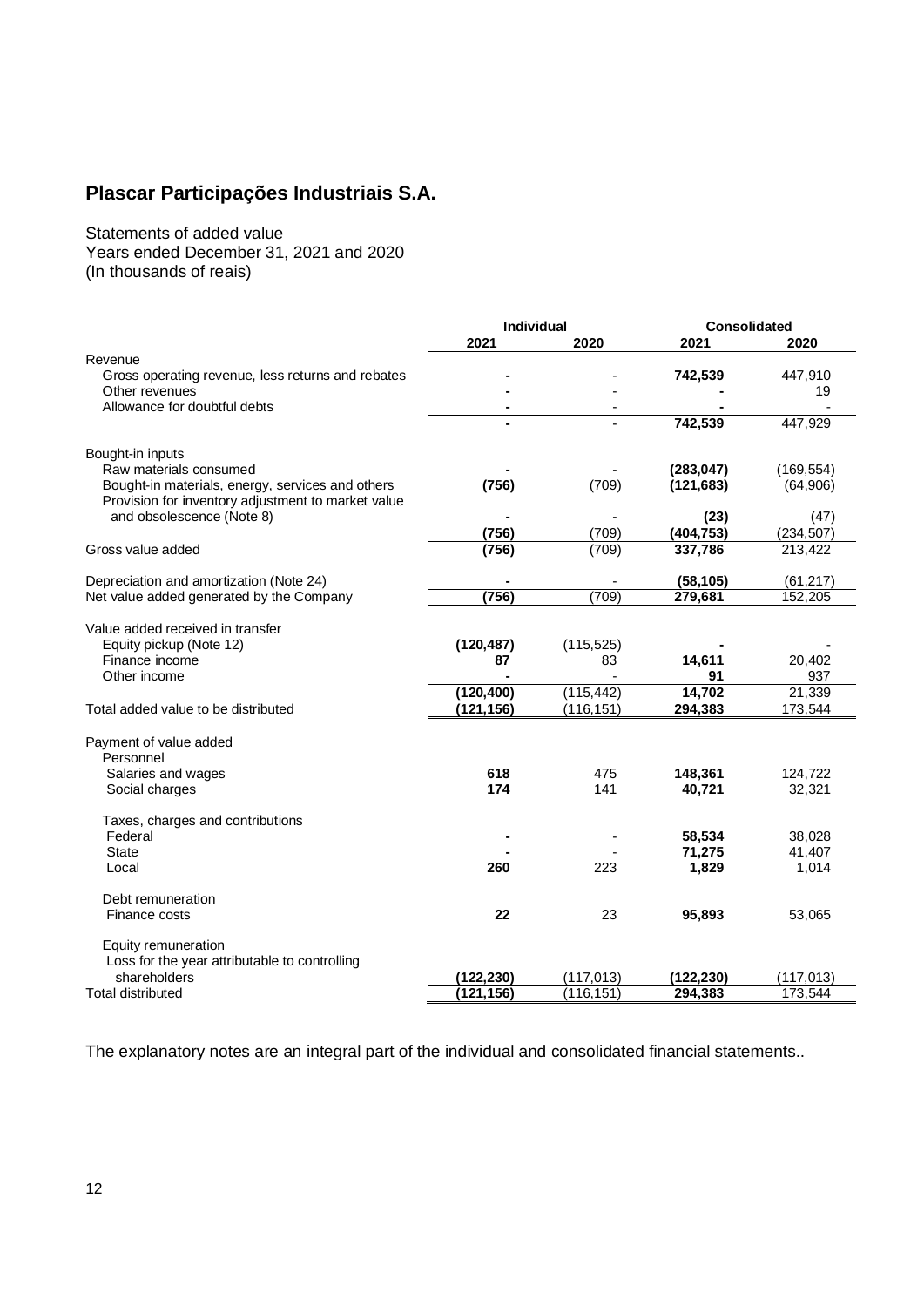# Plascar Participações Industriais S.A.

Statements of added value
Years ended December 31, 2021 and 2020
(In thousands of reais)

| | Individual | | Consolidated | |
|---|---|---|---|---|
| | **2021** | **2020** | **2021** | **2020** |
| Revenue | | | | |
| Gross operating revenue, less returns and rebates | **-** | - | **742,539** | 447,910 |
| Other revenues | **-** | - | **-** | 19 |
| Allowance for doubtful debts | **-** | - | **-** | - |
| | **-** | - | **742,539** | 447,929 |
| Bought-in inputs | | | | |
| Raw materials consumed | **-** | - | **(283,047)** | (169,554) |
| Bought-in materials, energy, services and others | **(756)** | (709) | **(121,683)** | (64,906) |
| Provision for inventory adjustment to market value and obsolescence (Note 8) | **-** | - | **(23)** | (47) |
| | **(756)** | (709) | **(404,753)** | (234,507) |
| Gross value added | **(756)** | (709) | **337,786** | 213,422 |
| Depreciation and amortization (Note 24) | **-** | - | **(58,105)** | (61,217) |
| Net value added generated by the Company | **(756)** | (709) | **279,681** | 152,205 |
| Value added received in transfer | | | | |
| Equity pickup (Note 12) | **(120,487)** | (115,525) | **-** | - |
| Finance income | **87** | 83 | **14,611** | 20,402 |
| Other income | **-** | - | **91** | 937 |
| | **(120,400)** | (115,442) | **14,702** | 21,339 |
| Total added value to be distributed | **(121,156)** | (116,151) | **294,383** | 173,544 |
| Payment of value added | | | | |
| Personnel | | | | |
| Salaries and wages | **618** | 475 | **148,361** | 124,722 |
| Social charges | **174** | 141 | **40,721** | 32,321 |
| Taxes, charges and contributions | | | | |
| Federal | **-** | - | **58,534** | 38,028 |
| State | **-** | - | **71,275** | 41,407 |
| Local | **260** | 223 | **1,829** | 1,014 |
| Debt remuneration | | | | |
| Finance costs | **22** | 23 | **95,893** | 53,065 |
| Equity remuneration | | | | |
| Loss for the year attributable to controlling shareholders | **(122,230)** | (117,013) | **(122,230)** | (117,013) |
| Total distributed | **(121,156)** | (116,151) | **294,383** | 173,544 |

The explanatory notes are an integral part of the individual and consolidated financial statements..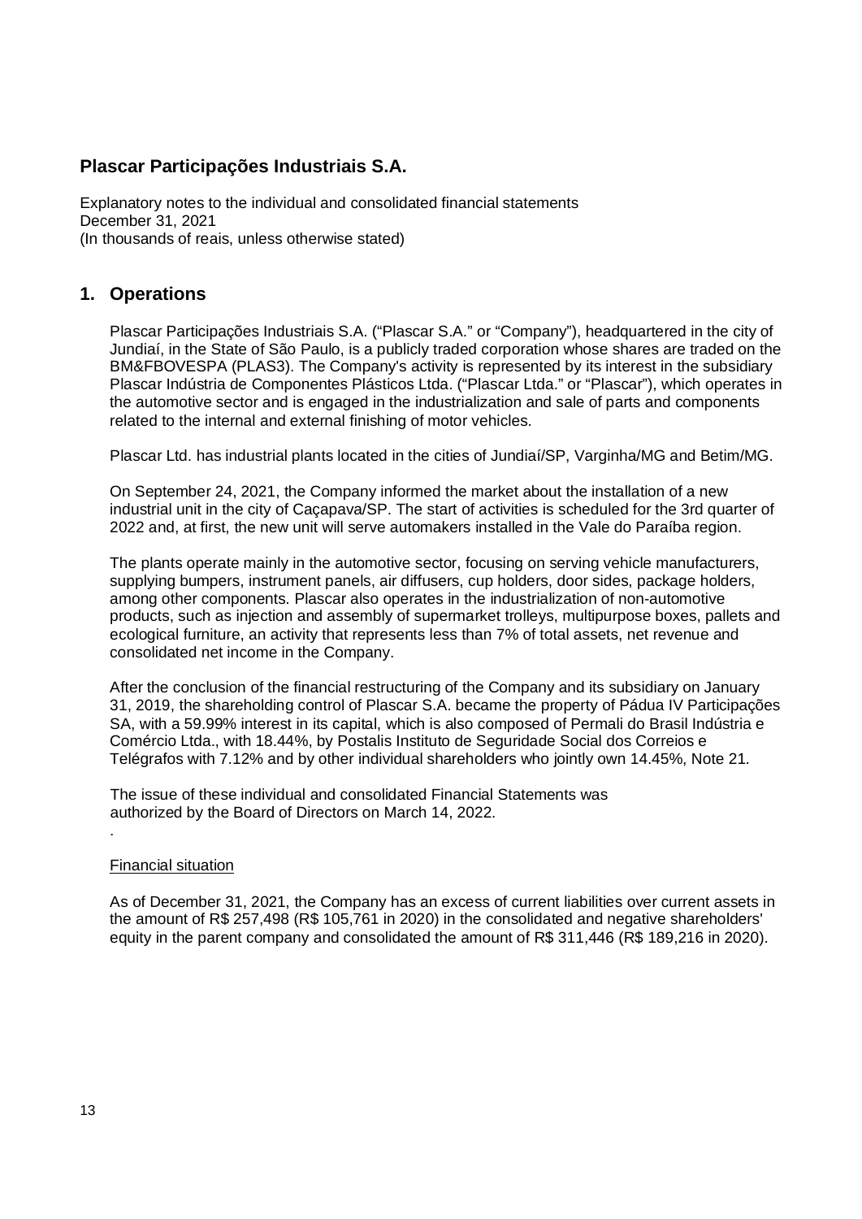# Plascar Participações Industriais S.A.

Explanatory notes to the individual and consolidated financial statements
December 31, 2021
(In thousands of reais, unless otherwise stated)

## 1. Operations

Plascar Participações Industriais S.A. ("Plascar S.A." or "Company"), headquartered in the city of Jundiaí, in the State of São Paulo, is a publicly traded corporation whose shares are traded on the BM&FBOVESPA (PLAS3). The Company's activity is represented by its interest in the subsidiary Plascar Indústria de Componentes Plásticos Ltda. ("Plascar Ltda." or "Plascar"), which operates in the automotive sector and is engaged in the industrialization and sale of parts and components related to the internal and external finishing of motor vehicles.

Plascar Ltd. has industrial plants located in the cities of Jundiaí/SP, Varginha/MG and Betim/MG.

On September 24, 2021, the Company informed the market about the installation of a new industrial unit in the city of Caçapava/SP. The start of activities is scheduled for the 3rd quarter of 2022 and, at first, the new unit will serve automakers installed in the Vale do Paraíba region.

The plants operate mainly in the automotive sector, focusing on serving vehicle manufacturers, supplying bumpers, instrument panels, air diffusers, cup holders, door sides, package holders, among other components. Plascar also operates in the industrialization of non-automotive products, such as injection and assembly of supermarket trolleys, multipurpose boxes, pallets and ecological furniture, an activity that represents less than 7% of total assets, net revenue and consolidated net income in the Company.

After the conclusion of the financial restructuring of the Company and its subsidiary on January 31, 2019, the shareholding control of Plascar S.A. became the property of Pádua IV Participações SA, with a 59.99% interest in its capital, which is also composed of Permali do Brasil Indústria e Comércio Ltda., with 18.44%, by Postalis Instituto de Seguridade Social dos Correios e Telégrafos with 7.12% and by other individual shareholders who jointly own 14.45%, Note 21.

The issue of these individual and consolidated Financial Statements was authorized by the Board of Directors on March 14, 2022.

.

Financial situation

As of December 31, 2021, the Company has an excess of current liabilities over current assets in the amount of R$ 257,498 (R$ 105,761 in 2020) in the consolidated and negative shareholders' equity in the parent company and consolidated the amount of R$ 311,446 (R$ 189,216 in 2020).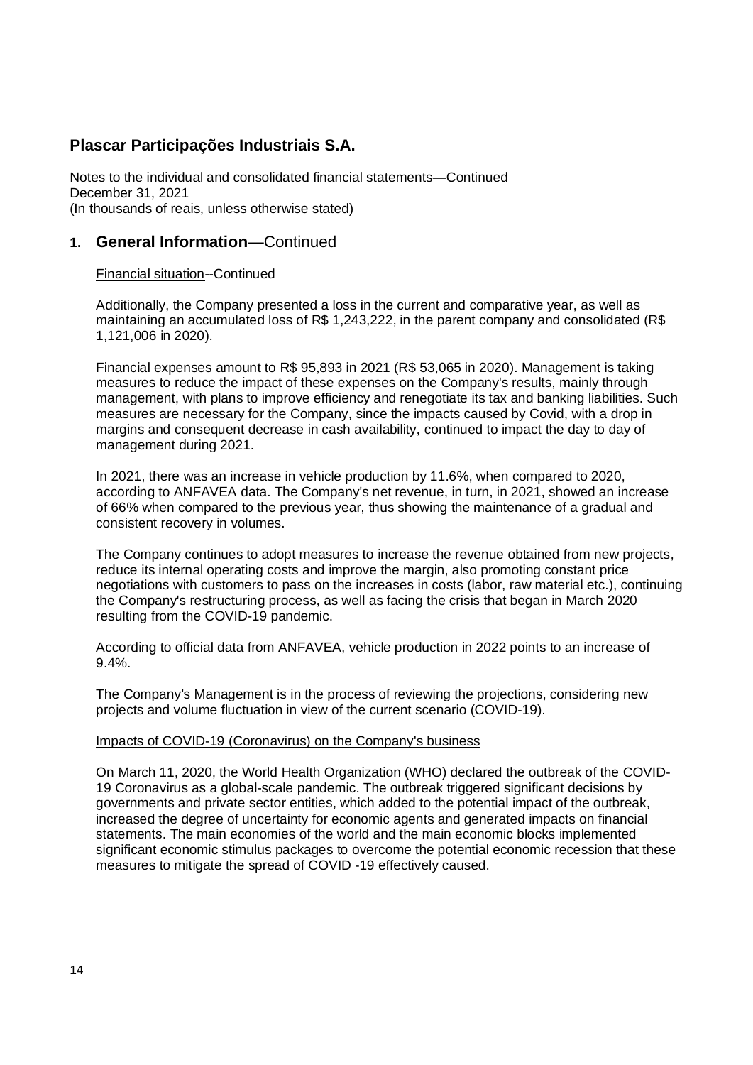# Plascar Participações Industriais S.A.

Notes to the individual and consolidated financial statements—Continued
December 31, 2021
(In thousands of reais, unless otherwise stated)

## 1. General Information—Continued

Financial situation--Continued

Additionally, the Company presented a loss in the current and comparative year, as well as maintaining an accumulated loss of R$ 1,243,222, in the parent company and consolidated (R$ 1,121,006 in 2020).

Financial expenses amount to R$ 95,893 in 2021 (R$ 53,065 in 2020). Management is taking measures to reduce the impact of these expenses on the Company's results, mainly through management, with plans to improve efficiency and renegotiate its tax and banking liabilities. Such measures are necessary for the Company, since the impacts caused by Covid, with a drop in margins and consequent decrease in cash availability, continued to impact the day to day of management during 2021.

In 2021, there was an increase in vehicle production by 11.6%, when compared to 2020, according to ANFAVEA data. The Company's net revenue, in turn, in 2021, showed an increase of 66% when compared to the previous year, thus showing the maintenance of a gradual and consistent recovery in volumes.

The Company continues to adopt measures to increase the revenue obtained from new projects, reduce its internal operating costs and improve the margin, also promoting constant price negotiations with customers to pass on the increases in costs (labor, raw material etc.), continuing the Company's restructuring process, as well as facing the crisis that began in March 2020 resulting from the COVID-19 pandemic.

According to official data from ANFAVEA, vehicle production in 2022 points to an increase of 9.4%.

The Company's Management is in the process of reviewing the projections, considering new projects and volume fluctuation in view of the current scenario (COVID-19).

Impacts of COVID-19 (Coronavirus) on the Company's business

On March 11, 2020, the World Health Organization (WHO) declared the outbreak of the COVID-19 Coronavirus as a global-scale pandemic. The outbreak triggered significant decisions by governments and private sector entities, which added to the potential impact of the outbreak, increased the degree of uncertainty for economic agents and generated impacts on financial statements. The main economies of the world and the main economic blocks implemented significant economic stimulus packages to overcome the potential economic recession that these measures to mitigate the spread of COVID -19 effectively caused.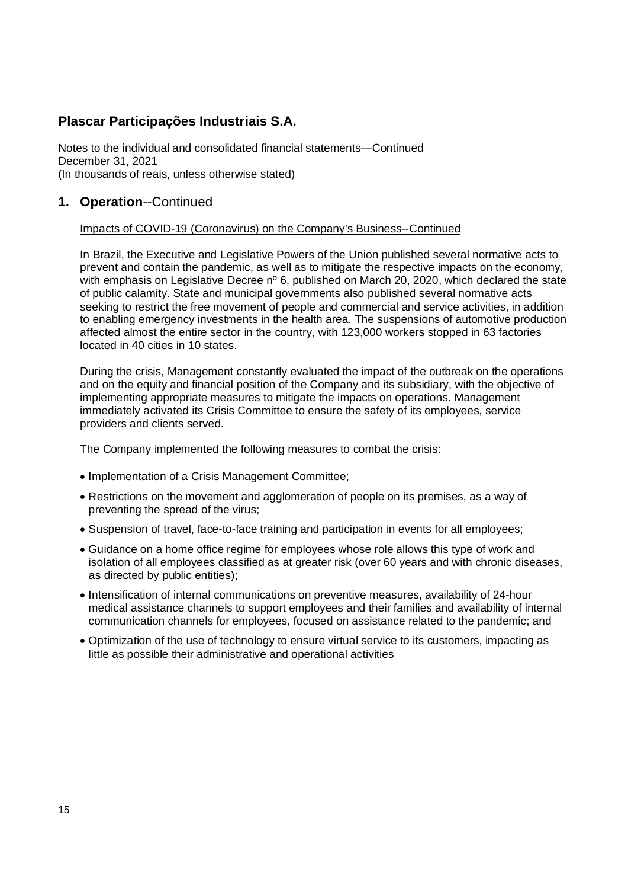# Plascar Participações Industriais S.A.

Notes to the individual and consolidated financial statements—Continued
December 31, 2021
(In thousands of reais, unless otherwise stated)

## 1. **Operation**--Continued

Impacts of COVID-19 (Coronavirus) on the Company's Business--Continued

In Brazil, the Executive and Legislative Powers of the Union published several normative acts to prevent and contain the pandemic, as well as to mitigate the respective impacts on the economy, with emphasis on Legislative Decree nº 6, published on March 20, 2020, which declared the state of public calamity. State and municipal governments also published several normative acts seeking to restrict the free movement of people and commercial and service activities, in addition to enabling emergency investments in the health area. The suspensions of automotive production affected almost the entire sector in the country, with 123,000 workers stopped in 63 factories located in 40 cities in 10 states.

During the crisis, Management constantly evaluated the impact of the outbreak on the operations and on the equity and financial position of the Company and its subsidiary, with the objective of implementing appropriate measures to mitigate the impacts on operations. Management immediately activated its Crisis Committee to ensure the safety of its employees, service providers and clients served.

The Company implemented the following measures to combat the crisis:

- Implementation of a Crisis Management Committee;
- Restrictions on the movement and agglomeration of people on its premises, as a way of preventing the spread of the virus;
- Suspension of travel, face-to-face training and participation in events for all employees;
- Guidance on a home office regime for employees whose role allows this type of work and isolation of all employees classified as at greater risk (over 60 years and with chronic diseases, as directed by public entities);
- Intensification of internal communications on preventive measures, availability of 24-hour medical assistance channels to support employees and their families and availability of internal communication channels for employees, focused on assistance related to the pandemic; and
- Optimization of the use of technology to ensure virtual service to its customers, impacting as little as possible their administrative and operational activities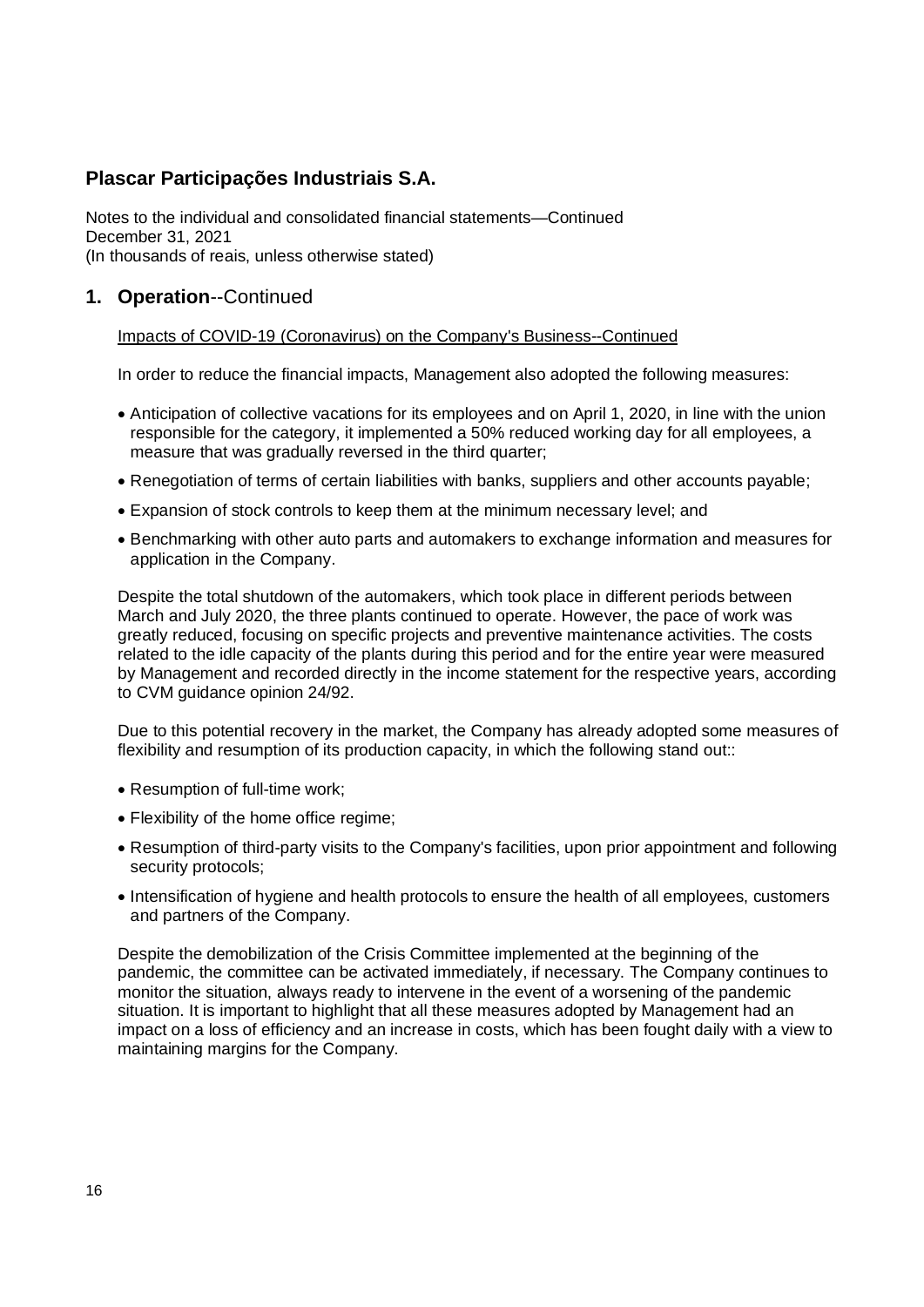# Plascar Participações Industriais S.A.

Notes to the individual and consolidated financial statements—Continued
December 31, 2021
(In thousands of reais, unless otherwise stated)

## 1. **Operation**--Continued

Impacts of COVID-19 (Coronavirus) on the Company's Business--Continued

In order to reduce the financial impacts, Management also adopted the following measures:

- Anticipation of collective vacations for its employees and on April 1, 2020, in line with the union responsible for the category, it implemented a 50% reduced working day for all employees, a measure that was gradually reversed in the third quarter;
- Renegotiation of terms of certain liabilities with banks, suppliers and other accounts payable;
- Expansion of stock controls to keep them at the minimum necessary level; and
- Benchmarking with other auto parts and automakers to exchange information and measures for application in the Company.

Despite the total shutdown of the automakers, which took place in different periods between March and July 2020, the three plants continued to operate. However, the pace of work was greatly reduced, focusing on specific projects and preventive maintenance activities. The costs related to the idle capacity of the plants during this period and for the entire year were measured by Management and recorded directly in the income statement for the respective years, according to CVM guidance opinion 24/92.

Due to this potential recovery in the market, the Company has already adopted some measures of flexibility and resumption of its production capacity, in which the following stand out::

- Resumption of full-time work;
- Flexibility of the home office regime;
- Resumption of third-party visits to the Company's facilities, upon prior appointment and following security protocols;
- Intensification of hygiene and health protocols to ensure the health of all employees, customers and partners of the Company.

Despite the demobilization of the Crisis Committee implemented at the beginning of the pandemic, the committee can be activated immediately, if necessary. The Company continues to monitor the situation, always ready to intervene in the event of a worsening of the pandemic situation. It is important to highlight that all these measures adopted by Management had an impact on a loss of efficiency and an increase in costs, which has been fought daily with a view to maintaining margins for the Company.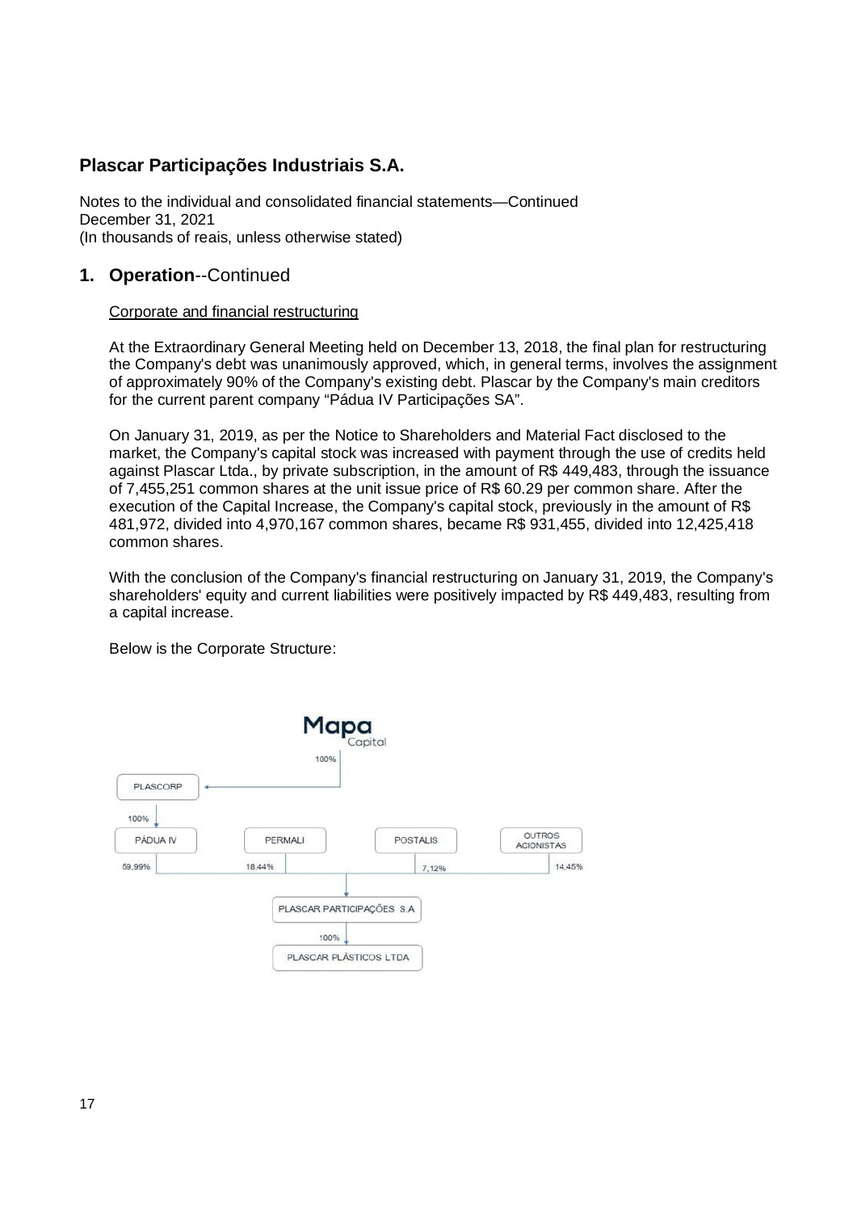## 1. Operation--Continued

Corporate and financial restructuring

At the Extraordinary General Meeting held on December 13, 2018, the final plan for restructuring the Company's debt was unanimously approved, which, in general terms, involves the assignment of approximately 90% of the Company's existing debt. Plascar by the Company's main creditors for the current parent company “Pádua IV Participações SA”.

On January 31, 2019, as per the Notice to Shareholders and Material Fact disclosed to the market, the Company's capital stock was increased with payment through the use of credits held against Plascar Ltda., by private subscription, in the amount of R$ 449,483, through the issuance of 7,455,251 common shares at the unit issue price of R$ 60.29 per common share. After the execution of the Capital Increase, the Company's capital stock, previously in the amount of R$ 481,972, divided into 4,970,167 common shares, became R$ 931,455, divided into 12,425,418 common shares.

With the conclusion of the Company's financial restructuring on January 31, 2019, the Company's shareholders' equity and current liabilities were positively impacted by R$ 449,483, resulting from a capital increase.

Below is the Corporate Structure:

Mapa Capital

100%

PLASCORP

100%

PÁDUA IV — 59,99%

PERMALI — 18,44%

POSTALIS — 7,12%

OUTROS ACIONISTAS — 14,45%

PLASCAR PARTICIPAÇÕES S.A

100%

PLASCAR PLÁSTICOS LTDA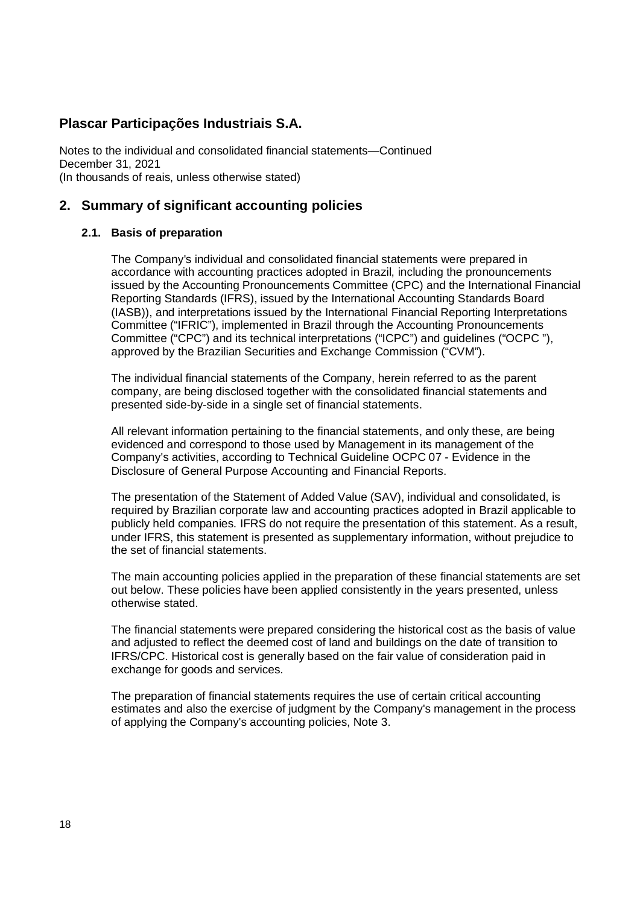# Plascar Participações Industriais S.A.

Notes to the individual and consolidated financial statements—Continued
December 31, 2021
(In thousands of reais, unless otherwise stated)

## 2. Summary of significant accounting policies

### 2.1. Basis of preparation

The Company's individual and consolidated financial statements were prepared in accordance with accounting practices adopted in Brazil, including the pronouncements issued by the Accounting Pronouncements Committee (CPC) and the International Financial Reporting Standards (IFRS), issued by the International Accounting Standards Board (IASB)), and interpretations issued by the International Financial Reporting Interpretations Committee ("IFRIC"), implemented in Brazil through the Accounting Pronouncements Committee ("CPC") and its technical interpretations ("ICPC") and guidelines ("OCPC "), approved by the Brazilian Securities and Exchange Commission ("CVM").

The individual financial statements of the Company, herein referred to as the parent company, are being disclosed together with the consolidated financial statements and presented side-by-side in a single set of financial statements.

All relevant information pertaining to the financial statements, and only these, are being evidenced and correspond to those used by Management in its management of the Company's activities, according to Technical Guideline OCPC 07 - Evidence in the Disclosure of General Purpose Accounting and Financial Reports.

The presentation of the Statement of Added Value (SAV), individual and consolidated, is required by Brazilian corporate law and accounting practices adopted in Brazil applicable to publicly held companies. IFRS do not require the presentation of this statement. As a result, under IFRS, this statement is presented as supplementary information, without prejudice to the set of financial statements.

The main accounting policies applied in the preparation of these financial statements are set out below. These policies have been applied consistently in the years presented, unless otherwise stated.

The financial statements were prepared considering the historical cost as the basis of value and adjusted to reflect the deemed cost of land and buildings on the date of transition to IFRS/CPC. Historical cost is generally based on the fair value of consideration paid in exchange for goods and services.

The preparation of financial statements requires the use of certain critical accounting estimates and also the exercise of judgment by the Company's management in the process of applying the Company's accounting policies, Note 3.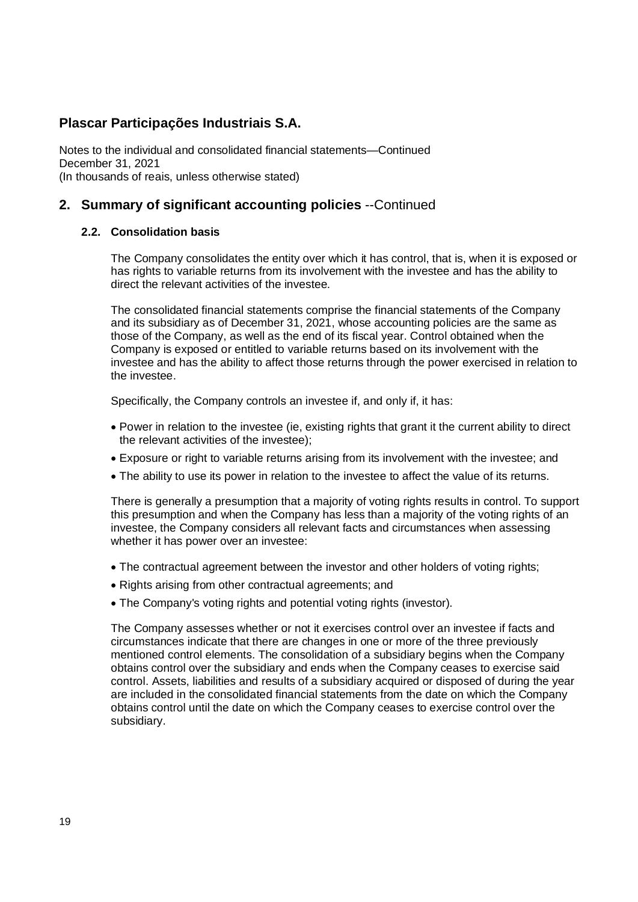# Plascar Participações Industriais S.A.

Notes to the individual and consolidated financial statements—Continued
December 31, 2021
(In thousands of reais, unless otherwise stated)

## 2. Summary of significant accounting policies --Continued

### 2.2. Consolidation basis

The Company consolidates the entity over which it has control, that is, when it is exposed or has rights to variable returns from its involvement with the investee and has the ability to direct the relevant activities of the investee.

The consolidated financial statements comprise the financial statements of the Company and its subsidiary as of December 31, 2021, whose accounting policies are the same as those of the Company, as well as the end of its fiscal year. Control obtained when the Company is exposed or entitled to variable returns based on its involvement with the investee and has the ability to affect those returns through the power exercised in relation to the investee.

Specifically, the Company controls an investee if, and only if, it has:

- Power in relation to the investee (ie, existing rights that grant it the current ability to direct the relevant activities of the investee);
- Exposure or right to variable returns arising from its involvement with the investee; and
- The ability to use its power in relation to the investee to affect the value of its returns.

There is generally a presumption that a majority of voting rights results in control. To support this presumption and when the Company has less than a majority of the voting rights of an investee, the Company considers all relevant facts and circumstances when assessing whether it has power over an investee:

- The contractual agreement between the investor and other holders of voting rights;
- Rights arising from other contractual agreements; and
- The Company's voting rights and potential voting rights (investor).

The Company assesses whether or not it exercises control over an investee if facts and circumstances indicate that there are changes in one or more of the three previously mentioned control elements. The consolidation of a subsidiary begins when the Company obtains control over the subsidiary and ends when the Company ceases to exercise said control. Assets, liabilities and results of a subsidiary acquired or disposed of during the year are included in the consolidated financial statements from the date on which the Company obtains control until the date on which the Company ceases to exercise control over the subsidiary.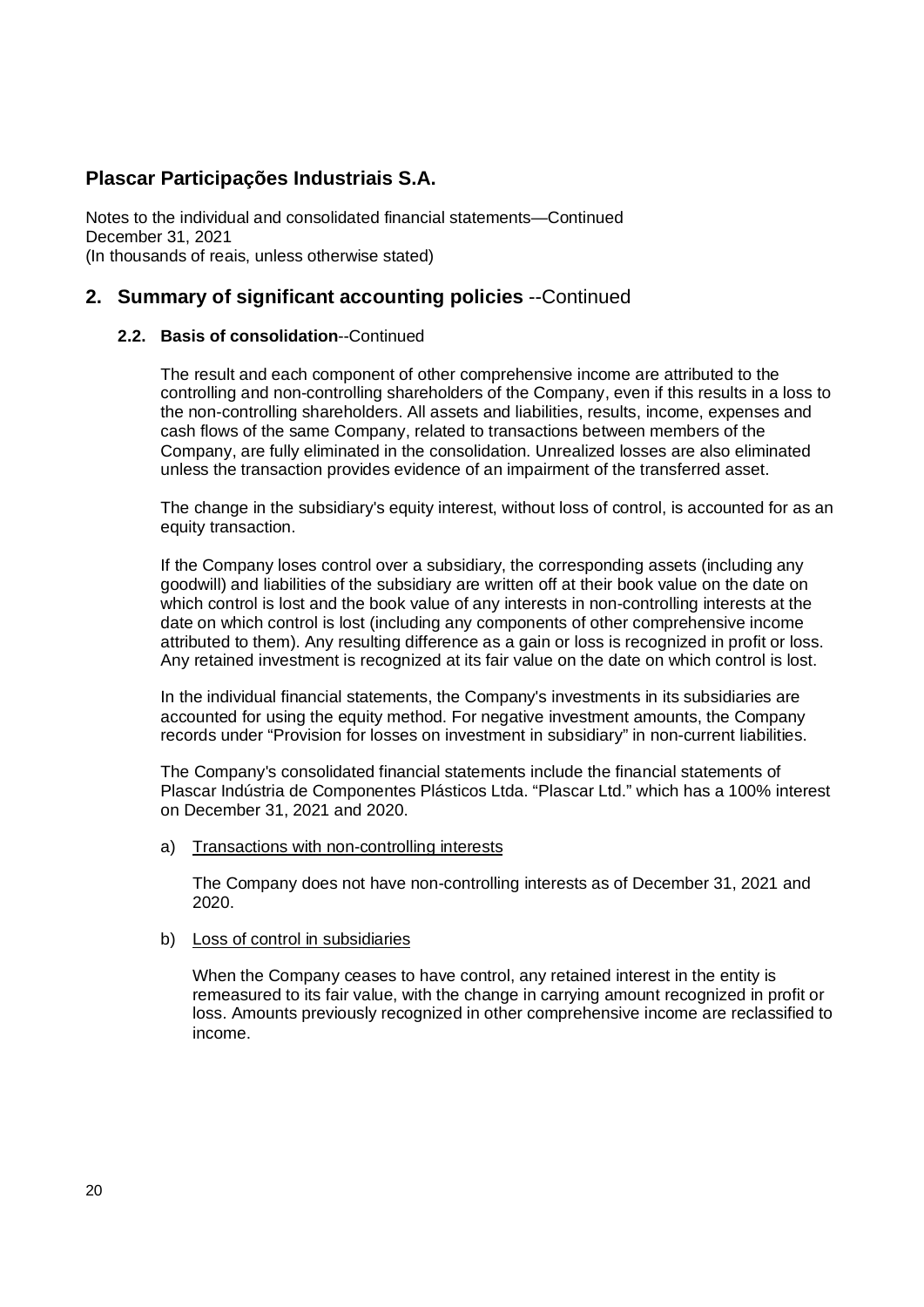## 2. Summary of significant accounting policies --Continued

### 2.2. Basis of consolidation--Continued

The result and each component of other comprehensive income are attributed to the controlling and non-controlling shareholders of the Company, even if this results in a loss to the non-controlling shareholders. All assets and liabilities, results, income, expenses and cash flows of the same Company, related to transactions between members of the Company, are fully eliminated in the consolidation. Unrealized losses are also eliminated unless the transaction provides evidence of an impairment of the transferred asset.

The change in the subsidiary's equity interest, without loss of control, is accounted for as an equity transaction.

If the Company loses control over a subsidiary, the corresponding assets (including any goodwill) and liabilities of the subsidiary are written off at their book value on the date on which control is lost and the book value of any interests in non-controlling interests at the date on which control is lost (including any components of other comprehensive income attributed to them). Any resulting difference as a gain or loss is recognized in profit or loss. Any retained investment is recognized at its fair value on the date on which control is lost.

In the individual financial statements, the Company's investments in its subsidiaries are accounted for using the equity method. For negative investment amounts, the Company records under "Provision for losses on investment in subsidiary" in non-current liabilities.

The Company's consolidated financial statements include the financial statements of Plascar Indústria de Componentes Plásticos Ltda. "Plascar Ltd." which has a 100% interest on December 31, 2021 and 2020.

a) Transactions with non-controlling interests

The Company does not have non-controlling interests as of December 31, 2021 and 2020.

b) Loss of control in subsidiaries

When the Company ceases to have control, any retained interest in the entity is remeasured to its fair value, with the change in carrying amount recognized in profit or loss. Amounts previously recognized in other comprehensive income are reclassified to income.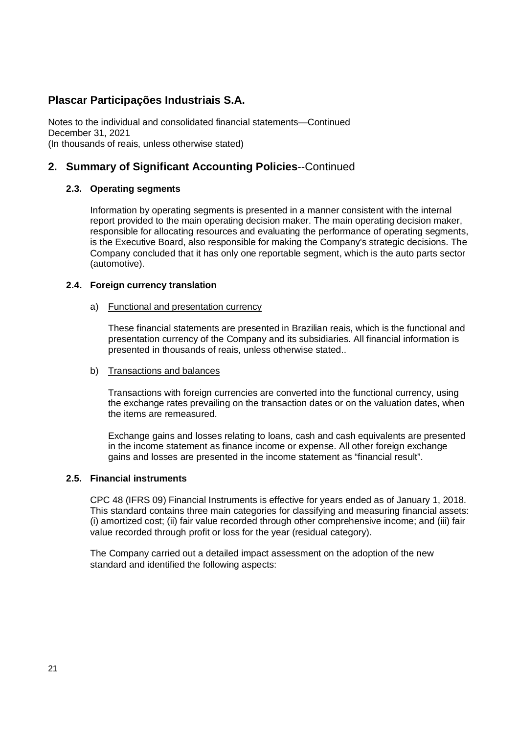## 2. Summary of Significant Accounting Policies--Continued

### 2.3. Operating segments

Information by operating segments is presented in a manner consistent with the internal report provided to the main operating decision maker. The main operating decision maker, responsible for allocating resources and evaluating the performance of operating segments, is the Executive Board, also responsible for making the Company's strategic decisions. The Company concluded that it has only one reportable segment, which is the auto parts sector (automotive).

### 2.4. Foreign currency translation

a) Functional and presentation currency

These financial statements are presented in Brazilian reais, which is the functional and presentation currency of the Company and its subsidiaries. All financial information is presented in thousands of reais, unless otherwise stated..

b) Transactions and balances

Transactions with foreign currencies are converted into the functional currency, using the exchange rates prevailing on the transaction dates or on the valuation dates, when the items are remeasured.

Exchange gains and losses relating to loans, cash and cash equivalents are presented in the income statement as finance income or expense. All other foreign exchange gains and losses are presented in the income statement as "financial result".

### 2.5. Financial instruments

CPC 48 (IFRS 09) Financial Instruments is effective for years ended as of January 1, 2018. This standard contains three main categories for classifying and measuring financial assets: (i) amortized cost; (ii) fair value recorded through other comprehensive income; and (iii) fair value recorded through profit or loss for the year (residual category).

The Company carried out a detailed impact assessment on the adoption of the new standard and identified the following aspects: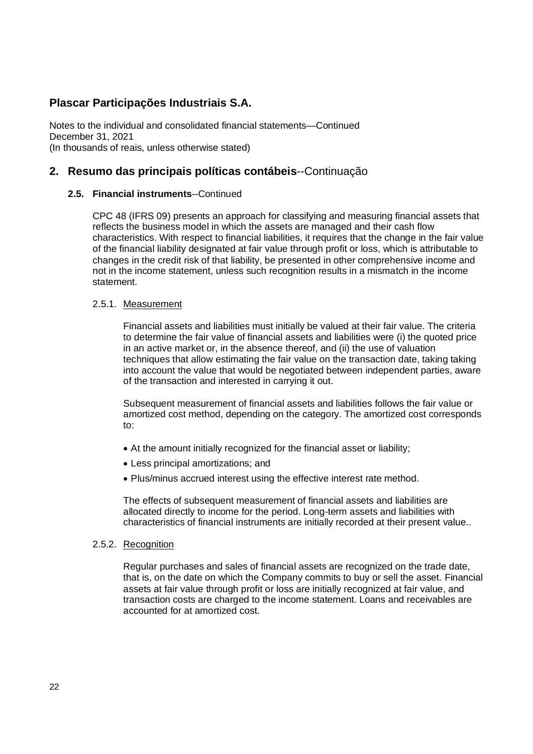# Plascar Participações Industriais S.A.

Notes to the individual and consolidated financial statements—Continued
December 31, 2021
(In thousands of reais, unless otherwise stated)

## 2. Resumo das principais políticas contábeis--Continuação

### 2.5. Financial instruments--Continued

CPC 48 (IFRS 09) presents an approach for classifying and measuring financial assets that reflects the business model in which the assets are managed and their cash flow characteristics. With respect to financial liabilities, it requires that the change in the fair value of the financial liability designated at fair value through profit or loss, which is attributable to changes in the credit risk of that liability, be presented in other comprehensive income and not in the income statement, unless such recognition results in a mismatch in the income statement.

#### 2.5.1. Measurement

Financial assets and liabilities must initially be valued at their fair value. The criteria to determine the fair value of financial assets and liabilities were (i) the quoted price in an active market or, in the absence thereof, and (ii) the use of valuation techniques that allow estimating the fair value on the transaction date, taking taking into account the value that would be negotiated between independent parties, aware of the transaction and interested in carrying it out.

Subsequent measurement of financial assets and liabilities follows the fair value or amortized cost method, depending on the category. The amortized cost corresponds to:

- At the amount initially recognized for the financial asset or liability;
- Less principal amortizations; and
- Plus/minus accrued interest using the effective interest rate method.

The effects of subsequent measurement of financial assets and liabilities are allocated directly to income for the period. Long-term assets and liabilities with characteristics of financial instruments are initially recorded at their present value..

#### 2.5.2. Recognition

Regular purchases and sales of financial assets are recognized on the trade date, that is, on the date on which the Company commits to buy or sell the asset. Financial assets at fair value through profit or loss are initially recognized at fair value, and transaction costs are charged to the income statement. Loans and receivables are accounted for at amortized cost.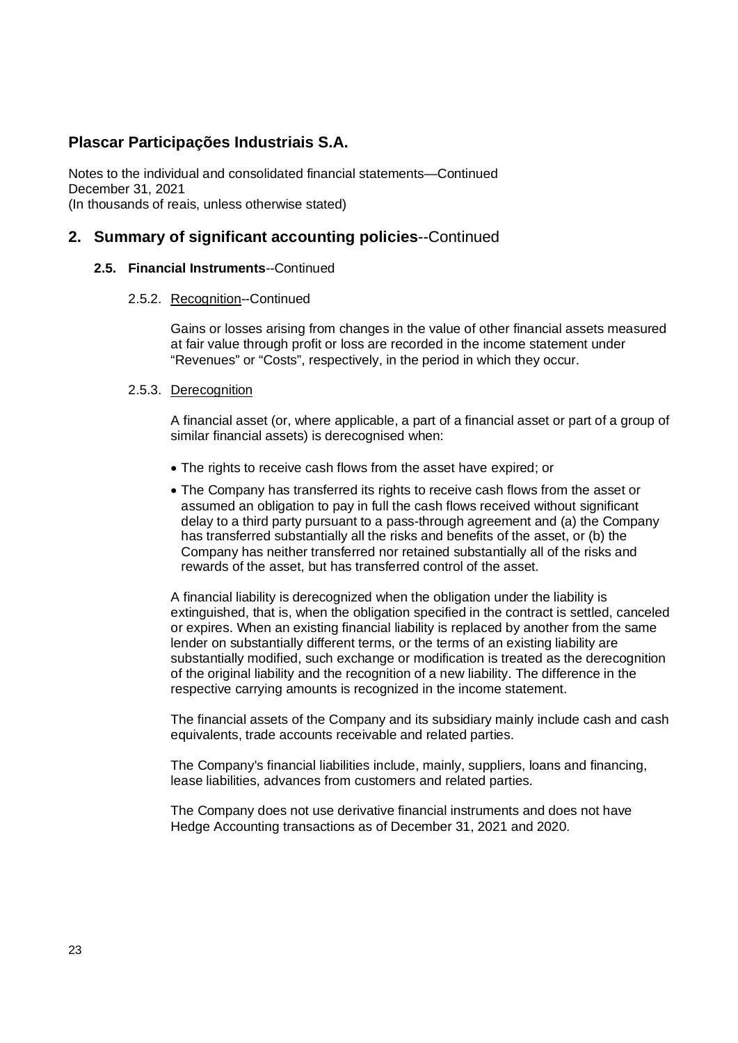# Plascar Participações Industriais S.A.

Notes to the individual and consolidated financial statements—Continued
December 31, 2021
(In thousands of reais, unless otherwise stated)

## 2. Summary of significant accounting policies--Continued

### 2.5. Financial Instruments--Continued

#### 2.5.2. Recognition--Continued

Gains or losses arising from changes in the value of other financial assets measured at fair value through profit or loss are recorded in the income statement under "Revenues" or "Costs", respectively, in the period in which they occur.

#### 2.5.3. Derecognition

A financial asset (or, where applicable, a part of a financial asset or part of a group of similar financial assets) is derecognised when:

- The rights to receive cash flows from the asset have expired; or
- The Company has transferred its rights to receive cash flows from the asset or assumed an obligation to pay in full the cash flows received without significant delay to a third party pursuant to a pass-through agreement and (a) the Company has transferred substantially all the risks and benefits of the asset, or (b) the Company has neither transferred nor retained substantially all of the risks and rewards of the asset, but has transferred control of the asset.

A financial liability is derecognized when the obligation under the liability is extinguished, that is, when the obligation specified in the contract is settled, canceled or expires. When an existing financial liability is replaced by another from the same lender on substantially different terms, or the terms of an existing liability are substantially modified, such exchange or modification is treated as the derecognition of the original liability and the recognition of a new liability. The difference in the respective carrying amounts is recognized in the income statement.

The financial assets of the Company and its subsidiary mainly include cash and cash equivalents, trade accounts receivable and related parties.

The Company's financial liabilities include, mainly, suppliers, loans and financing, lease liabilities, advances from customers and related parties.

The Company does not use derivative financial instruments and does not have Hedge Accounting transactions as of December 31, 2021 and 2020.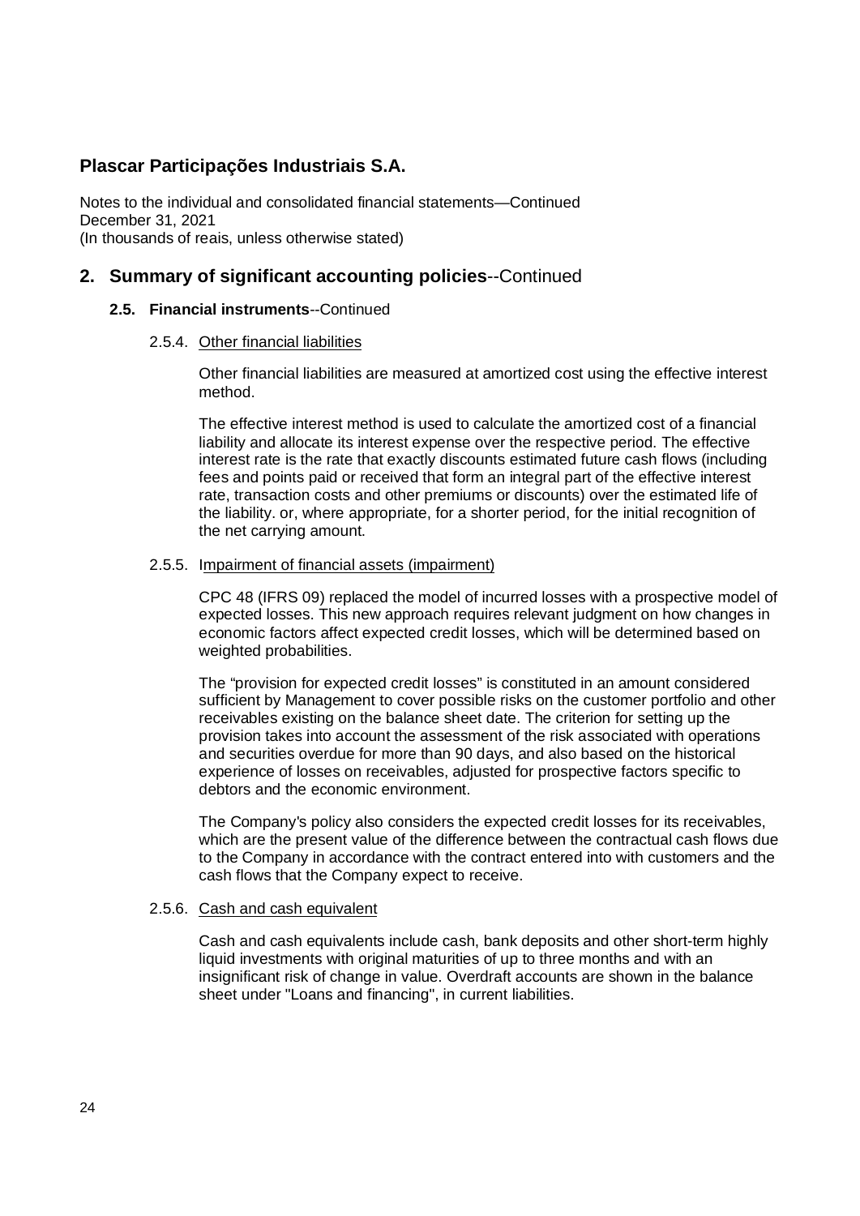# Plascar Participações Industriais S.A.

Notes to the individual and consolidated financial statements—Continued
December 31, 2021
(In thousands of reais, unless otherwise stated)

## 2. Summary of significant accounting policies--Continued

### 2.5. Financial instruments--Continued

#### 2.5.4. Other financial liabilities

Other financial liabilities are measured at amortized cost using the effective interest method.

The effective interest method is used to calculate the amortized cost of a financial liability and allocate its interest expense over the respective period. The effective interest rate is the rate that exactly discounts estimated future cash flows (including fees and points paid or received that form an integral part of the effective interest rate, transaction costs and other premiums or discounts) over the estimated life of the liability. or, where appropriate, for a shorter period, for the initial recognition of the net carrying amount.

#### 2.5.5. Impairment of financial assets (impairment)

CPC 48 (IFRS 09) replaced the model of incurred losses with a prospective model of expected losses. This new approach requires relevant judgment on how changes in economic factors affect expected credit losses, which will be determined based on weighted probabilities.

The “provision for expected credit losses” is constituted in an amount considered sufficient by Management to cover possible risks on the customer portfolio and other receivables existing on the balance sheet date. The criterion for setting up the provision takes into account the assessment of the risk associated with operations and securities overdue for more than 90 days, and also based on the historical experience of losses on receivables, adjusted for prospective factors specific to debtors and the economic environment.

The Company's policy also considers the expected credit losses for its receivables, which are the present value of the difference between the contractual cash flows due to the Company in accordance with the contract entered into with customers and the cash flows that the Company expect to receive.

#### 2.5.6. Cash and cash equivalent

Cash and cash equivalents include cash, bank deposits and other short-term highly liquid investments with original maturities of up to three months and with an insignificant risk of change in value. Overdraft accounts are shown in the balance sheet under "Loans and financing", in current liabilities.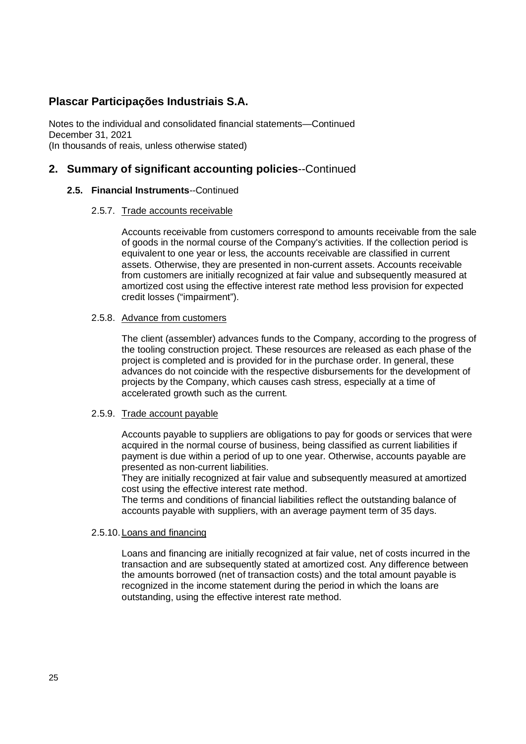# Plascar Participações Industriais S.A.

Notes to the individual and consolidated financial statements—Continued
December 31, 2021
(In thousands of reais, unless otherwise stated)

## 2. Summary of significant accounting policies--Continued

### 2.5. Financial Instruments--Continued

#### 2.5.7. Trade accounts receivable

Accounts receivable from customers correspond to amounts receivable from the sale of goods in the normal course of the Company's activities. If the collection period is equivalent to one year or less, the accounts receivable are classified in current assets. Otherwise, they are presented in non-current assets. Accounts receivable from customers are initially recognized at fair value and subsequently measured at amortized cost using the effective interest rate method less provision for expected credit losses ("impairment").

#### 2.5.8. Advance from customers

The client (assembler) advances funds to the Company, according to the progress of the tooling construction project. These resources are released as each phase of the project is completed and is provided for in the purchase order. In general, these advances do not coincide with the respective disbursements for the development of projects by the Company, which causes cash stress, especially at a time of accelerated growth such as the current.

#### 2.5.9. Trade account payable

Accounts payable to suppliers are obligations to pay for goods or services that were acquired in the normal course of business, being classified as current liabilities if payment is due within a period of up to one year. Otherwise, accounts payable are presented as non-current liabilities.
They are initially recognized at fair value and subsequently measured at amortized cost using the effective interest rate method.
The terms and conditions of financial liabilities reflect the outstanding balance of accounts payable with suppliers, with an average payment term of 35 days.

#### 2.5.10. Loans and financing

Loans and financing are initially recognized at fair value, net of costs incurred in the transaction and are subsequently stated at amortized cost. Any difference between the amounts borrowed (net of transaction costs) and the total amount payable is recognized in the income statement during the period in which the loans are outstanding, using the effective interest rate method.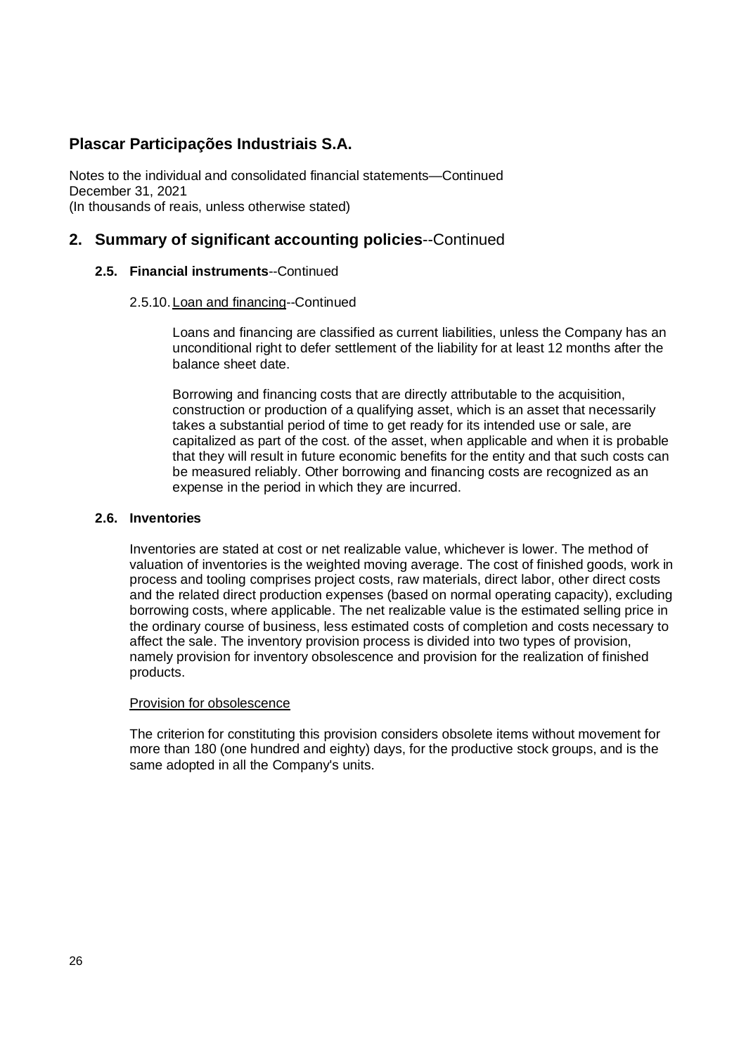# Plascar Participações Industriais S.A.

Notes to the individual and consolidated financial statements—Continued
December 31, 2021
(In thousands of reais, unless otherwise stated)

## 2. Summary of significant accounting policies--Continued

### 2.5. Financial instruments--Continued

#### 2.5.10. Loan and financing--Continued

Loans and financing are classified as current liabilities, unless the Company has an unconditional right to defer settlement of the liability for at least 12 months after the balance sheet date.

Borrowing and financing costs that are directly attributable to the acquisition, construction or production of a qualifying asset, which is an asset that necessarily takes a substantial period of time to get ready for its intended use or sale, are capitalized as part of the cost. of the asset, when applicable and when it is probable that they will result in future economic benefits for the entity and that such costs can be measured reliably. Other borrowing and financing costs are recognized as an expense in the period in which they are incurred.

### 2.6. Inventories

Inventories are stated at cost or net realizable value, whichever is lower. The method of valuation of inventories is the weighted moving average. The cost of finished goods, work in process and tooling comprises project costs, raw materials, direct labor, other direct costs and the related direct production expenses (based on normal operating capacity), excluding borrowing costs, where applicable. The net realizable value is the estimated selling price in the ordinary course of business, less estimated costs of completion and costs necessary to affect the sale. The inventory provision process is divided into two types of provision, namely provision for inventory obsolescence and provision for the realization of finished products.

Provision for obsolescence

The criterion for constituting this provision considers obsolete items without movement for more than 180 (one hundred and eighty) days, for the productive stock groups, and is the same adopted in all the Company's units.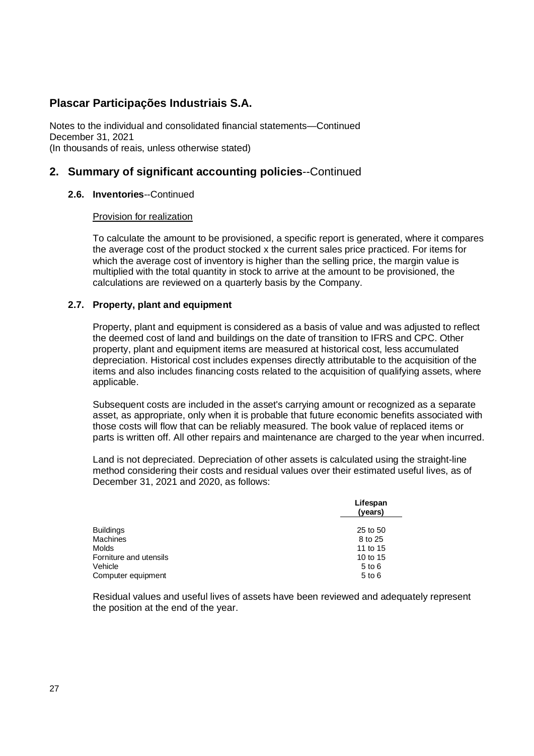# Plascar Participações Industriais S.A.

Notes to the individual and consolidated financial statements—Continued
December 31, 2021
(In thousands of reais, unless otherwise stated)

## 2. Summary of significant accounting policies--Continued

### 2.6. Inventories--Continued

Provision for realization

To calculate the amount to be provisioned, a specific report is generated, where it compares the average cost of the product stocked x the current sales price practiced. For items for which the average cost of inventory is higher than the selling price, the margin value is multiplied with the total quantity in stock to arrive at the amount to be provisioned, the calculations are reviewed on a quarterly basis by the Company.

### 2.7. Property, plant and equipment

Property, plant and equipment is considered as a basis of value and was adjusted to reflect the deemed cost of land and buildings on the date of transition to IFRS and CPC. Other property, plant and equipment items are measured at historical cost, less accumulated depreciation. Historical cost includes expenses directly attributable to the acquisition of the items and also includes financing costs related to the acquisition of qualifying assets, where applicable.

Subsequent costs are included in the asset's carrying amount or recognized as a separate asset, as appropriate, only when it is probable that future economic benefits associated with those costs will flow that can be reliably measured. The book value of replaced items or parts is written off. All other repairs and maintenance are charged to the year when incurred.

Land is not depreciated. Depreciation of other assets is calculated using the straight-line method considering their costs and residual values over their estimated useful lives, as of December 31, 2021 and 2020, as follows:

| | Lifespan (years) |
|---|---|
| Buildings | 25 to 50 |
| Machines | 8 to 25 |
| Molds | 11 to 15 |
| Forniture and utensils | 10 to 15 |
| Vehicle | 5 to 6 |
| Computer equipment | 5 to 6 |

Residual values and useful lives of assets have been reviewed and adequately represent the position at the end of the year.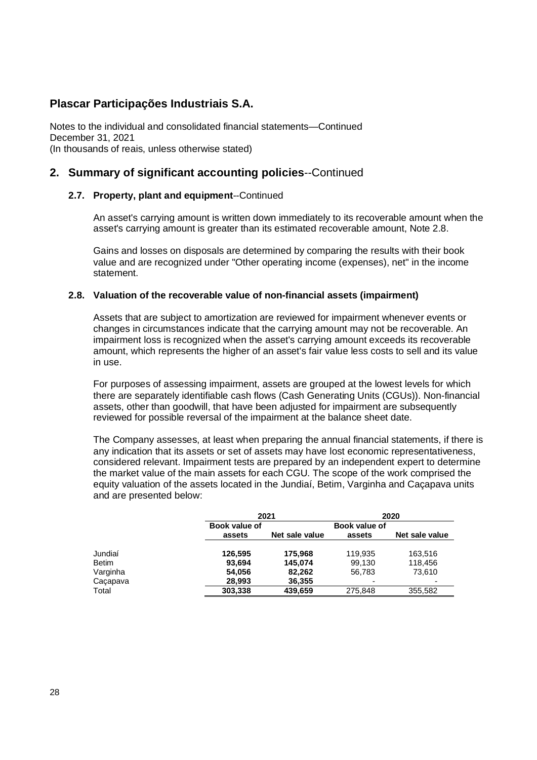# Plascar Participações Industriais S.A.

Notes to the individual and consolidated financial statements—Continued
December 31, 2021
(In thousands of reais, unless otherwise stated)

## 2. Summary of significant accounting policies--Continued

### 2.7. Property, plant and equipment--Continued

An asset's carrying amount is written down immediately to its recoverable amount when the asset's carrying amount is greater than its estimated recoverable amount, Note 2.8.

Gains and losses on disposals are determined by comparing the results with their book value and are recognized under "Other operating income (expenses), net" in the income statement.

### 2.8. Valuation of the recoverable value of non-financial assets (impairment)

Assets that are subject to amortization are reviewed for impairment whenever events or changes in circumstances indicate that the carrying amount may not be recoverable. An impairment loss is recognized when the asset's carrying amount exceeds its recoverable amount, which represents the higher of an asset's fair value less costs to sell and its value in use.

For purposes of assessing impairment, assets are grouped at the lowest levels for which there are separately identifiable cash flows (Cash Generating Units (CGUs)). Non-financial assets, other than goodwill, that have been adjusted for impairment are subsequently reviewed for possible reversal of the impairment at the balance sheet date.

The Company assesses, at least when preparing the annual financial statements, if there is any indication that its assets or set of assets may have lost economic representativeness, considered relevant. Impairment tests are prepared by an independent expert to determine the market value of the main assets for each CGU. The scope of the work comprised the equity valuation of the assets located in the Jundiaí, Betim, Varginha and Caçapava units and are presented below:

| | 2021 | | 2020 | |
|---|---|---|---|---|
| | **Book value of assets** | **Net sale value** | **Book value of assets** | **Net sale value** |
| Jundiaí | **126,595** | **175,968** | 119,935 | 163,516 |
| Betim | **93,694** | **145,074** | 99,130 | 118,456 |
| Varginha | **54,056** | **82,262** | 56,783 | 73,610 |
| Caçapava | **28,993** | **36,355** | - | - |
| Total | **303,338** | **439,659** | 275,848 | 355,582 |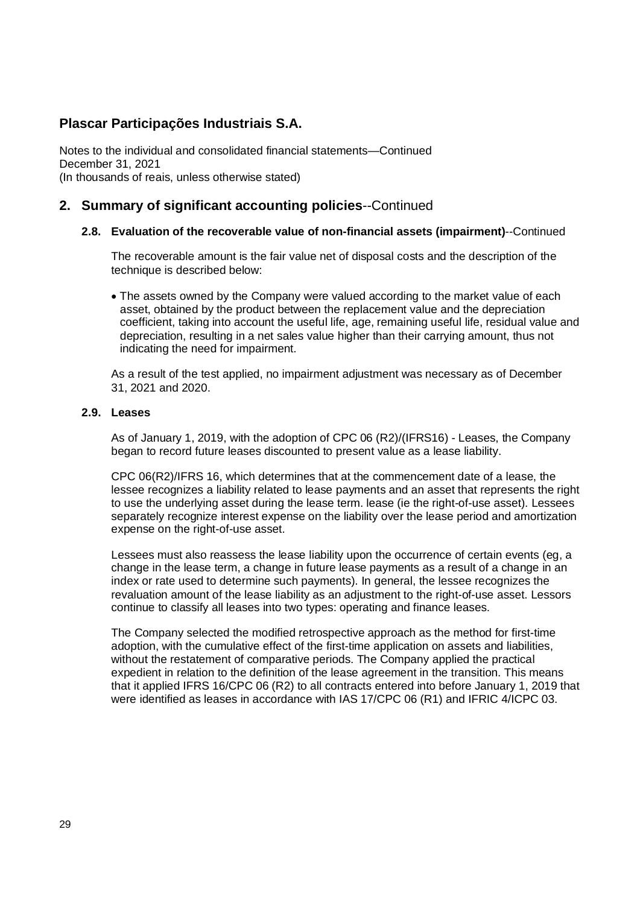# Plascar Participações Industriais S.A.

Notes to the individual and consolidated financial statements—Continued
December 31, 2021
(In thousands of reais, unless otherwise stated)

## 2. Summary of significant accounting policies--Continued

### 2.8. Evaluation of the recoverable value of non-financial assets (impairment)--Continued

The recoverable amount is the fair value net of disposal costs and the description of the technique is described below:

- The assets owned by the Company were valued according to the market value of each asset, obtained by the product between the replacement value and the depreciation coefficient, taking into account the useful life, age, remaining useful life, residual value and depreciation, resulting in a net sales value higher than their carrying amount, thus not indicating the need for impairment.

As a result of the test applied, no impairment adjustment was necessary as of December 31, 2021 and 2020.

### 2.9. Leases

As of January 1, 2019, with the adoption of CPC 06 (R2)/(IFRS16) - Leases, the Company began to record future leases discounted to present value as a lease liability.

CPC 06(R2)/IFRS 16, which determines that at the commencement date of a lease, the lessee recognizes a liability related to lease payments and an asset that represents the right to use the underlying asset during the lease term. lease (ie the right-of-use asset). Lessees separately recognize interest expense on the liability over the lease period and amortization expense on the right-of-use asset.

Lessees must also reassess the lease liability upon the occurrence of certain events (eg, a change in the lease term, a change in future lease payments as a result of a change in an index or rate used to determine such payments). In general, the lessee recognizes the revaluation amount of the lease liability as an adjustment to the right-of-use asset. Lessors continue to classify all leases into two types: operating and finance leases.

The Company selected the modified retrospective approach as the method for first-time adoption, with the cumulative effect of the first-time application on assets and liabilities, without the restatement of comparative periods. The Company applied the practical expedient in relation to the definition of the lease agreement in the transition. This means that it applied IFRS 16/CPC 06 (R2) to all contracts entered into before January 1, 2019 that were identified as leases in accordance with IAS 17/CPC 06 (R1) and IFRIC 4/ICPC 03.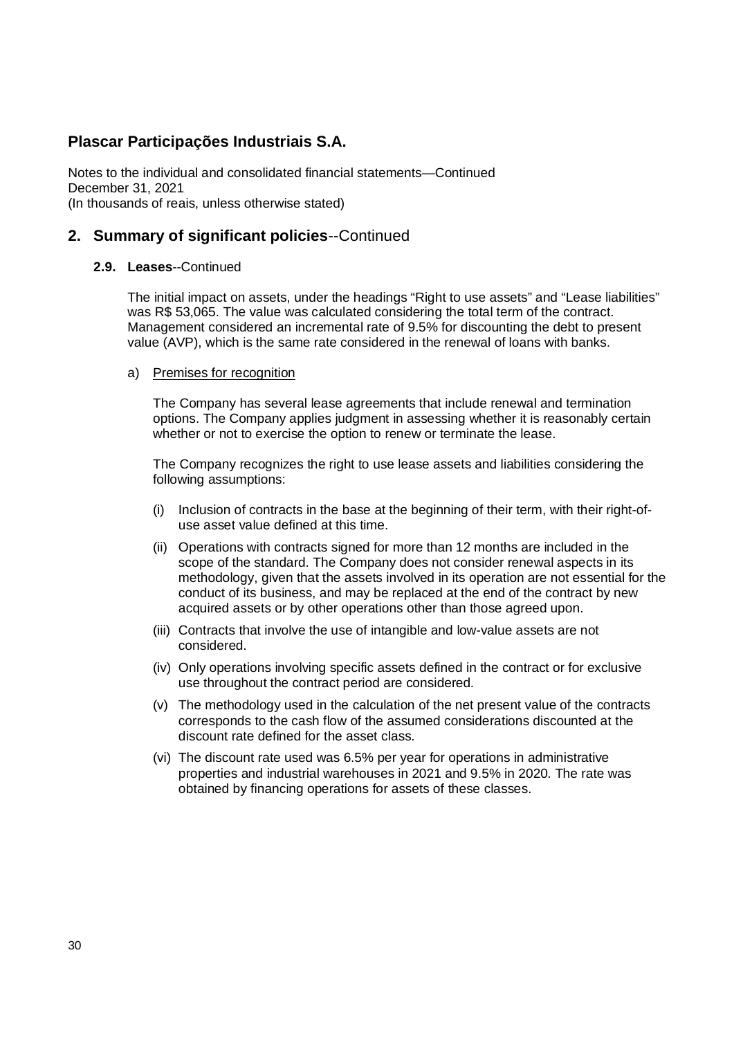## 2. Summary of significant policies--Continued

### 2.9. Leases--Continued

The initial impact on assets, under the headings "Right to use assets" and "Lease liabilities" was R$ 53,065. The value was calculated considering the total term of the contract. Management considered an incremental rate of 9.5% for discounting the debt to present value (AVP), which is the same rate considered in the renewal of loans with banks.

a) Premises for recognition

The Company has several lease agreements that include renewal and termination options. The Company applies judgment in assessing whether it is reasonably certain whether or not to exercise the option to renew or terminate the lease.

The Company recognizes the right to use lease assets and liabilities considering the following assumptions:

(i) Inclusion of contracts in the base at the beginning of their term, with their right-of-use asset value defined at this time.

(ii) Operations with contracts signed for more than 12 months are included in the scope of the standard. The Company does not consider renewal aspects in its methodology, given that the assets involved in its operation are not essential for the conduct of its business, and may be replaced at the end of the contract by new acquired assets or by other operations other than those agreed upon.

(iii) Contracts that involve the use of intangible and low-value assets are not considered.

(iv) Only operations involving specific assets defined in the contract or for exclusive use throughout the contract period are considered.

(v) The methodology used in the calculation of the net present value of the contracts corresponds to the cash flow of the assumed considerations discounted at the discount rate defined for the asset class.

(vi) The discount rate used was 6.5% per year for operations in administrative properties and industrial warehouses in 2021 and 9.5% in 2020. The rate was obtained by financing operations for assets of these classes.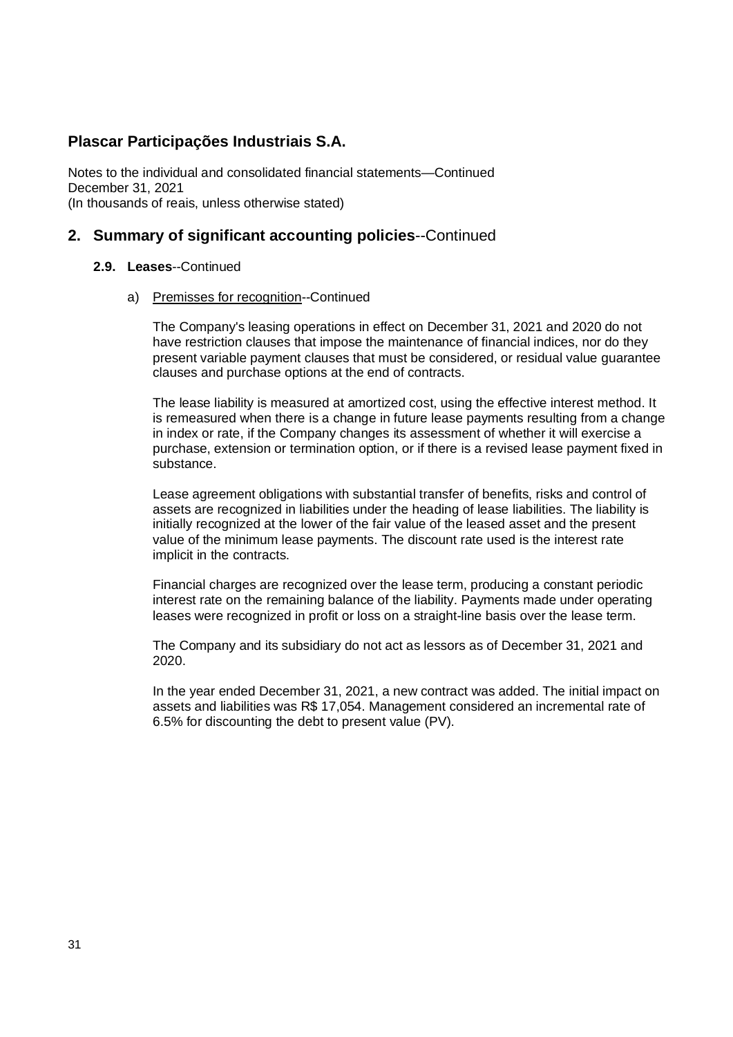# Plascar Participações Industriais S.A.

Notes to the individual and consolidated financial statements—Continued
December 31, 2021
(In thousands of reais, unless otherwise stated)

## 2. Summary of significant accounting policies--Continued

### 2.9. Leases--Continued

a) Premisses for recognition--Continued

The Company's leasing operations in effect on December 31, 2021 and 2020 do not have restriction clauses that impose the maintenance of financial indices, nor do they present variable payment clauses that must be considered, or residual value guarantee clauses and purchase options at the end of contracts.

The lease liability is measured at amortized cost, using the effective interest method. It is remeasured when there is a change in future lease payments resulting from a change in index or rate, if the Company changes its assessment of whether it will exercise a purchase, extension or termination option, or if there is a revised lease payment fixed in substance.

Lease agreement obligations with substantial transfer of benefits, risks and control of assets are recognized in liabilities under the heading of lease liabilities. The liability is initially recognized at the lower of the fair value of the leased asset and the present value of the minimum lease payments. The discount rate used is the interest rate implicit in the contracts.

Financial charges are recognized over the lease term, producing a constant periodic interest rate on the remaining balance of the liability. Payments made under operating leases were recognized in profit or loss on a straight-line basis over the lease term.

The Company and its subsidiary do not act as lessors as of December 31, 2021 and 2020.

In the year ended December 31, 2021, a new contract was added. The initial impact on assets and liabilities was R$ 17,054. Management considered an incremental rate of 6.5% for discounting the debt to present value (PV).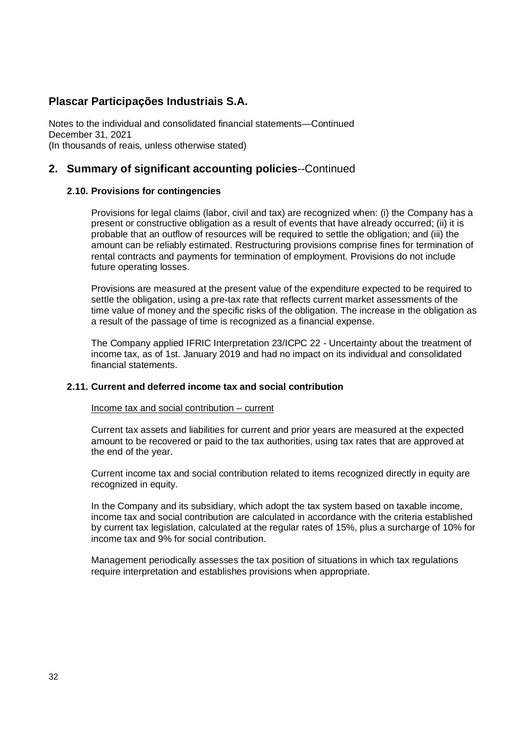# Plascar Participações Industriais S.A.

Notes to the individual and consolidated financial statements—Continued
December 31, 2021
(In thousands of reais, unless otherwise stated)

## 2. Summary of significant accounting policies--Continued

### 2.10. Provisions for contingencies

Provisions for legal claims (labor, civil and tax) are recognized when: (i) the Company has a present or constructive obligation as a result of events that have already occurred; (ii) it is probable that an outflow of resources will be required to settle the obligation; and (iii) the amount can be reliably estimated. Restructuring provisions comprise fines for termination of rental contracts and payments for termination of employment. Provisions do not include future operating losses.

Provisions are measured at the present value of the expenditure expected to be required to settle the obligation, using a pre-tax rate that reflects current market assessments of the time value of money and the specific risks of the obligation. The increase in the obligation as a result of the passage of time is recognized as a financial expense.

The Company applied IFRIC Interpretation 23/ICPC 22 - Uncertainty about the treatment of income tax, as of 1st. January 2019 and had no impact on its individual and consolidated financial statements.

### 2.11. Current and deferred income tax and social contribution

Income tax and social contribution – current

Current tax assets and liabilities for current and prior years are measured at the expected amount to be recovered or paid to the tax authorities, using tax rates that are approved at the end of the year.

Current income tax and social contribution related to items recognized directly in equity are recognized in equity.

In the Company and its subsidiary, which adopt the tax system based on taxable income, income tax and social contribution are calculated in accordance with the criteria established by current tax legislation, calculated at the regular rates of 15%, plus a surcharge of 10% for income tax and 9% for social contribution.

Management periodically assesses the tax position of situations in which tax regulations require interpretation and establishes provisions when appropriate.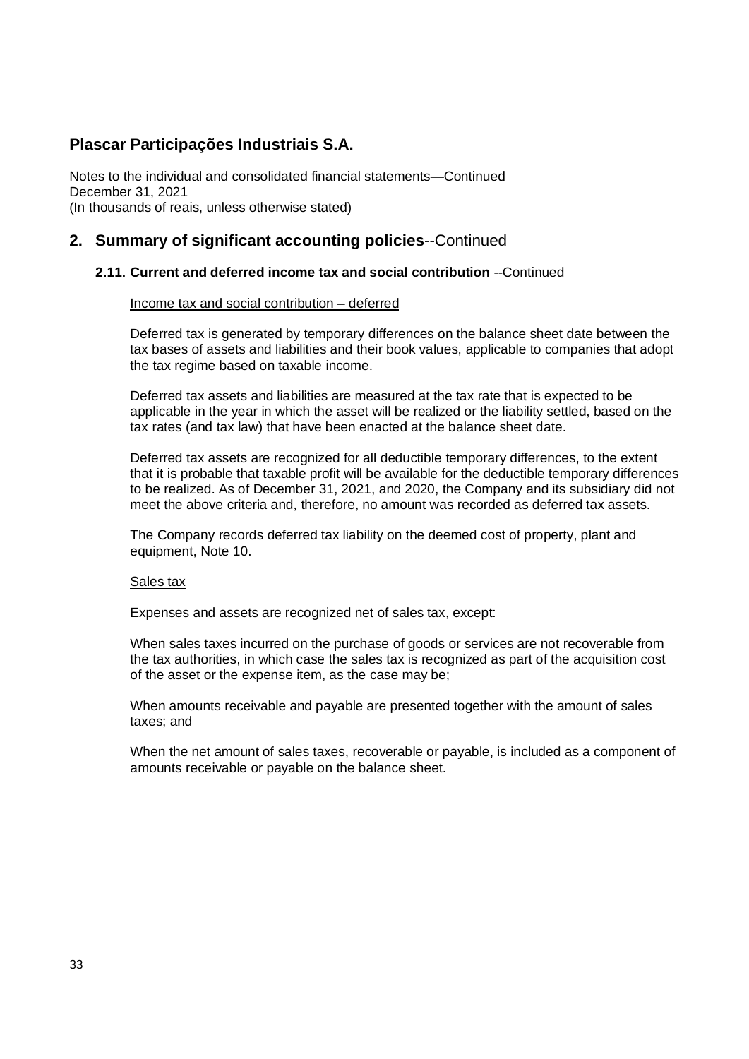# Plascar Participações Industriais S.A.

Notes to the individual and consolidated financial statements—Continued
December 31, 2021
(In thousands of reais, unless otherwise stated)

## 2. Summary of significant accounting policies--Continued

### 2.11. Current and deferred income tax and social contribution --Continued

Income tax and social contribution – deferred

Deferred tax is generated by temporary differences on the balance sheet date between the tax bases of assets and liabilities and their book values, applicable to companies that adopt the tax regime based on taxable income.

Deferred tax assets and liabilities are measured at the tax rate that is expected to be applicable in the year in which the asset will be realized or the liability settled, based on the tax rates (and tax law) that have been enacted at the balance sheet date.

Deferred tax assets are recognized for all deductible temporary differences, to the extent that it is probable that taxable profit will be available for the deductible temporary differences to be realized. As of December 31, 2021, and 2020, the Company and its subsidiary did not meet the above criteria and, therefore, no amount was recorded as deferred tax assets.

The Company records deferred tax liability on the deemed cost of property, plant and equipment, Note 10.

Sales tax

Expenses and assets are recognized net of sales tax, except:

When sales taxes incurred on the purchase of goods or services are not recoverable from the tax authorities, in which case the sales tax is recognized as part of the acquisition cost of the asset or the expense item, as the case may be;

When amounts receivable and payable are presented together with the amount of sales taxes; and

When the net amount of sales taxes, recoverable or payable, is included as a component of amounts receivable or payable on the balance sheet.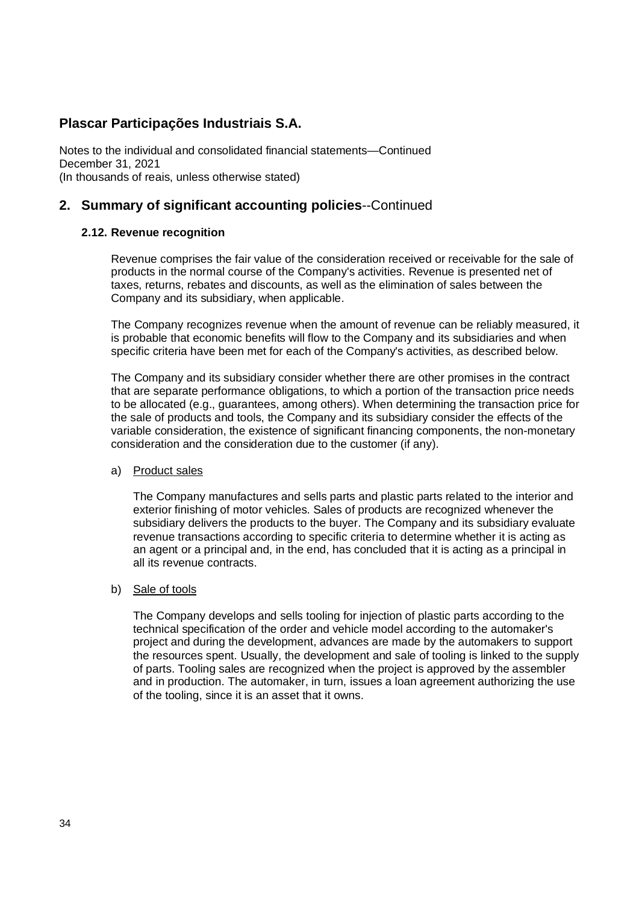# Plascar Participações Industriais S.A.

Notes to the individual and consolidated financial statements—Continued
December 31, 2021
(In thousands of reais, unless otherwise stated)

## 2. Summary of significant accounting policies--Continued

### 2.12. Revenue recognition

Revenue comprises the fair value of the consideration received or receivable for the sale of products in the normal course of the Company's activities. Revenue is presented net of taxes, returns, rebates and discounts, as well as the elimination of sales between the Company and its subsidiary, when applicable.

The Company recognizes revenue when the amount of revenue can be reliably measured, it is probable that economic benefits will flow to the Company and its subsidiaries and when specific criteria have been met for each of the Company's activities, as described below.

The Company and its subsidiary consider whether there are other promises in the contract that are separate performance obligations, to which a portion of the transaction price needs to be allocated (e.g., guarantees, among others). When determining the transaction price for the sale of products and tools, the Company and its subsidiary consider the effects of the variable consideration, the existence of significant financing components, the non-monetary consideration and the consideration due to the customer (if any).

a) Product sales

The Company manufactures and sells parts and plastic parts related to the interior and exterior finishing of motor vehicles. Sales of products are recognized whenever the subsidiary delivers the products to the buyer. The Company and its subsidiary evaluate revenue transactions according to specific criteria to determine whether it is acting as an agent or a principal and, in the end, has concluded that it is acting as a principal in all its revenue contracts.

b) Sale of tools

The Company develops and sells tooling for injection of plastic parts according to the technical specification of the order and vehicle model according to the automaker's project and during the development, advances are made by the automakers to support the resources spent. Usually, the development and sale of tooling is linked to the supply of parts. Tooling sales are recognized when the project is approved by the assembler and in production. The automaker, in turn, issues a loan agreement authorizing the use of the tooling, since it is an asset that it owns.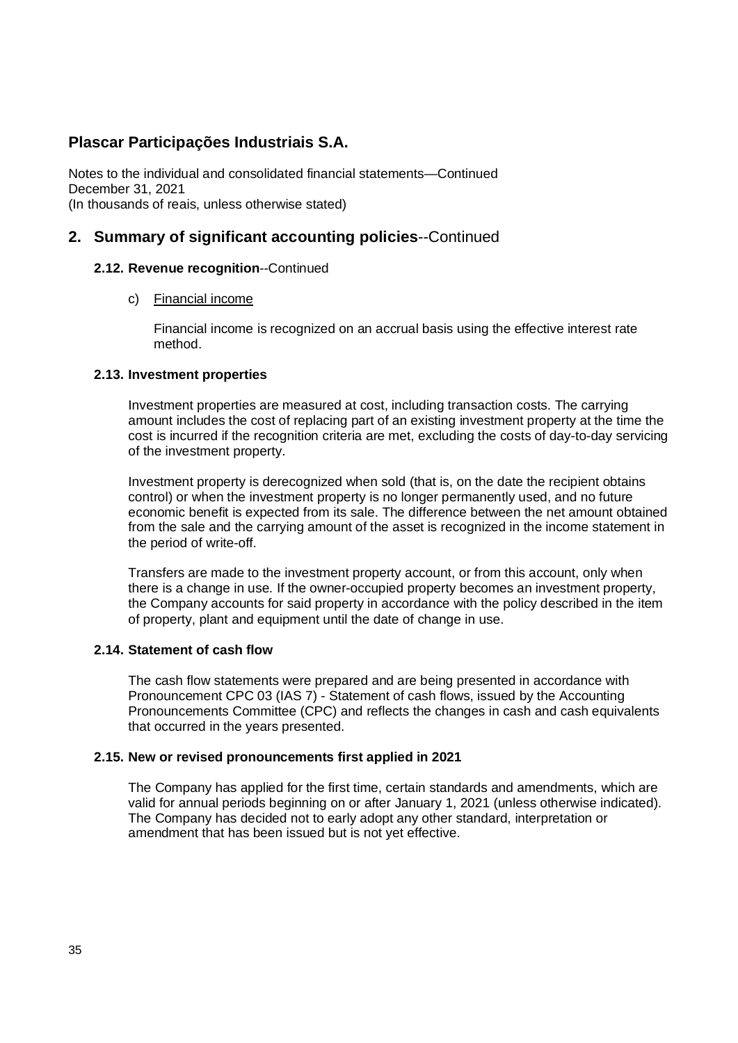## 2. Summary of significant accounting policies--Continued

### 2.12. Revenue recognition--Continued

c) Financial income

Financial income is recognized on an accrual basis using the effective interest rate method.

### 2.13. Investment properties

Investment properties are measured at cost, including transaction costs. The carrying amount includes the cost of replacing part of an existing investment property at the time the cost is incurred if the recognition criteria are met, excluding the costs of day-to-day servicing of the investment property.

Investment property is derecognized when sold (that is, on the date the recipient obtains control) or when the investment property is no longer permanently used, and no future economic benefit is expected from its sale. The difference between the net amount obtained from the sale and the carrying amount of the asset is recognized in the income statement in the period of write-off.

Transfers are made to the investment property account, or from this account, only when there is a change in use. If the owner-occupied property becomes an investment property, the Company accounts for said property in accordance with the policy described in the item of property, plant and equipment until the date of change in use.

### 2.14. Statement of cash flow

The cash flow statements were prepared and are being presented in accordance with Pronouncement CPC 03 (IAS 7) - Statement of cash flows, issued by the Accounting Pronouncements Committee (CPC) and reflects the changes in cash and cash equivalents that occurred in the years presented.

### 2.15. New or revised pronouncements first applied in 2021

The Company has applied for the first time, certain standards and amendments, which are valid for annual periods beginning on or after January 1, 2021 (unless otherwise indicated). The Company has decided not to early adopt any other standard, interpretation or amendment that has been issued but is not yet effective.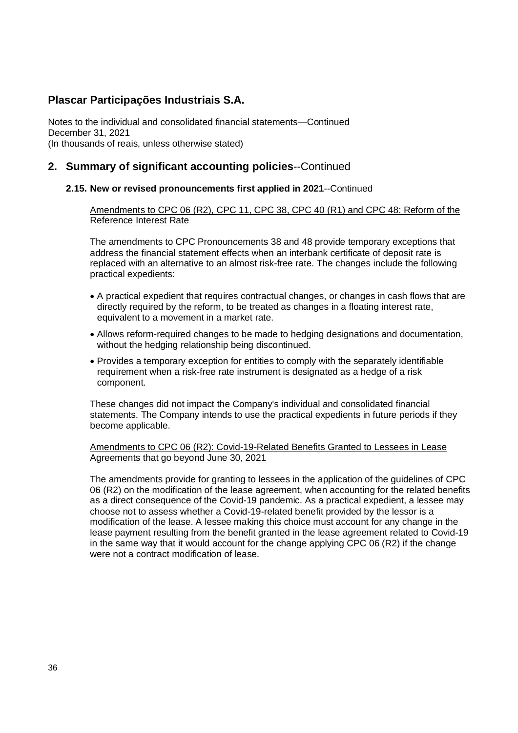# Plascar Participações Industriais S.A.

Notes to the individual and consolidated financial statements—Continued
December 31, 2021
(In thousands of reais, unless otherwise stated)

## 2. Summary of significant accounting policies--Continued

### 2.15. New or revised pronouncements first applied in 2021--Continued

Amendments to CPC 06 (R2), CPC 11, CPC 38, CPC 40 (R1) and CPC 48: Reform of the Reference Interest Rate

The amendments to CPC Pronouncements 38 and 48 provide temporary exceptions that address the financial statement effects when an interbank certificate of deposit rate is replaced with an alternative to an almost risk-free rate. The changes include the following practical expedients:

- A practical expedient that requires contractual changes, or changes in cash flows that are directly required by the reform, to be treated as changes in a floating interest rate, equivalent to a movement in a market rate.
- Allows reform-required changes to be made to hedging designations and documentation, without the hedging relationship being discontinued.
- Provides a temporary exception for entities to comply with the separately identifiable requirement when a risk-free rate instrument is designated as a hedge of a risk component.

These changes did not impact the Company's individual and consolidated financial statements. The Company intends to use the practical expedients in future periods if they become applicable.

Amendments to CPC 06 (R2): Covid-19-Related Benefits Granted to Lessees in Lease Agreements that go beyond June 30, 2021

The amendments provide for granting to lessees in the application of the guidelines of CPC 06 (R2) on the modification of the lease agreement, when accounting for the related benefits as a direct consequence of the Covid-19 pandemic. As a practical expedient, a lessee may choose not to assess whether a Covid-19-related benefit provided by the lessor is a modification of the lease. A lessee making this choice must account for any change in the lease payment resulting from the benefit granted in the lease agreement related to Covid-19 in the same way that it would account for the change applying CPC 06 (R2) if the change were not a contract modification of lease.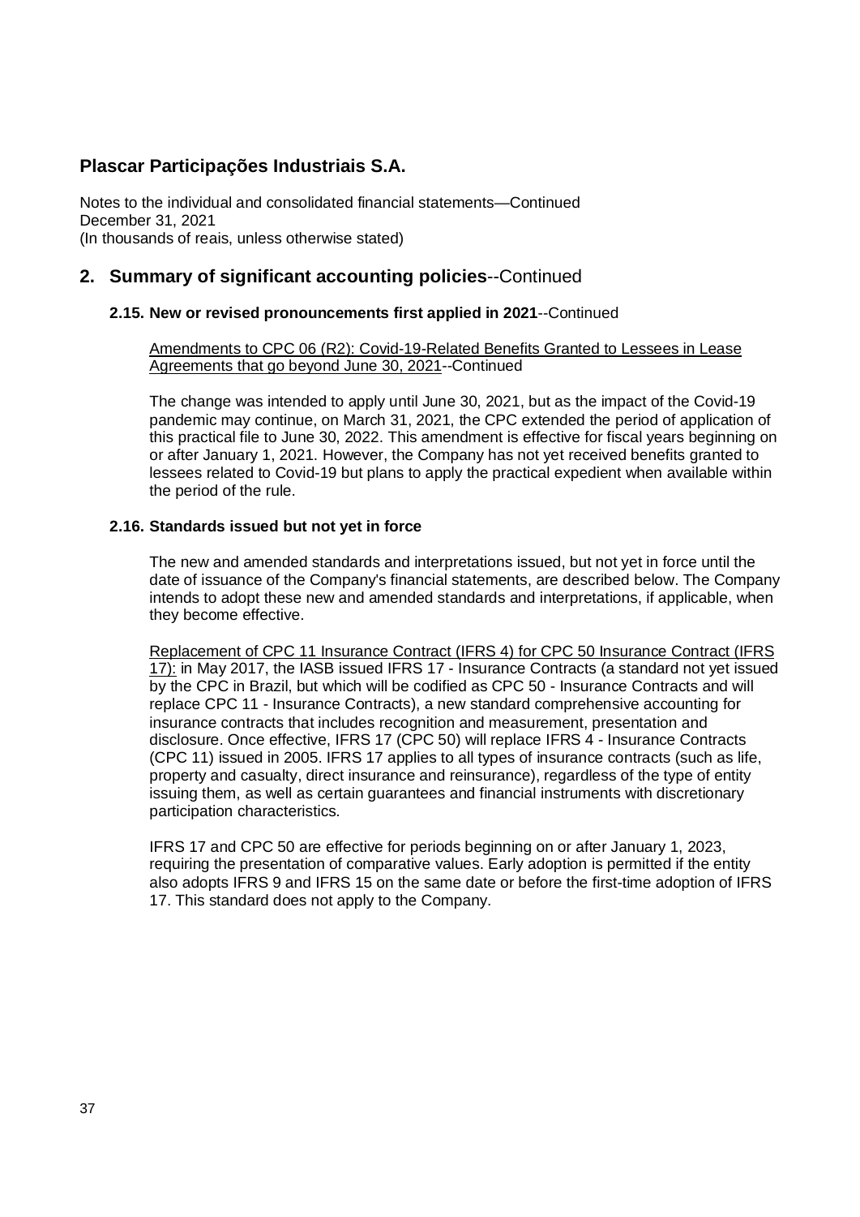# Plascar Participações Industriais S.A.

Notes to the individual and consolidated financial statements—Continued
December 31, 2021
(In thousands of reais, unless otherwise stated)

## 2. Summary of significant accounting policies--Continued

### 2.15. New or revised pronouncements first applied in 2021--Continued

Amendments to CPC 06 (R2): Covid-19-Related Benefits Granted to Lessees in Lease Agreements that go beyond June 30, 2021--Continued

The change was intended to apply until June 30, 2021, but as the impact of the Covid-19 pandemic may continue, on March 31, 2021, the CPC extended the period of application of this practical file to June 30, 2022. This amendment is effective for fiscal years beginning on or after January 1, 2021. However, the Company has not yet received benefits granted to lessees related to Covid-19 but plans to apply the practical expedient when available within the period of the rule.

### 2.16. Standards issued but not yet in force

The new and amended standards and interpretations issued, but not yet in force until the date of issuance of the Company's financial statements, are described below. The Company intends to adopt these new and amended standards and interpretations, if applicable, when they become effective.

Replacement of CPC 11 Insurance Contract (IFRS 4) for CPC 50 Insurance Contract (IFRS 17): in May 2017, the IASB issued IFRS 17 - Insurance Contracts (a standard not yet issued by the CPC in Brazil, but which will be codified as CPC 50 - Insurance Contracts and will replace CPC 11 - Insurance Contracts), a new standard comprehensive accounting for insurance contracts that includes recognition and measurement, presentation and disclosure. Once effective, IFRS 17 (CPC 50) will replace IFRS 4 - Insurance Contracts (CPC 11) issued in 2005. IFRS 17 applies to all types of insurance contracts (such as life, property and casualty, direct insurance and reinsurance), regardless of the type of entity issuing them, as well as certain guarantees and financial instruments with discretionary participation characteristics.

IFRS 17 and CPC 50 are effective for periods beginning on or after January 1, 2023, requiring the presentation of comparative values. Early adoption is permitted if the entity also adopts IFRS 9 and IFRS 15 on the same date or before the first-time adoption of IFRS 17. This standard does not apply to the Company.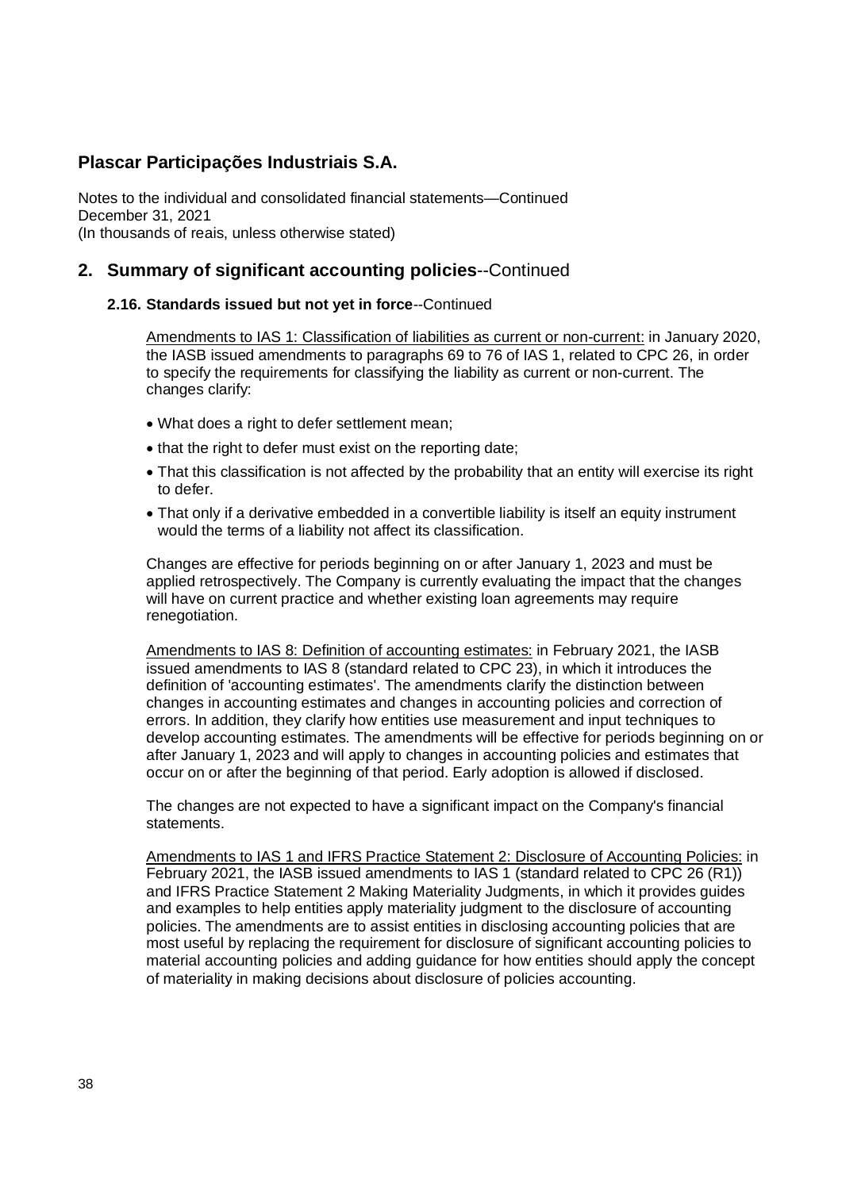# Plascar Participações Industriais S.A.

Notes to the individual and consolidated financial statements—Continued
December 31, 2021
(In thousands of reais, unless otherwise stated)

## 2. Summary of significant accounting policies--Continued

### 2.16. Standards issued but not yet in force--Continued

Amendments to IAS 1: Classification of liabilities as current or non-current: in January 2020, the IASB issued amendments to paragraphs 69 to 76 of IAS 1, related to CPC 26, in order to specify the requirements for classifying the liability as current or non-current. The changes clarify:

- What does a right to defer settlement mean;
- that the right to defer must exist on the reporting date;
- That this classification is not affected by the probability that an entity will exercise its right to defer.
- That only if a derivative embedded in a convertible liability is itself an equity instrument would the terms of a liability not affect its classification.

Changes are effective for periods beginning on or after January 1, 2023 and must be applied retrospectively. The Company is currently evaluating the impact that the changes will have on current practice and whether existing loan agreements may require renegotiation.

Amendments to IAS 8: Definition of accounting estimates: in February 2021, the IASB issued amendments to IAS 8 (standard related to CPC 23), in which it introduces the definition of 'accounting estimates'. The amendments clarify the distinction between changes in accounting estimates and changes in accounting policies and correction of errors. In addition, they clarify how entities use measurement and input techniques to develop accounting estimates. The amendments will be effective for periods beginning on or after January 1, 2023 and will apply to changes in accounting policies and estimates that occur on or after the beginning of that period. Early adoption is allowed if disclosed.

The changes are not expected to have a significant impact on the Company's financial statements.

Amendments to IAS 1 and IFRS Practice Statement 2: Disclosure of Accounting Policies: in February 2021, the IASB issued amendments to IAS 1 (standard related to CPC 26 (R1)) and IFRS Practice Statement 2 Making Materiality Judgments, in which it provides guides and examples to help entities apply materiality judgment to the disclosure of accounting policies. The amendments are to assist entities in disclosing accounting policies that are most useful by replacing the requirement for disclosure of significant accounting policies to material accounting policies and adding guidance for how entities should apply the concept of materiality in making decisions about disclosure of policies accounting.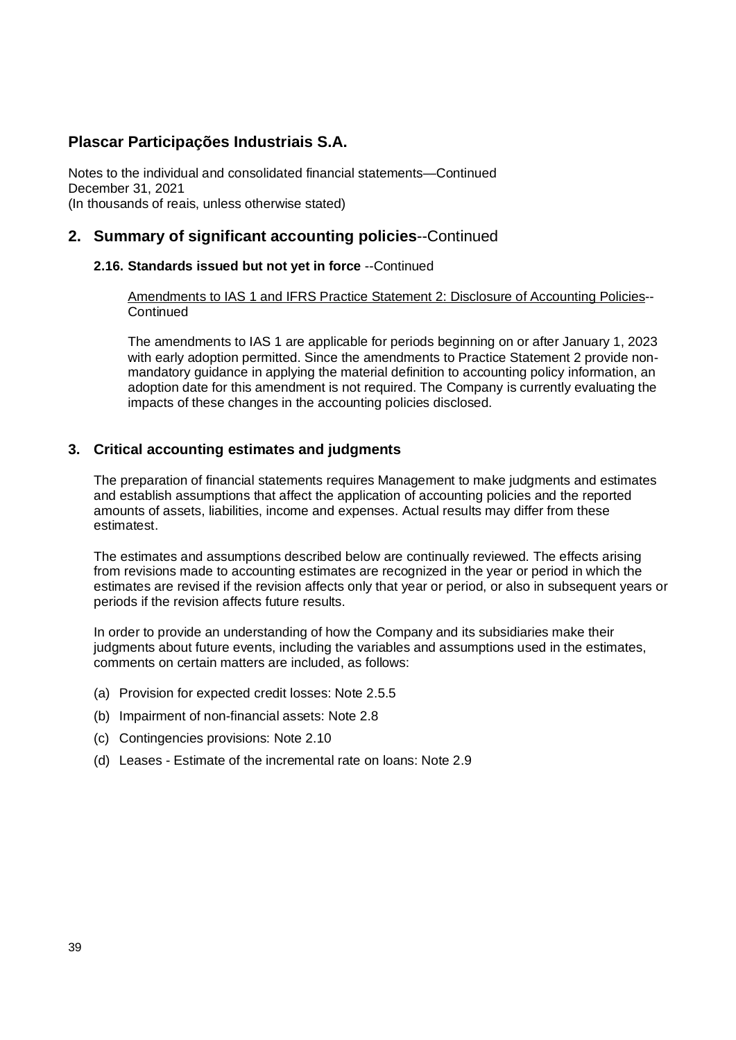# Plascar Participações Industriais S.A.

Notes to the individual and consolidated financial statements—Continued
December 31, 2021
(In thousands of reais, unless otherwise stated)

## 2. Summary of significant accounting policies--Continued

### 2.16. Standards issued but not yet in force --Continued

Amendments to IAS 1 and IFRS Practice Statement 2: Disclosure of Accounting Policies--Continued

The amendments to IAS 1 are applicable for periods beginning on or after January 1, 2023 with early adoption permitted. Since the amendments to Practice Statement 2 provide non-mandatory guidance in applying the material definition to accounting policy information, an adoption date for this amendment is not required. The Company is currently evaluating the impacts of these changes in the accounting policies disclosed.

## 3. Critical accounting estimates and judgments

The preparation of financial statements requires Management to make judgments and estimates and establish assumptions that affect the application of accounting policies and the reported amounts of assets, liabilities, income and expenses. Actual results may differ from these estimatest.

The estimates and assumptions described below are continually reviewed. The effects arising from revisions made to accounting estimates are recognized in the year or period in which the estimates are revised if the revision affects only that year or period, or also in subsequent years or periods if the revision affects future results.

In order to provide an understanding of how the Company and its subsidiaries make their judgments about future events, including the variables and assumptions used in the estimates, comments on certain matters are included, as follows:

(a) Provision for expected credit losses: Note 2.5.5

(b) Impairment of non-financial assets: Note 2.8

(c) Contingencies provisions: Note 2.10

(d) Leases - Estimate of the incremental rate on loans: Note 2.9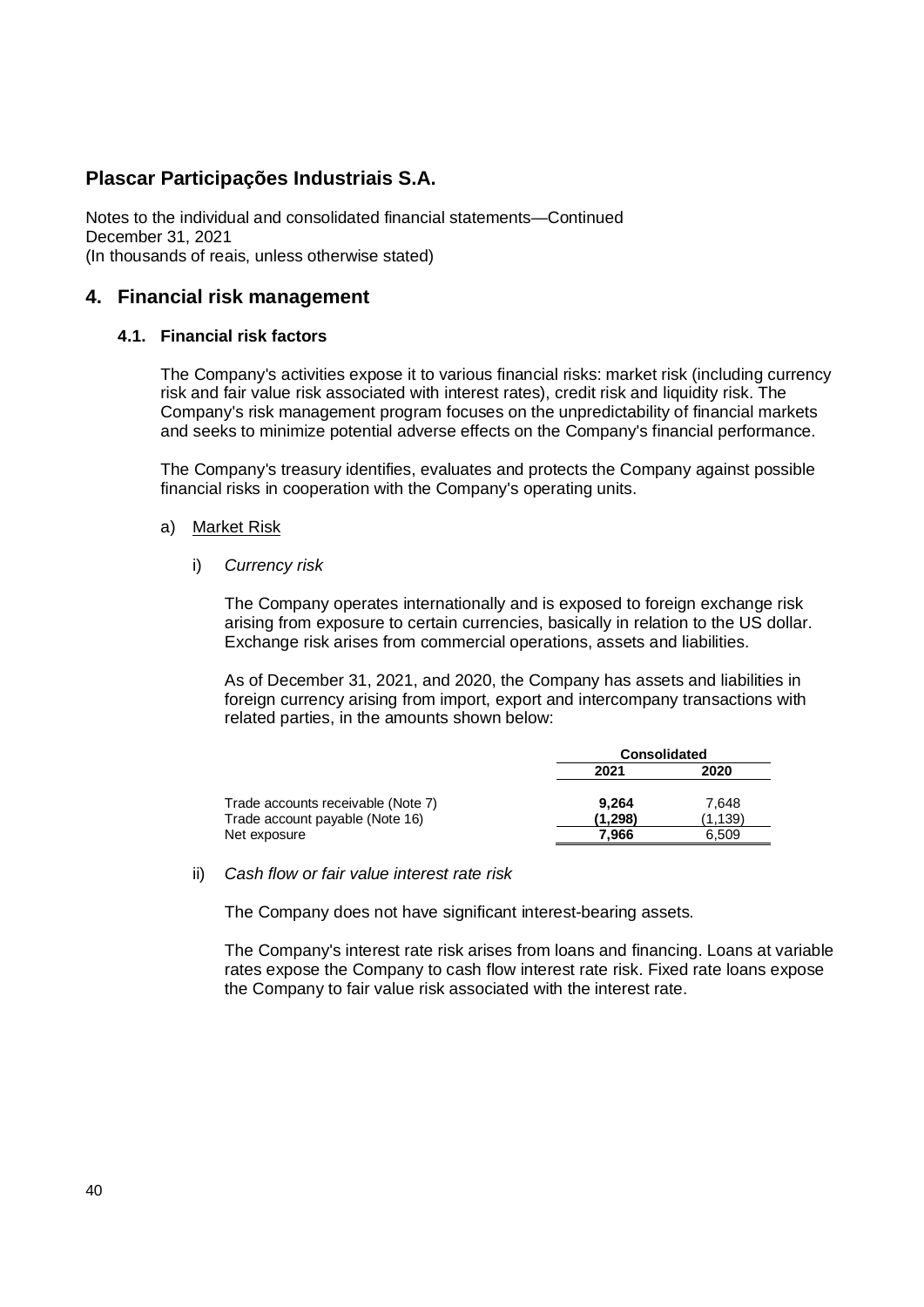# Plascar Participações Industriais S.A.

Notes to the individual and consolidated financial statements—Continued
December 31, 2021
(In thousands of reais, unless otherwise stated)

## 4. Financial risk management

### 4.1. Financial risk factors

The Company's activities expose it to various financial risks: market risk (including currency risk and fair value risk associated with interest rates), credit risk and liquidity risk. The Company's risk management program focuses on the unpredictability of financial markets and seeks to minimize potential adverse effects on the Company's financial performance.

The Company's treasury identifies, evaluates and protects the Company against possible financial risks in cooperation with the Company's operating units.

a) Market Risk

i) *Currency risk*

The Company operates internationally and is exposed to foreign exchange risk arising from exposure to certain currencies, basically in relation to the US dollar. Exchange risk arises from commercial operations, assets and liabilities.

As of December 31, 2021, and 2020, the Company has assets and liabilities in foreign currency arising from import, export and intercompany transactions with related parties, in the amounts shown below:

| | Consolidated | |
|---|---|---|
| | **2021** | **2020** |
| Trade accounts receivable (Note 7) | **9,264** | 7,648 |
| Trade account payable (Note 16) | **(1,298)** | (1,139) |
| Net exposure | **7,966** | 6,509 |

ii) *Cash flow or fair value interest rate risk*

The Company does not have significant interest-bearing assets.

The Company's interest rate risk arises from loans and financing. Loans at variable rates expose the Company to cash flow interest rate risk. Fixed rate loans expose the Company to fair value risk associated with the interest rate.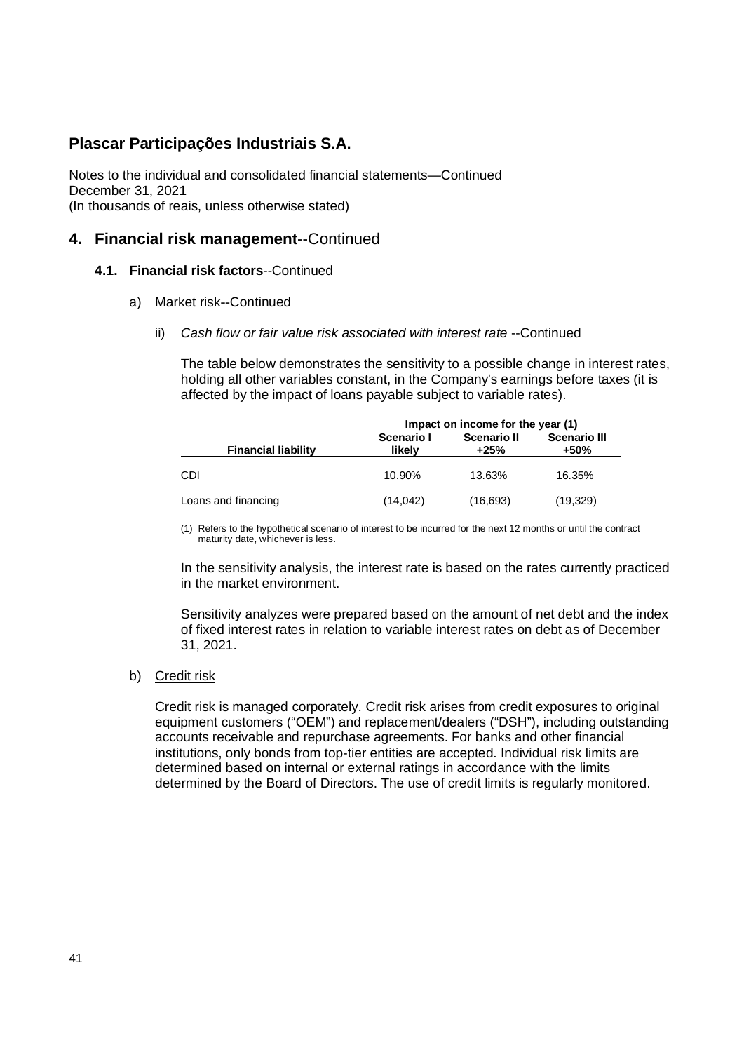# Plascar Participações Industriais S.A.

Notes to the individual and consolidated financial statements—Continued
December 31, 2021
(In thousands of reais, unless otherwise stated)

## 4. Financial risk management--Continued

### 4.1. Financial risk factors--Continued

a) Market risk--Continued

ii) *Cash flow or fair value risk associated with interest rate* --Continued

The table below demonstrates the sensitivity to a possible change in interest rates, holding all other variables constant, in the Company's earnings before taxes (it is affected by the impact of loans payable subject to variable rates).

| | Impact on income for the year (1) | | |
|---|---|---|---|
| **Financial liability** | **Scenario I likely** | **Scenario II +25%** | **Scenario III +50%** |
| CDI | 10.90% | 13.63% | 16.35% |
| Loans and financing | (14,042) | (16,693) | (19,329) |

(1) Refers to the hypothetical scenario of interest to be incurred for the next 12 months or until the contract maturity date, whichever is less.

In the sensitivity analysis, the interest rate is based on the rates currently practiced in the market environment.

Sensitivity analyzes were prepared based on the amount of net debt and the index of fixed interest rates in relation to variable interest rates on debt as of December 31, 2021.

b) Credit risk

Credit risk is managed corporately. Credit risk arises from credit exposures to original equipment customers ("OEM") and replacement/dealers ("DSH"), including outstanding accounts receivable and repurchase agreements. For banks and other financial institutions, only bonds from top-tier entities are accepted. Individual risk limits are determined based on internal or external ratings in accordance with the limits determined by the Board of Directors. The use of credit limits is regularly monitored.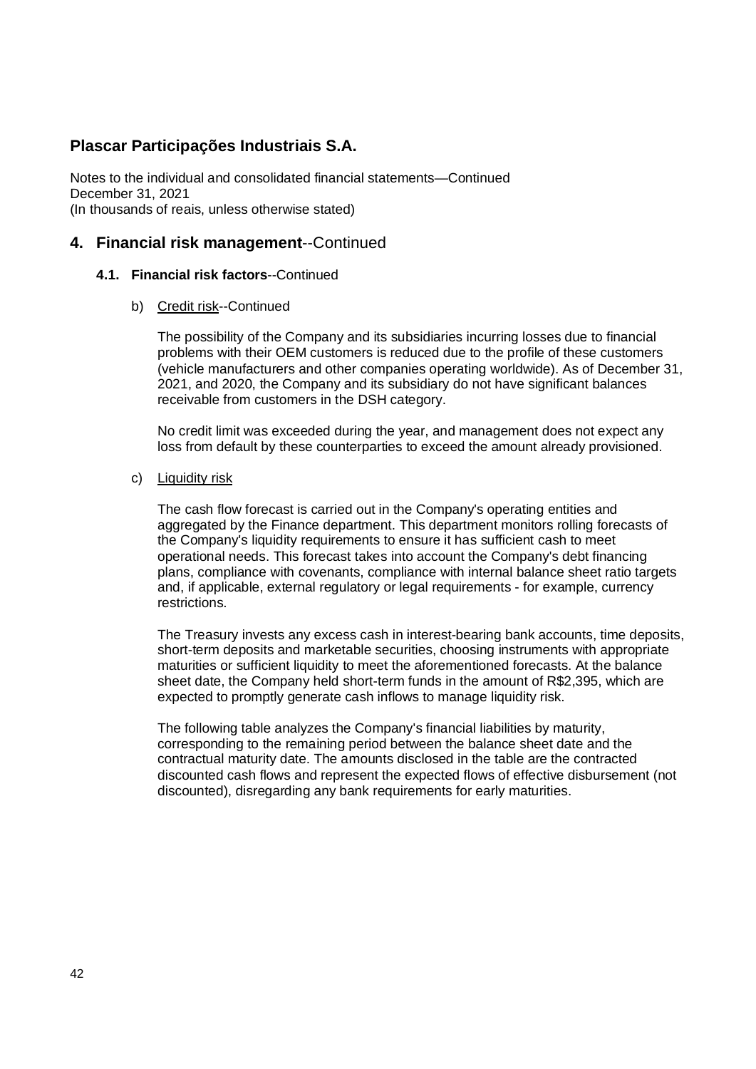## 4. Financial risk management--Continued

### 4.1. Financial risk factors--Continued

b) Credit risk--Continued

The possibility of the Company and its subsidiaries incurring losses due to financial problems with their OEM customers is reduced due to the profile of these customers (vehicle manufacturers and other companies operating worldwide). As of December 31, 2021, and 2020, the Company and its subsidiary do not have significant balances receivable from customers in the DSH category.

No credit limit was exceeded during the year, and management does not expect any loss from default by these counterparties to exceed the amount already provisioned.

c) Liquidity risk

The cash flow forecast is carried out in the Company's operating entities and aggregated by the Finance department. This department monitors rolling forecasts of the Company's liquidity requirements to ensure it has sufficient cash to meet operational needs. This forecast takes into account the Company's debt financing plans, compliance with covenants, compliance with internal balance sheet ratio targets and, if applicable, external regulatory or legal requirements - for example, currency restrictions.

The Treasury invests any excess cash in interest-bearing bank accounts, time deposits, short-term deposits and marketable securities, choosing instruments with appropriate maturities or sufficient liquidity to meet the aforementioned forecasts. At the balance sheet date, the Company held short-term funds in the amount of R$2,395, which are expected to promptly generate cash inflows to manage liquidity risk.

The following table analyzes the Company's financial liabilities by maturity, corresponding to the remaining period between the balance sheet date and the contractual maturity date. The amounts disclosed in the table are the contracted discounted cash flows and represent the expected flows of effective disbursement (not discounted), disregarding any bank requirements for early maturities.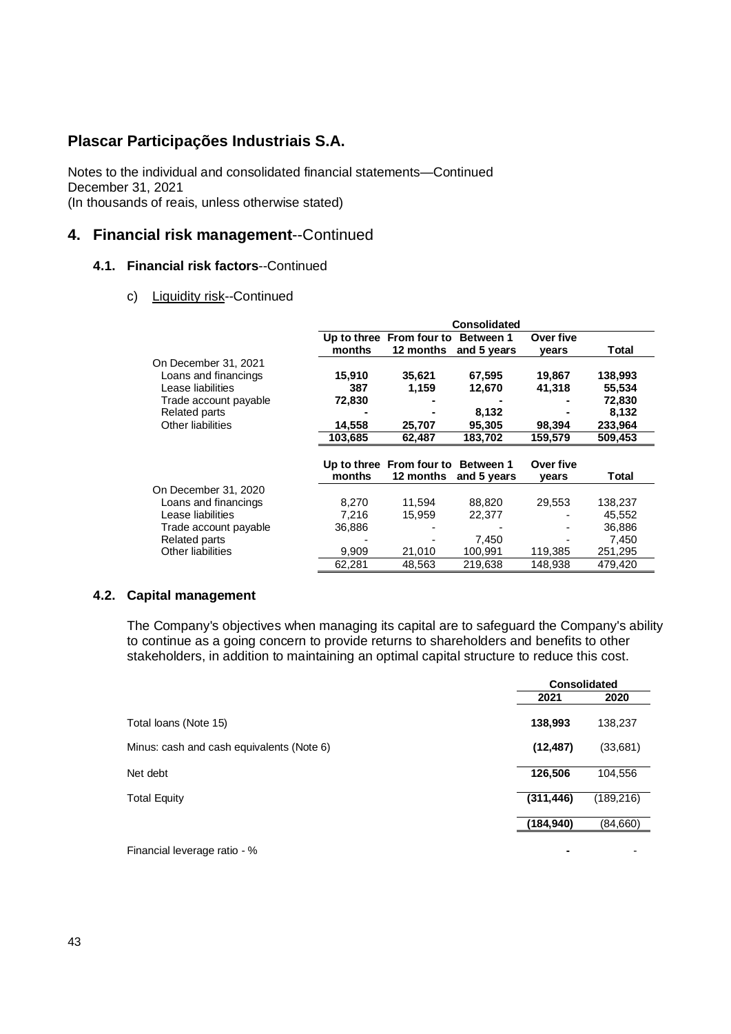## Plascar Participações Industriais S.A.

Notes to the individual and consolidated financial statements—Continued
December 31, 2021
(In thousands of reais, unless otherwise stated)

## 4. Financial risk management--Continued

### 4.1. Financial risk factors--Continued

c) Liquidity risk--Continued

| | Consolidated | | | | |
|---|---|---|---|---|---|
| | Up to three months | From four to 12 months | Between 1 and 5 years | Over five years | Total |
| On December 31, 2021 | | | | | |
| Loans and financings | **15,910** | **35,621** | **67,595** | **19,867** | **138,993** |
| Lease liabilities | **387** | **1,159** | **12,670** | **41,318** | **55,534** |
| Trade account payable | **72,830** | **-** | **-** | **-** | **72,830** |
| Related parts | **-** | **-** | **8,132** | **-** | **8,132** |
| Other liabilities | **14,558** | **25,707** | **95,305** | **98,394** | **233,964** |
| | **103,685** | **62,487** | **183,702** | **159,579** | **509,453** |
| | Up to three months | From four to 12 months | Between 1 and 5 years | Over five years | Total |
| On December 31, 2020 | | | | | |
| Loans and financings | 8,270 | 11,594 | 88,820 | 29,553 | 138,237 |
| Lease liabilities | 7,216 | 15,959 | 22,377 | - | 45,552 |
| Trade account payable | 36,886 | - | - | - | 36,886 |
| Related parts | - | - | 7,450 | - | 7,450 |
| Other liabilities | 9,909 | 21,010 | 100,991 | 119,385 | 251,295 |
| | 62,281 | 48,563 | 219,638 | 148,938 | 479,420 |

### 4.2. Capital management

The Company's objectives when managing its capital are to safeguard the Company's ability to continue as a going concern to provide returns to shareholders and benefits to other stakeholders, in addition to maintaining an optimal capital structure to reduce this cost.

| | Consolidated | |
|---|---|---|
| | 2021 | 2020 |
| Total loans (Note 15) | **138,993** | 138,237 |
| Minus: cash and cash equivalents (Note 6) | **(12,487)** | (33,681) |
| Net debt | **126,506** | 104,556 |
| Total Equity | **(311,446)** | (189,216) |
| | **(184,940)** | (84,660) |
| Financial leverage ratio - % | **-** | - |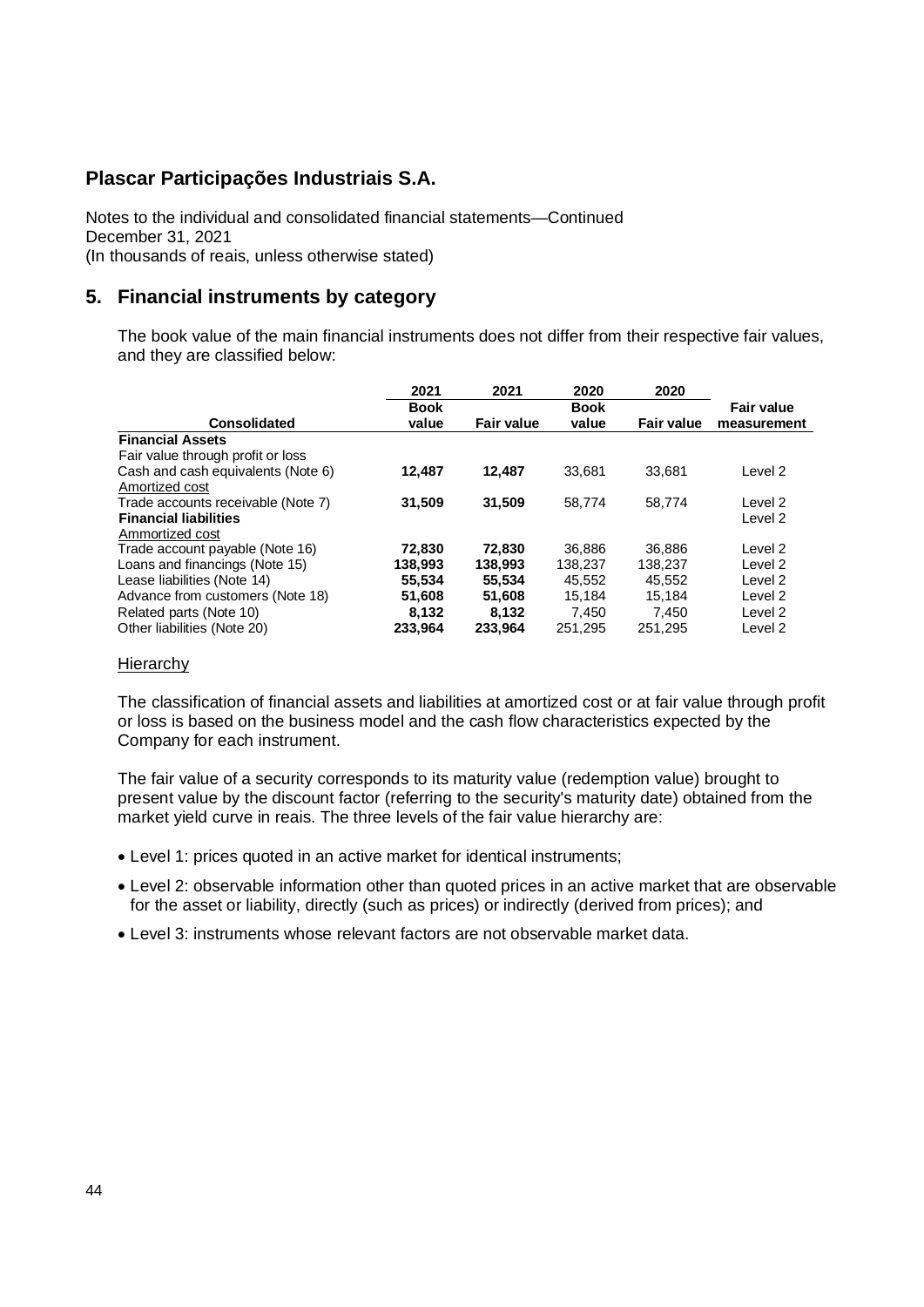## Plascar Participações Industriais S.A.

Notes to the individual and consolidated financial statements—Continued
December 31, 2021
(In thousands of reais, unless otherwise stated)

## 5. Financial instruments by category

The book value of the main financial instruments does not differ from their respective fair values, and they are classified below:

| Consolidated | 2021 Book value | 2021 Fair value | 2020 Book value | 2020 Fair value | Fair value measurement |
|---|---|---|---|---|---|
| **Financial Assets** | | | | | |
| Fair value through profit or loss | | | | | |
| Cash and cash equivalents (Note 6) | **12,487** | **12,487** | 33,681 | 33,681 | Level 2 |
| Amortized cost | | | | | |
| Trade accounts receivable (Note 7) | **31,509** | **31,509** | 58,774 | 58,774 | Level 2 |
| **Financial liabilities** | | | | | Level 2 |
| Ammortized cost | | | | | |
| Trade account payable (Note 16) | **72,830** | **72,830** | 36,886 | 36,886 | Level 2 |
| Loans and financings (Note 15) | **138,993** | **138,993** | 138,237 | 138,237 | Level 2 |
| Lease liabilities (Note 14) | **55,534** | **55,534** | 45,552 | 45,552 | Level 2 |
| Advance from customers (Note 18) | **51,608** | **51,608** | 15,184 | 15,184 | Level 2 |
| Related parts (Note 10) | **8,132** | **8,132** | 7,450 | 7,450 | Level 2 |
| Other liabilities (Note 20) | **233,964** | **233,964** | 251,295 | 251,295 | Level 2 |

Hierarchy

The classification of financial assets and liabilities at amortized cost or at fair value through profit or loss is based on the business model and the cash flow characteristics expected by the Company for each instrument.

The fair value of a security corresponds to its maturity value (redemption value) brought to present value by the discount factor (referring to the security's maturity date) obtained from the market yield curve in reais. The three levels of the fair value hierarchy are:

- Level 1: prices quoted in an active market for identical instruments;
- Level 2: observable information other than quoted prices in an active market that are observable for the asset or liability, directly (such as prices) or indirectly (derived from prices); and
- Level 3: instruments whose relevant factors are not observable market data.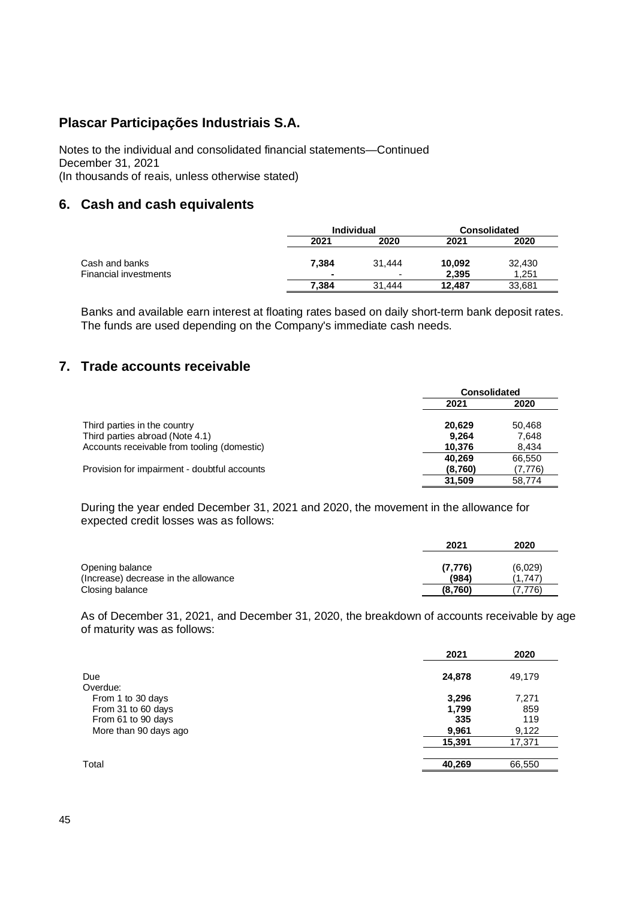# Plascar Participações Industriais S.A.

Notes to the individual and consolidated financial statements—Continued
December 31, 2021
(In thousands of reais, unless otherwise stated)

## 6. Cash and cash equivalents

| | Individual | | Consolidated | |
|---|---|---|---|---|
| | **2021** | **2020** | **2021** | **2020** |
| Cash and banks | **7,384** | 31,444 | **10,092** | 32,430 |
| Financial investments | **-** | - | **2,395** | 1,251 |
| | **7,384** | 31,444 | **12,487** | 33,681 |

Banks and available earn interest at floating rates based on daily short-term bank deposit rates. The funds are used depending on the Company's immediate cash needs.

## 7. Trade accounts receivable

| | Consolidated | |
|---|---|---|
| | **2021** | **2020** |
| Third parties in the country | **20,629** | 50,468 |
| Third parties abroad (Note 4.1) | **9,264** | 7,648 |
| Accounts receivable from tooling (domestic) | **10,376** | 8,434 |
| | **40,269** | 66,550 |
| Provision for impairment - doubtful accounts | **(8,760)** | (7,776) |
| | **31,509** | 58,774 |

During the year ended December 31, 2021 and 2020, the movement in the allowance for expected credit losses was as follows:

| | **2021** | **2020** |
|---|---|---|
| Opening balance | **(7,776)** | (6,029) |
| (Increase) decrease in the allowance | **(984)** | (1,747) |
| Closing balance | **(8,760)** | (7,776) |

As of December 31, 2021, and December 31, 2020, the breakdown of accounts receivable by age of maturity was as follows:

| | **2021** | **2020** |
|---|---|---|
| Due | **24,878** | 49,179 |
| Overdue: | | |
| From 1 to 30 days | **3,296** | 7,271 |
| From 31 to 60 days | **1,799** | 859 |
| From 61 to 90 days | **335** | 119 |
| More than 90 days ago | **9,961** | 9,122 |
| | **15,391** | 17,371 |
| Total | **40,269** | 66,550 |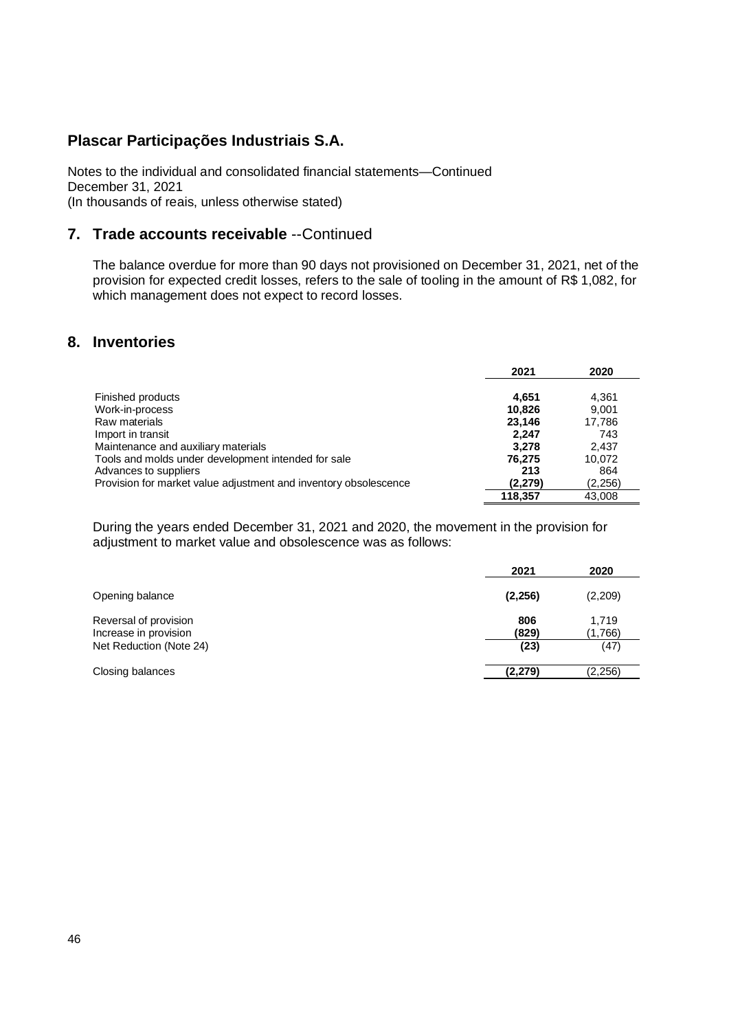**Plascar Participações Industriais S.A.**

Notes to the individual and consolidated financial statements—Continued
December 31, 2021
(In thousands of reais, unless otherwise stated)

## 7. Trade accounts receivable --Continued

The balance overdue for more than 90 days not provisioned on December 31, 2021, net of the provision for expected credit losses, refers to the sale of tooling in the amount of R$ 1,082, for which management does not expect to record losses.

## 8. Inventories

| | 2021 | 2020 |
|---|---|---|
| Finished products | **4,651** | 4,361 |
| Work-in-process | **10,826** | 9,001 |
| Raw materials | **23,146** | 17,786 |
| Import in transit | **2,247** | 743 |
| Maintenance and auxiliary materials | **3,278** | 2,437 |
| Tools and molds under development intended for sale | **76,275** | 10,072 |
| Advances to suppliers | **213** | 864 |
| Provision for market value adjustment and inventory obsolescence | **(2,279)** | (2,256) |
| | **118,357** | 43,008 |

During the years ended December 31, 2021 and 2020, the movement in the provision for adjustment to market value and obsolescence was as follows:

| | 2021 | 2020 |
|---|---|---|
| Opening balance | **(2,256)** | (2,209) |
| Reversal of provision | **806** | 1,719 |
| Increase in provision | **(829)** | (1,766) |
| Net Reduction (Note 24) | **(23)** | (47) |
| Closing balances | **(2,279)** | (2,256) |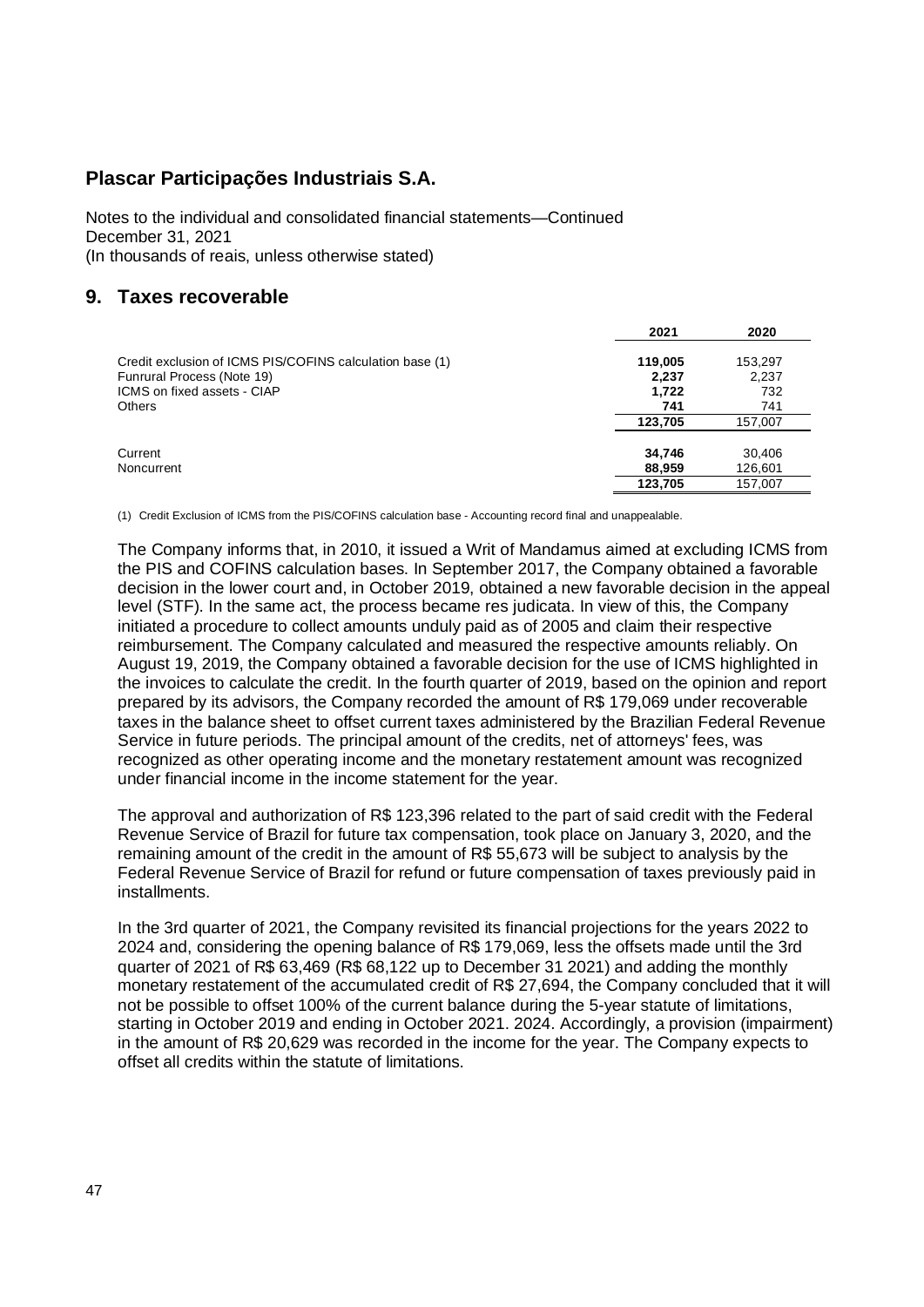**Plascar Participações Industriais S.A.**

Notes to the individual and consolidated financial statements—Continued
December 31, 2021
(In thousands of reais, unless otherwise stated)

## 9. Taxes recoverable

| | 2021 | 2020 |
|---|---|---|
| Credit exclusion of ICMS PIS/COFINS calculation base (1) | **119,005** | 153,297 |
| Funrural Process (Note 19) | **2,237** | 2,237 |
| ICMS on fixed assets - CIAP | **1,722** | 732 |
| Others | **741** | 741 |
| | **123,705** | 157,007 |
| Current | **34,746** | 30,406 |
| Noncurrent | **88,959** | 126,601 |
| | **123,705** | 157,007 |

(1) Credit Exclusion of ICMS from the PIS/COFINS calculation base - Accounting record final and unappealable.

The Company informs that, in 2010, it issued a Writ of Mandamus aimed at excluding ICMS from the PIS and COFINS calculation bases. In September 2017, the Company obtained a favorable decision in the lower court and, in October 2019, obtained a new favorable decision in the appeal level (STF). In the same act, the process became res judicata. In view of this, the Company initiated a procedure to collect amounts unduly paid as of 2005 and claim their respective reimbursement. The Company calculated and measured the respective amounts reliably. On August 19, 2019, the Company obtained a favorable decision for the use of ICMS highlighted in the invoices to calculate the credit. In the fourth quarter of 2019, based on the opinion and report prepared by its advisors, the Company recorded the amount of R$ 179,069 under recoverable taxes in the balance sheet to offset current taxes administered by the Brazilian Federal Revenue Service in future periods. The principal amount of the credits, net of attorneys' fees, was recognized as other operating income and the monetary restatement amount was recognized under financial income in the income statement for the year.

The approval and authorization of R$ 123,396 related to the part of said credit with the Federal Revenue Service of Brazil for future tax compensation, took place on January 3, 2020, and the remaining amount of the credit in the amount of R$ 55,673 will be subject to analysis by the Federal Revenue Service of Brazil for refund or future compensation of taxes previously paid in installments.

In the 3rd quarter of 2021, the Company revisited its financial projections for the years 2022 to 2024 and, considering the opening balance of R$ 179,069, less the offsets made until the 3rd quarter of 2021 of R$ 63,469 (R$ 68,122 up to December 31 2021) and adding the monthly monetary restatement of the accumulated credit of R$ 27,694, the Company concluded that it will not be possible to offset 100% of the current balance during the 5-year statute of limitations, starting in October 2019 and ending in October 2021. 2024. Accordingly, a provision (impairment) in the amount of R$ 20,629 was recorded in the income for the year. The Company expects to offset all credits within the statute of limitations.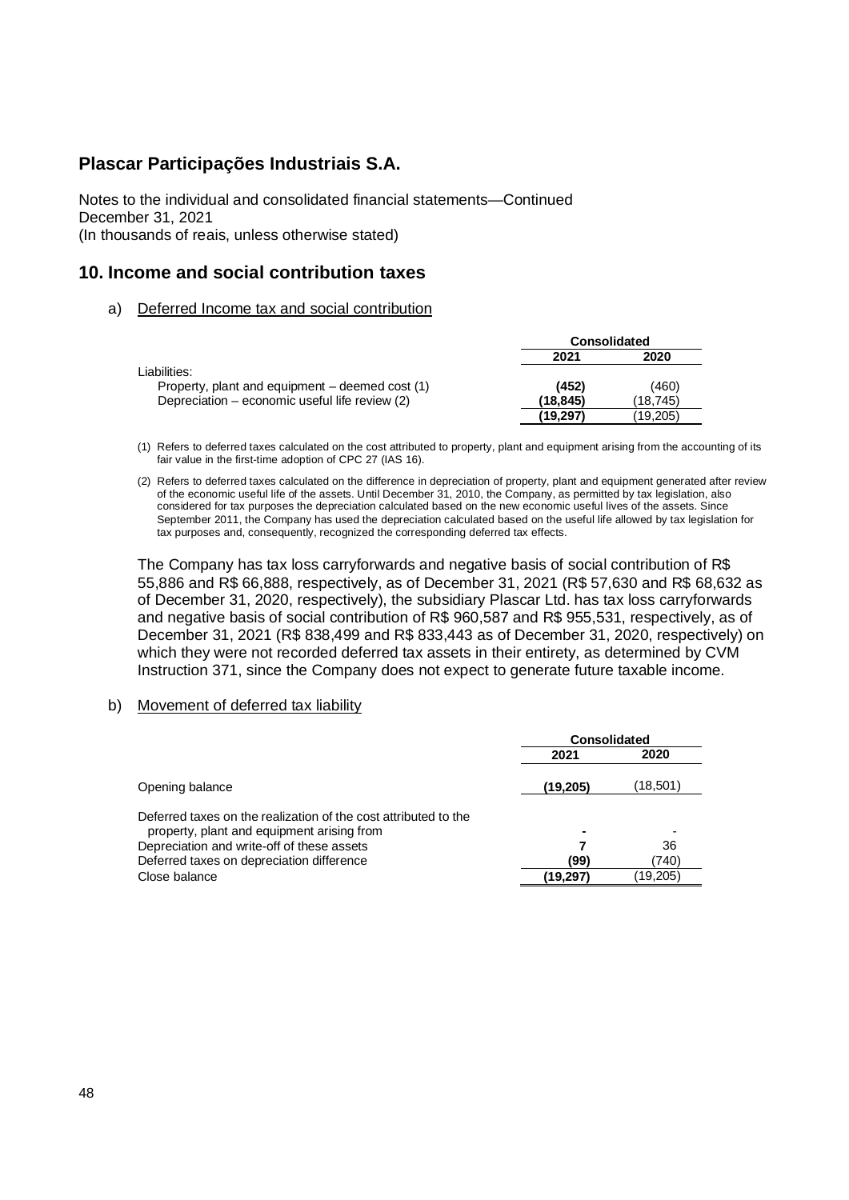# Plascar Participações Industriais S.A.

Notes to the individual and consolidated financial statements—Continued
December 31, 2021
(In thousands of reais, unless otherwise stated)

## 10. Income and social contribution taxes

a) Deferred Income tax and social contribution

| | Consolidated | |
|---|---|---|
| | **2021** | **2020** |
| Liabilities: | | |
| Property, plant and equipment – deemed cost (1) | **(452)** | (460) |
| Depreciation – economic useful life review (2) | **(18,845)** | (18,745) |
| | **(19,297)** | (19,205) |

(1) Refers to deferred taxes calculated on the cost attributed to property, plant and equipment arising from the accounting of its fair value in the first-time adoption of CPC 27 (IAS 16).

(2) Refers to deferred taxes calculated on the difference in depreciation of property, plant and equipment generated after review of the economic useful life of the assets. Until December 31, 2010, the Company, as permitted by tax legislation, also considered for tax purposes the depreciation calculated based on the new economic useful lives of the assets. Since September 2011, the Company has used the depreciation calculated based on the useful life allowed by tax legislation for tax purposes and, consequently, recognized the corresponding deferred tax effects.

The Company has tax loss carryforwards and negative basis of social contribution of R$ 55,886 and R$ 66,888, respectively, as of December 31, 2021 (R$ 57,630 and R$ 68,632 as of December 31, 2020, respectively), the subsidiary Plascar Ltd. has tax loss carryforwards and negative basis of social contribution of R$ 960,587 and R$ 955,531, respectively, as of December 31, 2021 (R$ 838,499 and R$ 833,443 as of December 31, 2020, respectively) on which they were not recorded deferred tax assets in their entirety, as determined by CVM Instruction 371, since the Company does not expect to generate future taxable income.

b) Movement of deferred tax liability

| | Consolidated | |
|---|---|---|
| | **2021** | **2020** |
| Opening balance | **(19,205)** | (18,501) |
| Deferred taxes on the realization of the cost attributed to the property, plant and equipment arising from | **-** | - |
| Depreciation and write-off of these assets | **7** | 36 |
| Deferred taxes on depreciation difference | **(99)** | (740) |
| Close balance | **(19,297)** | (19,205) |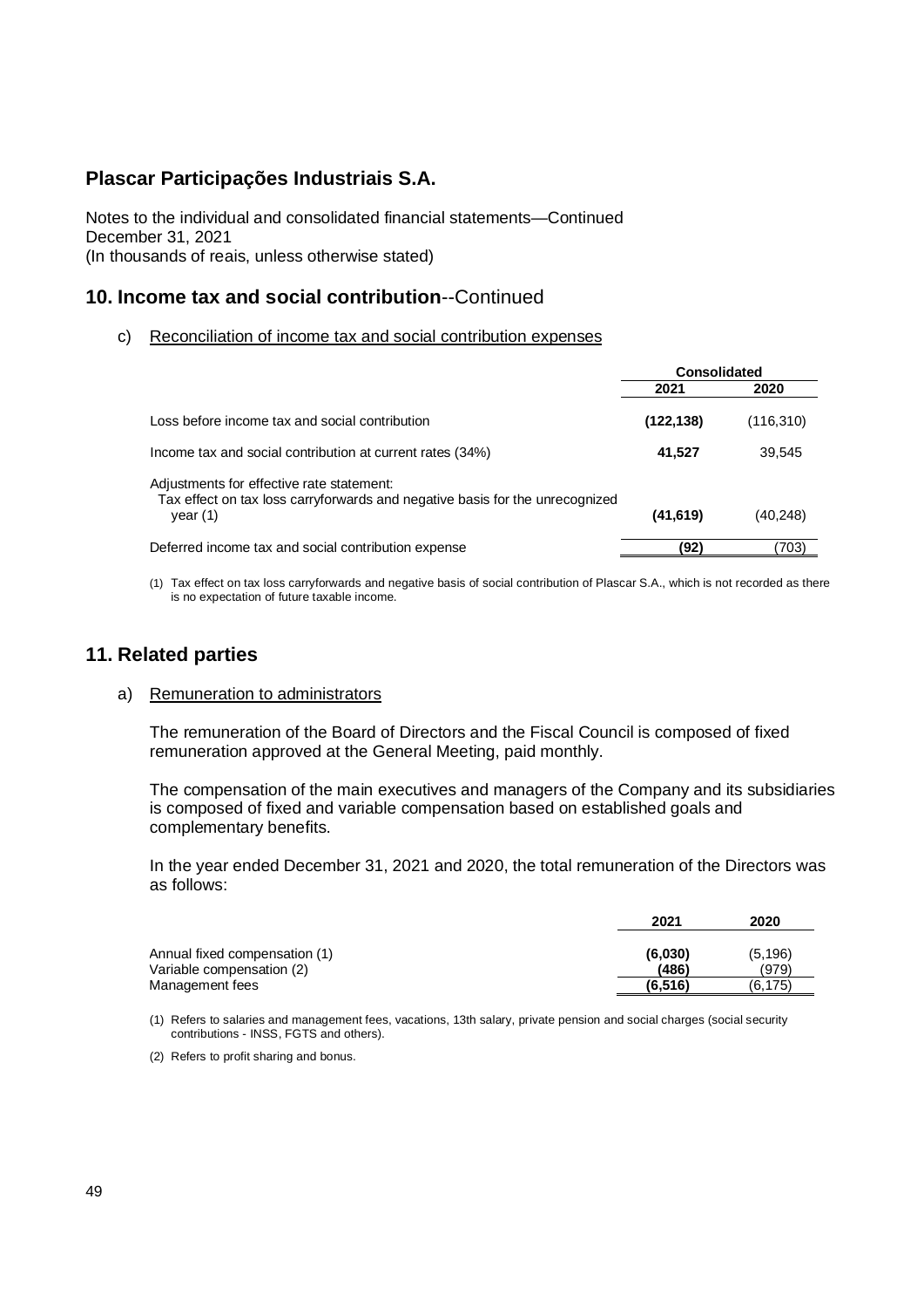# Plascar Participações Industriais S.A.

Notes to the individual and consolidated financial statements—Continued
December 31, 2021
(In thousands of reais, unless otherwise stated)

## 10. Income tax and social contribution--Continued

c) Reconciliation of income tax and social contribution expenses

| | Consolidated | |
|---|---|---|
| | **2021** | **2020** |
| Loss before income tax and social contribution | **(122,138)** | (116,310) |
| Income tax and social contribution at current rates (34%) | **41,527** | 39,545 |
| Adjustments for effective rate statement:<br>Tax effect on tax loss carryforwards and negative basis for the unrecognized year (1) | **(41,619)** | (40,248) |
| Deferred income tax and social contribution expense | **(92)** | (703) |

(1) Tax effect on tax loss carryforwards and negative basis of social contribution of Plascar S.A., which is not recorded as there is no expectation of future taxable income.

## 11. Related parties

a) Remuneration to administrators

The remuneration of the Board of Directors and the Fiscal Council is composed of fixed remuneration approved at the General Meeting, paid monthly.

The compensation of the main executives and managers of the Company and its subsidiaries is composed of fixed and variable compensation based on established goals and complementary benefits.

In the year ended December 31, 2021 and 2020, the total remuneration of the Directors was as follows:

| | 2021 | 2020 |
|---|---|---|
| Annual fixed compensation (1) | **(6,030)** | (5,196) |
| Variable compensation (2) | **(486)** | (979) |
| Management fees | **(6,516)** | (6,175) |

(1) Refers to salaries and management fees, vacations, 13th salary, private pension and social charges (social security contributions - INSS, FGTS and others).

(2) Refers to profit sharing and bonus.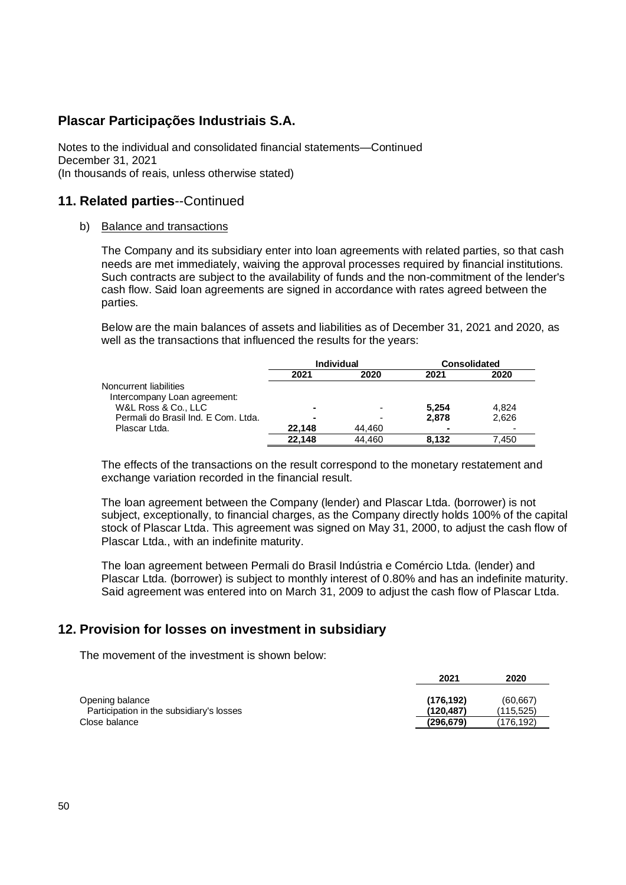## Plascar Participações Industriais S.A.

Notes to the individual and consolidated financial statements—Continued
December 31, 2021
(In thousands of reais, unless otherwise stated)

## 11. Related parties--Continued

b) Balance and transactions

The Company and its subsidiary enter into loan agreements with related parties, so that cash needs are met immediately, waiving the approval processes required by financial institutions. Such contracts are subject to the availability of funds and the non-commitment of the lender's cash flow. Said loan agreements are signed in accordance with rates agreed between the parties.

Below are the main balances of assets and liabilities as of December 31, 2021 and 2020, as well as the transactions that influenced the results for the years:

| | Individual | | Consolidated | |
|---|---|---|---|---|
| | **2021** | **2020** | **2021** | **2020** |
| Noncurrent liabilities | | | | |
| Intercompany Loan agreement: | | | | |
| W&L Ross & Co., LLC | **-** | - | **5,254** | 4,824 |
| Permali do Brasil Ind. E Com. Ltda. | **-** | - | **2,878** | 2,626 |
| Plascar Ltda. | **22,148** | 44,460 | **-** | - |
| | **22,148** | 44,460 | **8,132** | 7,450 |

The effects of the transactions on the result correspond to the monetary restatement and exchange variation recorded in the financial result.

The loan agreement between the Company (lender) and Plascar Ltda. (borrower) is not subject, exceptionally, to financial charges, as the Company directly holds 100% of the capital stock of Plascar Ltda. This agreement was signed on May 31, 2000, to adjust the cash flow of Plascar Ltda., with an indefinite maturity.

The loan agreement between Permali do Brasil Indústria e Comércio Ltda. (lender) and Plascar Ltda. (borrower) is subject to monthly interest of 0.80% and has an indefinite maturity. Said agreement was entered into on March 31, 2009 to adjust the cash flow of Plascar Ltda.

## 12. Provision for losses on investment in subsidiary

The movement of the investment is shown below:

| | **2021** | **2020** |
|---|---|---|
| Opening balance | **(176,192)** | (60,667) |
| Participation in the subsidiary's losses | **(120,487)** | (115,525) |
| Close balance | **(296,679)** | (176,192) |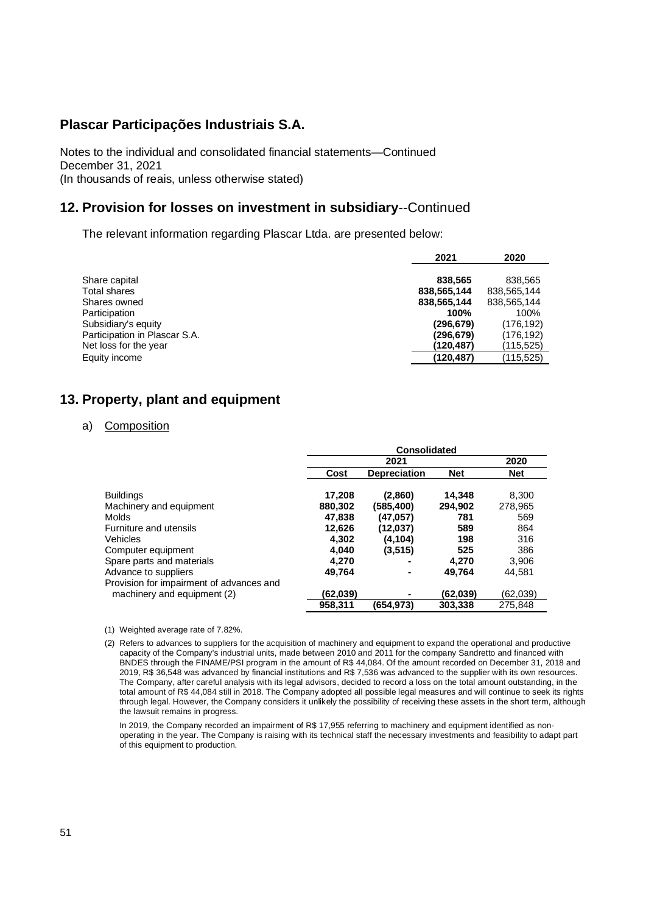## Plascar Participações Industriais S.A.

Notes to the individual and consolidated financial statements—Continued
December 31, 2021
(In thousands of reais, unless otherwise stated)

## 12. Provision for losses on investment in subsidiary--Continued

The relevant information regarding Plascar Ltda. are presented below:

| | 2021 | 2020 |
|---|---|---|
| Share capital | **838,565** | 838,565 |
| Total shares | **838,565,144** | 838,565,144 |
| Shares owned | **838,565,144** | 838,565,144 |
| Participation | **100%** | 100% |
| Subsidiary's equity | **(296,679)** | (176,192) |
| Participation in Plascar S.A. | **(296,679)** | (176,192) |
| Net loss for the year | **(120,487)** | (115,525) |
| Equity income | **(120,487)** | (115,525) |

## 13. Property, plant and equipment

a) Composition

| | Consolidated | | | |
|---|---|---|---|---|
| | 2021 | | | 2020 |
| | Cost | Depreciation | Net | Net |
| Buildings | **17,208** | **(2,860)** | **14,348** | 8,300 |
| Machinery and equipment | **880,302** | **(585,400)** | **294,902** | 278,965 |
| Molds | **47,838** | **(47,057)** | **781** | 569 |
| Furniture and utensils | **12,626** | **(12,037)** | **589** | 864 |
| Vehicles | **4,302** | **(4,104)** | **198** | 316 |
| Computer equipment | **4,040** | **(3,515)** | **525** | 386 |
| Spare parts and materials | **4,270** | **-** | **4,270** | 3,906 |
| Advance to suppliers | **49,764** | **-** | **49,764** | 44,581 |
| Provision for impairment of advances and machinery and equipment (2) | **(62,039)** | **-** | **(62,039)** | (62,039) |
| | **958,311** | **(654,973)** | **303,338** | 275,848 |

(1) Weighted average rate of 7.82%.

(2) Refers to advances to suppliers for the acquisition of machinery and equipment to expand the operational and productive capacity of the Company's industrial units, made between 2010 and 2011 for the company Sandretto and financed with BNDES through the FINAME/PSI program in the amount of R$ 44,084. Of the amount recorded on December 31, 2018 and 2019, R$ 36,548 was advanced by financial institutions and R$ 7,536 was advanced to the supplier with its own resources. The Company, after careful analysis with its legal advisors, decided to record a loss on the total amount outstanding, in the total amount of R$ 44,084 still in 2018. The Company adopted all possible legal measures and will continue to seek its rights through legal. However, the Company considers it unlikely the possibility of receiving these assets in the short term, although the lawsuit remains in progress.

In 2019, the Company recorded an impairment of R$ 17,955 referring to machinery and equipment identified as non-operating in the year. The Company is raising with its technical staff the necessary investments and feasibility to adapt part of this equipment to production.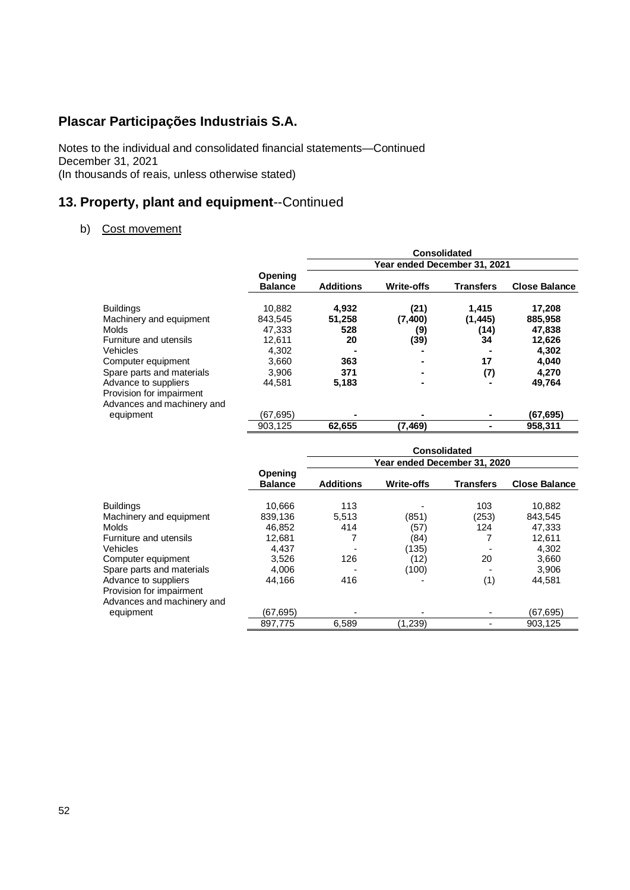## Plascar Participações Industriais S.A.

Notes to the individual and consolidated financial statements—Continued
December 31, 2021
(In thousands of reais, unless otherwise stated)

## 13. Property, plant and equipment--Continued

b) Cost movement

| | | Consolidated | | | |
|---|---|---|---|---|---|
| | | Year ended December 31, 2021 | | | |
| | Opening Balance | Additions | Write-offs | Transfers | Close Balance |
| Buildings | 10,882 | **4,932** | **(21)** | **1,415** | **17,208** |
| Machinery and equipment | 843,545 | **51,258** | **(7,400)** | **(1,445)** | **885,958** |
| Molds | 47,333 | **528** | **(9)** | **(14)** | **47,838** |
| Furniture and utensils | 12,611 | **20** | **(39)** | **34** | **12,626** |
| Vehicles | 4,302 | **-** | **-** | **-** | **4,302** |
| Computer equipment | 3,660 | **363** | **-** | **17** | **4,040** |
| Spare parts and materials | 3,906 | **371** | **-** | **(7)** | **4,270** |
| Advance to suppliers | 44,581 | **5,183** | **-** | **-** | **49,764** |
| Provision for impairment Advances and machinery and equipment | (67,695) | **-** | **-** | **-** | **(67,695)** |
| | 903,125 | **62,655** | **(7,469)** | **-** | **958,311** |

| | | Consolidated | | | |
|---|---|---|---|---|---|
| | | Year ended December 31, 2020 | | | |
| | Opening Balance | Additions | Write-offs | Transfers | Close Balance |
| Buildings | 10,666 | 113 | - | 103 | 10,882 |
| Machinery and equipment | 839,136 | 5,513 | (851) | (253) | 843,545 |
| Molds | 46,852 | 414 | (57) | 124 | 47,333 |
| Furniture and utensils | 12,681 | 7 | (84) | 7 | 12,611 |
| Vehicles | 4,437 | - | (135) | - | 4,302 |
| Computer equipment | 3,526 | 126 | (12) | 20 | 3,660 |
| Spare parts and materials | 4,006 | - | (100) | - | 3,906 |
| Advance to suppliers | 44,166 | 416 | - | (1) | 44,581 |
| Provision for impairment Advances and machinery and equipment | (67,695) | - | - | - | (67,695) |
| | 897,775 | 6,589 | (1,239) | - | 903,125 |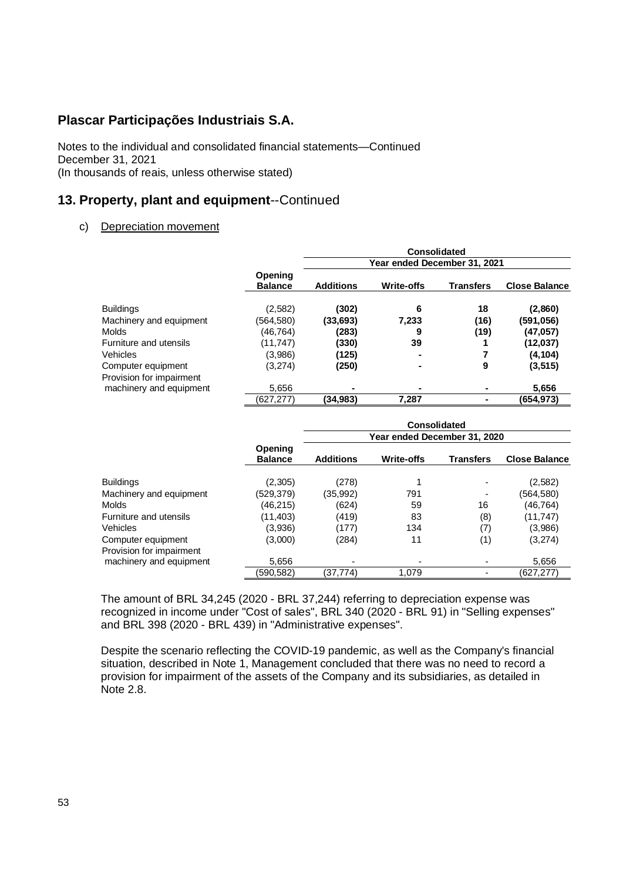# Plascar Participações Industriais S.A.

Notes to the individual and consolidated financial statements—Continued
December 31, 2021
(In thousands of reais, unless otherwise stated)

## 13. Property, plant and equipment--Continued

c) Depreciation movement

| | | Consolidated | | | |
|---|---|---|---|---|---|
| | | Year ended December 31, 2021 | | | |
| | Opening Balance | Additions | Write-offs | Transfers | Close Balance |
| Buildings | (2,582) | **(302)** | **6** | **18** | **(2,860)** |
| Machinery and equipment | (564,580) | **(33,693)** | **7,233** | **(16)** | **(591,056)** |
| Molds | (46,764) | **(283)** | **9** | **(19)** | **(47,057)** |
| Furniture and utensils | (11,747) | **(330)** | **39** | **1** | **(12,037)** |
| Vehicles | (3,986) | **(125)** | **-** | **7** | **(4,104)** |
| Computer equipment | (3,274) | **(250)** | **-** | **9** | **(3,515)** |
| Provision for impairment machinery and equipment | 5,656 | **-** | **-** | **-** | **5,656** |
| | (627,277) | **(34,983)** | **7,287** | **-** | **(654,973)** |

| | | Consolidated | | | |
|---|---|---|---|---|---|
| | | Year ended December 31, 2020 | | | |
| | Opening Balance | Additions | Write-offs | Transfers | Close Balance |
| Buildings | (2,305) | (278) | 1 | - | (2,582) |
| Machinery and equipment | (529,379) | (35,992) | 791 | - | (564,580) |
| Molds | (46,215) | (624) | 59 | 16 | (46,764) |
| Furniture and utensils | (11,403) | (419) | 83 | (8) | (11,747) |
| Vehicles | (3,936) | (177) | 134 | (7) | (3,986) |
| Computer equipment | (3,000) | (284) | 11 | (1) | (3,274) |
| Provision for impairment machinery and equipment | 5,656 | - | - | - | 5,656 |
| | (590,582) | (37,774) | 1,079 | - | (627,277) |

The amount of BRL 34,245 (2020 - BRL 37,244) referring to depreciation expense was recognized in income under "Cost of sales", BRL 340 (2020 - BRL 91) in "Selling expenses" and BRL 398 (2020 - BRL 439) in "Administrative expenses".

Despite the scenario reflecting the COVID-19 pandemic, as well as the Company's financial situation, described in Note 1, Management concluded that there was no need to record a provision for impairment of the assets of the Company and its subsidiaries, as detailed in Note 2.8.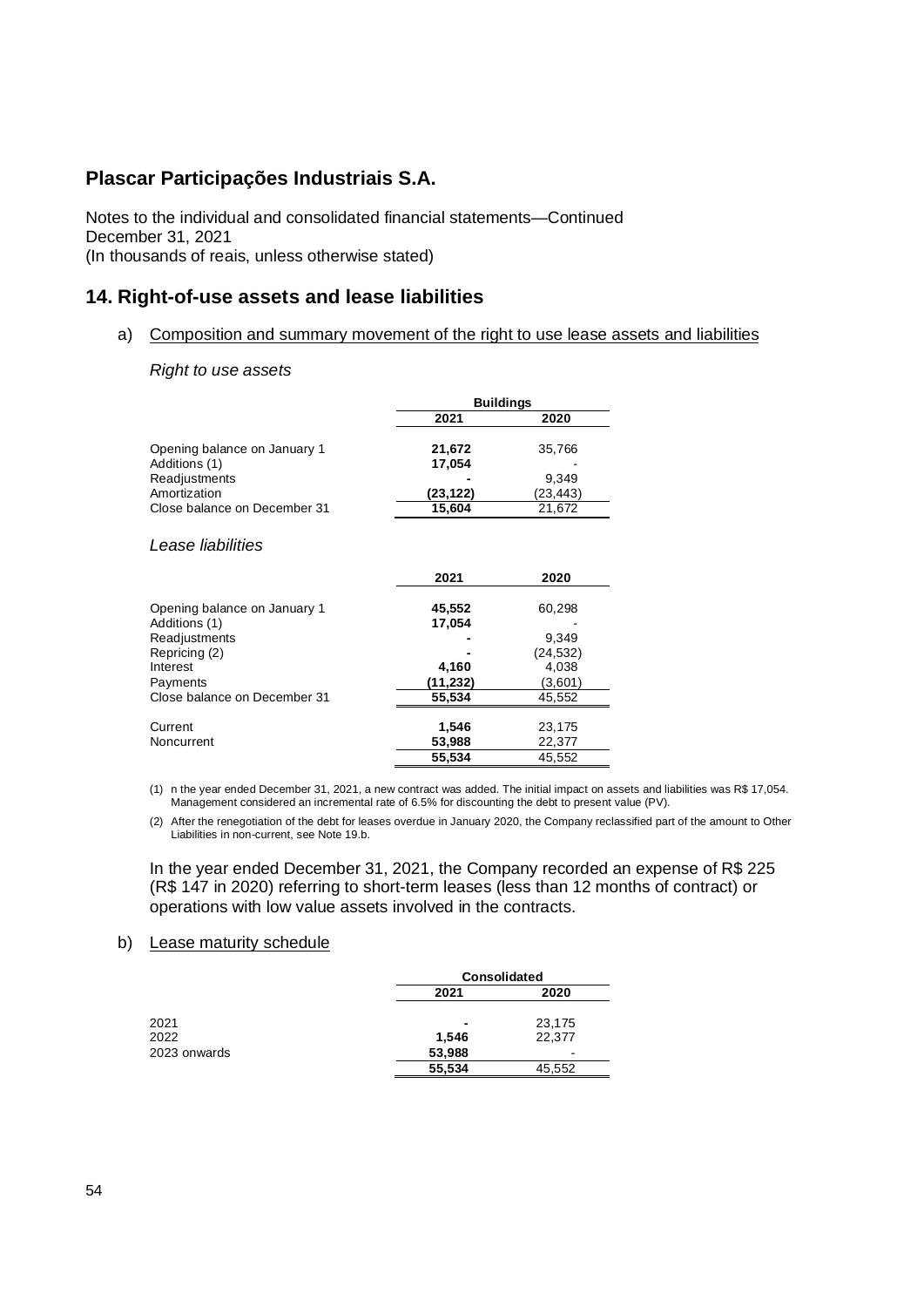# Plascar Participações Industriais S.A.

Notes to the individual and consolidated financial statements—Continued
December 31, 2021
(In thousands of reais, unless otherwise stated)

## 14. Right-of-use assets and lease liabilities

a) Composition and summary movement of the right to use lease assets and liabilities

*Right to use assets*

| | Buildings | |
|---|---|---|
| | **2021** | **2020** |
| Opening balance on January 1 | **21,672** | 35,766 |
| Additions (1) | **17,054** | - |
| Readjustments | **-** | 9,349 |
| Amortization | **(23,122)** | (23,443) |
| Close balance on December 31 | **15,604** | 21,672 |

*Lease liabilities*

| | 2021 | 2020 |
|---|---|---|
| Opening balance on January 1 | **45,552** | 60,298 |
| Additions (1) | **17,054** | - |
| Readjustments | **-** | 9,349 |
| Repricing (2) | **-** | (24,532) |
| Interest | **4,160** | 4,038 |
| Payments | **(11,232)** | (3,601) |
| Close balance on December 31 | **55,534** | 45,552 |
| | | |
| Current | **1,546** | 23,175 |
| Noncurrent | **53,988** | 22,377 |
| | **55,534** | 45,552 |

(1) n the year ended December 31, 2021, a new contract was added. The initial impact on assets and liabilities was R$ 17,054. Management considered an incremental rate of 6.5% for discounting the debt to present value (PV).

(2) After the renegotiation of the debt for leases overdue in January 2020, the Company reclassified part of the amount to Other Liabilities in non-current, see Note 19.b.

In the year ended December 31, 2021, the Company recorded an expense of R$ 225 (R$ 147 in 2020) referring to short-term leases (less than 12 months of contract) or operations with low value assets involved in the contracts.

b) Lease maturity schedule

| | Consolidated | |
|---|---|---|
| | **2021** | **2020** |
| 2021 | **-** | 23,175 |
| 2022 | **1,546** | 22,377 |
| 2023 onwards | **53,988** | - |
| | **55,534** | 45,552 |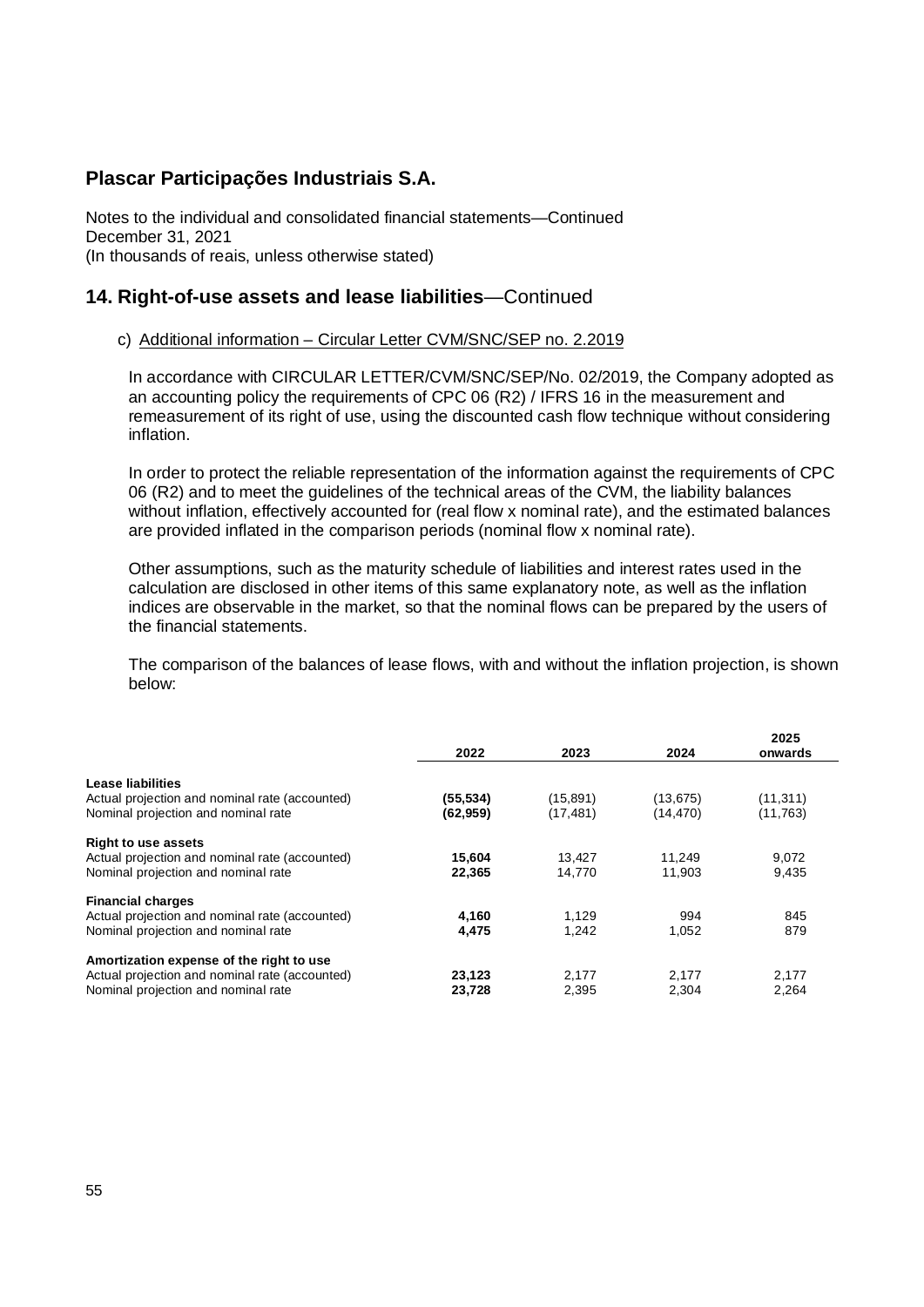# Plascar Participações Industriais S.A.

Notes to the individual and consolidated financial statements—Continued
December 31, 2021
(In thousands of reais, unless otherwise stated)

## 14. Right-of-use assets and lease liabilities—Continued

c) Additional information – Circular Letter CVM/SNC/SEP no. 2.2019

In accordance with CIRCULAR LETTER/CVM/SNC/SEP/No. 02/2019, the Company adopted as an accounting policy the requirements of CPC 06 (R2) / IFRS 16 in the measurement and remeasurement of its right of use, using the discounted cash flow technique without considering inflation.

In order to protect the reliable representation of the information against the requirements of CPC 06 (R2) and to meet the guidelines of the technical areas of the CVM, the liability balances without inflation, effectively accounted for (real flow x nominal rate), and the estimated balances are provided inflated in the comparison periods (nominal flow x nominal rate).

Other assumptions, such as the maturity schedule of liabilities and interest rates used in the calculation are disclosed in other items of this same explanatory note, as well as the inflation indices are observable in the market, so that the nominal flows can be prepared by the users of the financial statements.

The comparison of the balances of lease flows, with and without the inflation projection, is shown below:

| | 2022 | 2023 | 2024 | 2025 onwards |
|---|---|---|---|---|
| **Lease liabilities** | | | | |
| Actual projection and nominal rate (accounted) | **(55,534)** | (15,891) | (13,675) | (11,311) |
| Nominal projection and nominal rate | **(62,959)** | (17,481) | (14,470) | (11,763) |
| **Right to use assets** | | | | |
| Actual projection and nominal rate (accounted) | **15,604** | 13,427 | 11,249 | 9,072 |
| Nominal projection and nominal rate | **22,365** | 14,770 | 11,903 | 9,435 |
| **Financial charges** | | | | |
| Actual projection and nominal rate (accounted) | **4,160** | 1,129 | 994 | 845 |
| Nominal projection and nominal rate | **4,475** | 1,242 | 1,052 | 879 |
| **Amortization expense of the right to use** | | | | |
| Actual projection and nominal rate (accounted) | **23,123** | 2,177 | 2,177 | 2,177 |
| Nominal projection and nominal rate | **23,728** | 2,395 | 2,304 | 2,264 |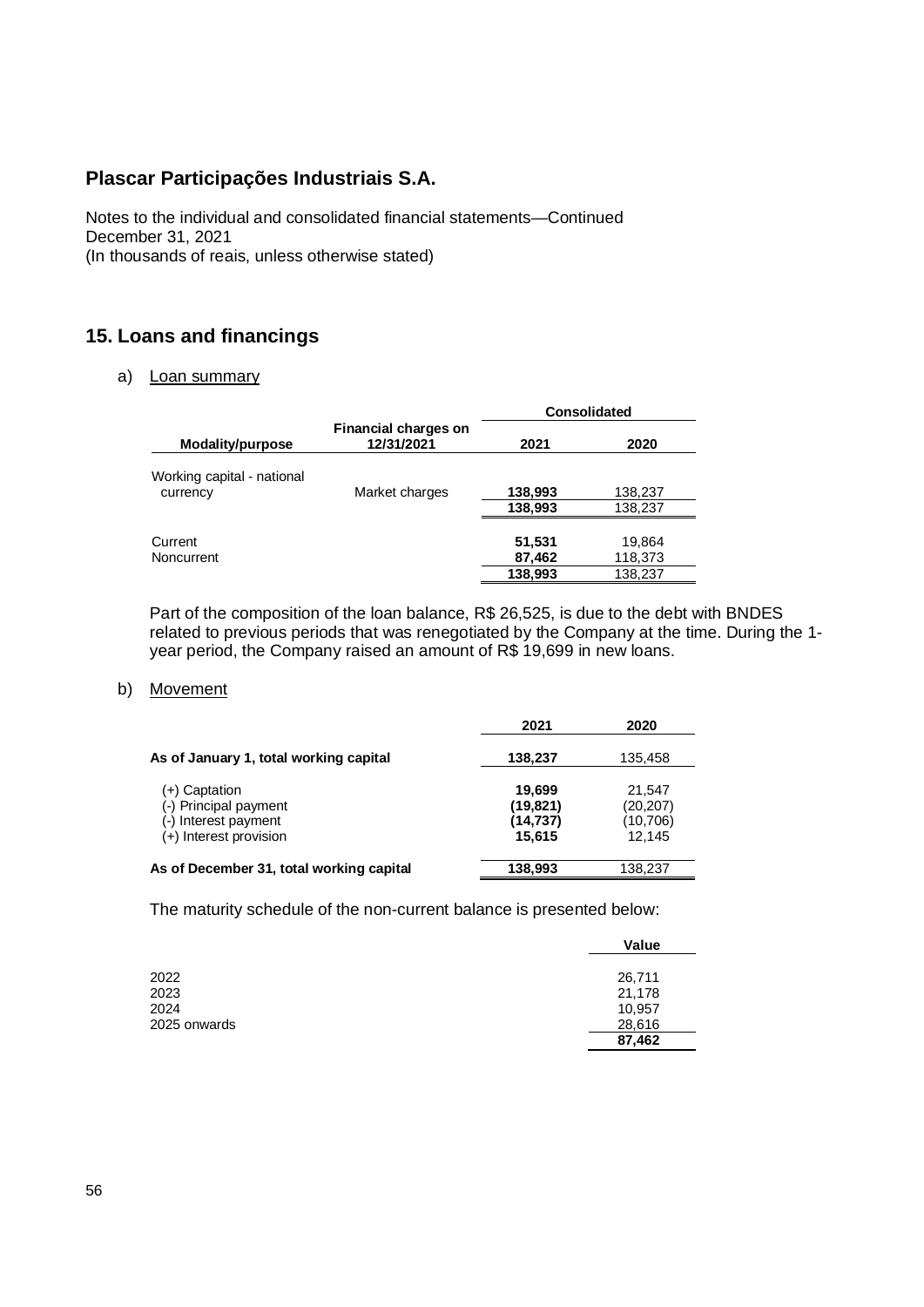# Plascar Participações Industriais S.A.

Notes to the individual and consolidated financial statements—Continued
December 31, 2021
(In thousands of reais, unless otherwise stated)

## 15. Loans and financings

a) Loan summary

| Modality/purpose | Financial charges on 12/31/2021 | Consolidated | |
|---|---|---|---|
| | | **2021** | **2020** |
| Working capital - national currency | Market charges | **138,993** | 138,237 |
| | | **138,993** | 138,237 |
| Current | | **51,531** | 19,864 |
| Noncurrent | | **87,462** | 118,373 |
| | | **138,993** | 138,237 |

Part of the composition of the loan balance, R$ 26,525, is due to the debt with BNDES related to previous periods that was renegotiated by the Company at the time. During the 1-year period, the Company raised an amount of R$ 19,699 in new loans.

b) Movement

| | 2021 | 2020 |
|---|---|---|
| **As of January 1, total working capital** | **138,237** | 135,458 |
| (+) Captation | **19,699** | 21,547 |
| (-) Principal payment | **(19,821)** | (20,207) |
| (-) Interest payment | **(14,737)** | (10,706) |
| (+) Interest provision | **15,615** | 12,145 |
| **As of December 31, total working capital** | **138,993** | 138,237 |

The maturity schedule of the non-current balance is presented below:

| | Value |
|---|---|
| 2022 | 26,711 |
| 2023 | 21,178 |
| 2024 | 10,957 |
| 2025 onwards | 28,616 |
| | **87,462** |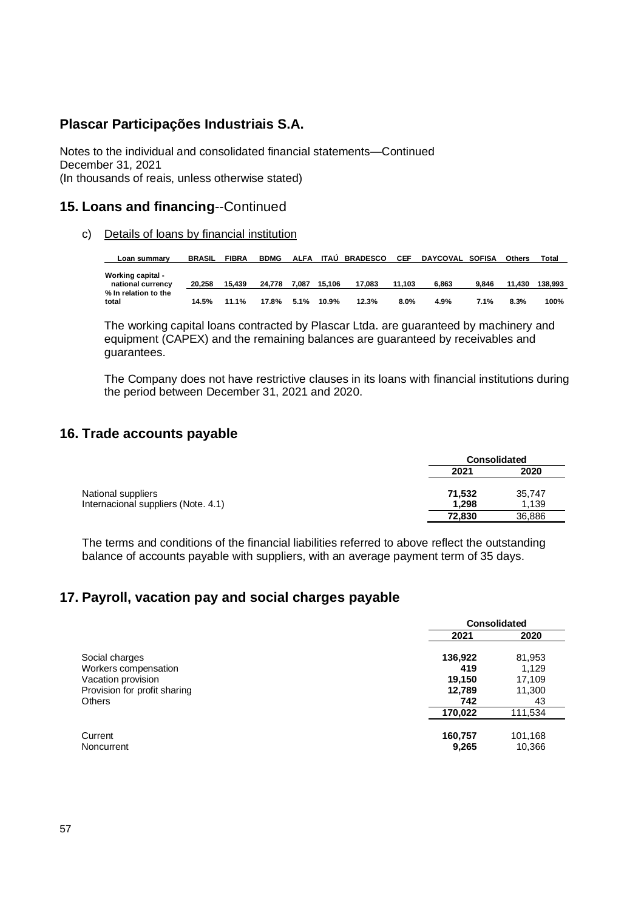## 15. Loans and financing--Continued

c) Details of loans by financial institution

| Loan summary | BRASIL | FIBRA | BDMG | ALFA | ITAÚ | BRADESCO | CEF | DAYCOVAL | SOFISA | Others | Total |
|---|---|---|---|---|---|---|---|---|---|---|---|
| **Working capital - national currency** | **20,258** | **15,439** | **24,778** | **7,087** | **15,106** | **17,083** | **11,103** | **6,863** | **9,846** | **11,430** | **138,993** |
| **% In relation to the total** | **14.5%** | **11.1%** | **17.8%** | **5.1%** | **10.9%** | **12.3%** | **8.0%** | **4.9%** | **7.1%** | **8.3%** | **100%** |

The working capital loans contracted by Plascar Ltda. are guaranteed by machinery and equipment (CAPEX) and the remaining balances are guaranteed by receivables and guarantees.

The Company does not have restrictive clauses in its loans with financial institutions during the period between December 31, 2021 and 2020.

## 16. Trade accounts payable

| | Consolidated | |
|---|---|---|
| | 2021 | 2020 |
| National suppliers | **71,532** | 35,747 |
| Internacional suppliers (Note. 4.1) | **1,298** | 1,139 |
| | **72,830** | 36,886 |

The terms and conditions of the financial liabilities referred to above reflect the outstanding balance of accounts payable with suppliers, with an average payment term of 35 days.

## 17. Payroll, vacation pay and social charges payable

| | Consolidated | |
|---|---|---|
| | 2021 | 2020 |
| Social charges | **136,922** | 81,953 |
| Workers compensation | **419** | 1,129 |
| Vacation provision | **19,150** | 17,109 |
| Provision for profit sharing | **12,789** | 11,300 |
| Others | **742** | 43 |
| | **170,022** | 111,534 |
| | | |
| Current | **160,757** | 101,168 |
| Noncurrent | **9,265** | 10,366 |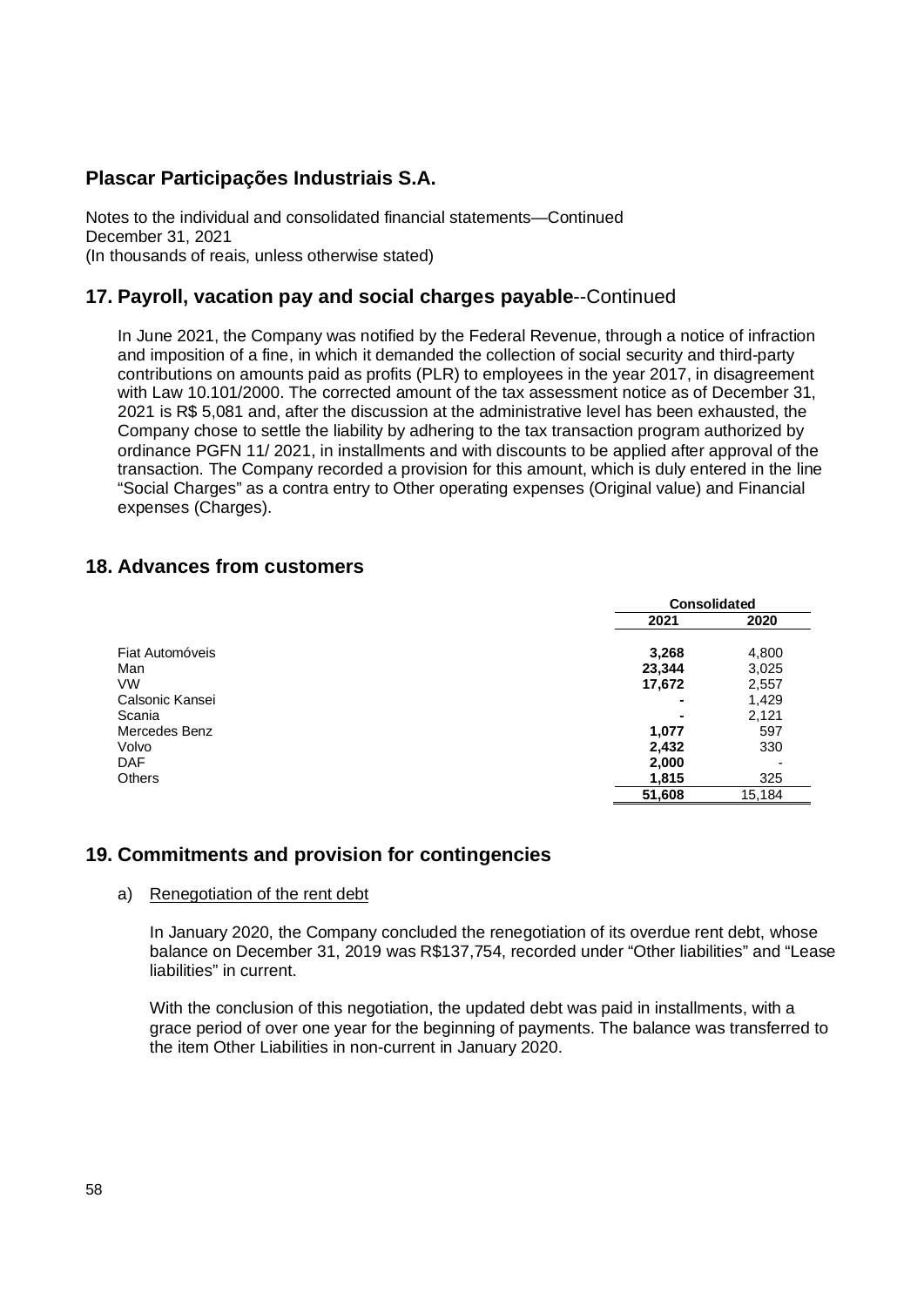## Plascar Participações Industriais S.A.

Notes to the individual and consolidated financial statements—Continued
December 31, 2021
(In thousands of reais, unless otherwise stated)

## 17. Payroll, vacation pay and social charges payable--Continued

In June 2021, the Company was notified by the Federal Revenue, through a notice of infraction and imposition of a fine, in which it demanded the collection of social security and third-party contributions on amounts paid as profits (PLR) to employees in the year 2017, in disagreement with Law 10.101/2000. The corrected amount of the tax assessment notice as of December 31, 2021 is R$ 5,081 and, after the discussion at the administrative level has been exhausted, the Company chose to settle the liability by adhering to the tax transaction program authorized by ordinance PGFN 11/ 2021, in installments and with discounts to be applied after approval of the transaction. The Company recorded a provision for this amount, which is duly entered in the line "Social Charges" as a contra entry to Other operating expenses (Original value) and Financial expenses (Charges).

## 18. Advances from customers

| | Consolidated | |
|---|---|---|
| | **2021** | **2020** |
| Fiat Automóveis | **3,268** | 4,800 |
| Man | **23,344** | 3,025 |
| VW | **17,672** | 2,557 |
| Calsonic Kansei | **-** | 1,429 |
| Scania | **-** | 2,121 |
| Mercedes Benz | **1,077** | 597 |
| Volvo | **2,432** | 330 |
| DAF | **2,000** | - |
| Others | **1,815** | 325 |
| | **51,608** | 15,184 |

## 19. Commitments and provision for contingencies

a) Renegotiation of the rent debt

In January 2020, the Company concluded the renegotiation of its overdue rent debt, whose balance on December 31, 2019 was R$137,754, recorded under "Other liabilities" and "Lease liabilities" in current.

With the conclusion of this negotiation, the updated debt was paid in installments, with a grace period of over one year for the beginning of payments. The balance was transferred to the item Other Liabilities in non-current in January 2020.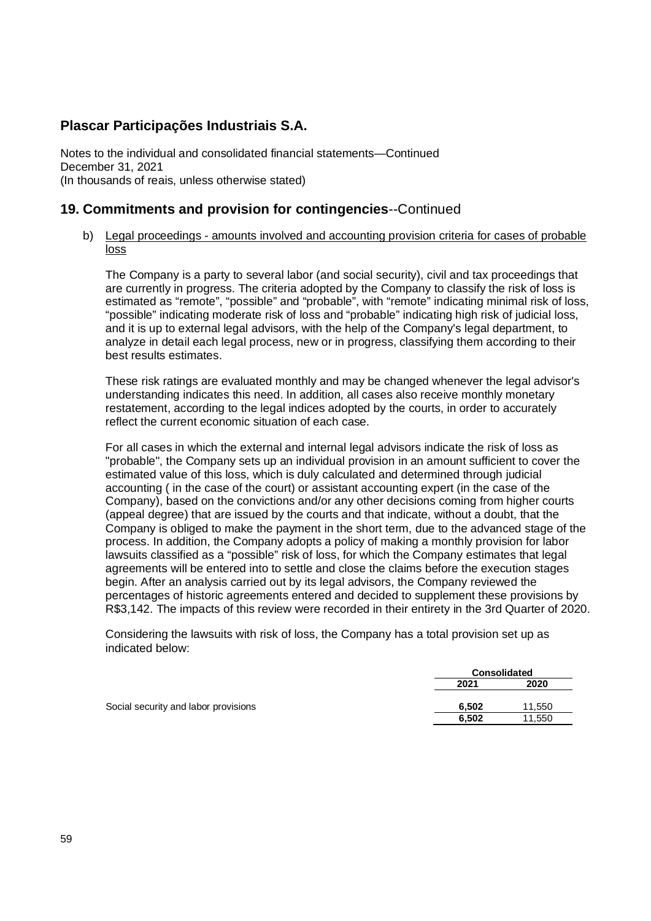# Plascar Participações Industriais S.A.

Notes to the individual and consolidated financial statements—Continued
December 31, 2021
(In thousands of reais, unless otherwise stated)

## 19. Commitments and provision for contingencies--Continued

b) Legal proceedings - amounts involved and accounting provision criteria for cases of probable loss

The Company is a party to several labor (and social security), civil and tax proceedings that are currently in progress. The criteria adopted by the Company to classify the risk of loss is estimated as “remote”, “possible” and “probable”, with “remote” indicating minimal risk of loss, “possible” indicating moderate risk of loss and “probable” indicating high risk of judicial loss, and it is up to external legal advisors, with the help of the Company's legal department, to analyze in detail each legal process, new or in progress, classifying them according to their best results estimates.

These risk ratings are evaluated monthly and may be changed whenever the legal advisor's understanding indicates this need. In addition, all cases also receive monthly monetary restatement, according to the legal indices adopted by the courts, in order to accurately reflect the current economic situation of each case.

For all cases in which the external and internal legal advisors indicate the risk of loss as "probable", the Company sets up an individual provision in an amount sufficient to cover the estimated value of this loss, which is duly calculated and determined through judicial accounting ( in the case of the court) or assistant accounting expert (in the case of the Company), based on the convictions and/or any other decisions coming from higher courts (appeal degree) that are issued by the courts and that indicate, without a doubt, that the Company is obliged to make the payment in the short term, due to the advanced stage of the process. In addition, the Company adopts a policy of making a monthly provision for labor lawsuits classified as a “possible” risk of loss, for which the Company estimates that legal agreements will be entered into to settle and close the claims before the execution stages begin. After an analysis carried out by its legal advisors, the Company reviewed the percentages of historic agreements entered and decided to supplement these provisions by R$3,142. The impacts of this review were recorded in their entirety in the 3rd Quarter of 2020.

Considering the lawsuits with risk of loss, the Company has a total provision set up as indicated below:

| | Consolidated | |
|---|---|---|
| | 2021 | 2020 |
| Social security and labor provisions | **6,502** | 11,550 |
| | **6,502** | 11,550 |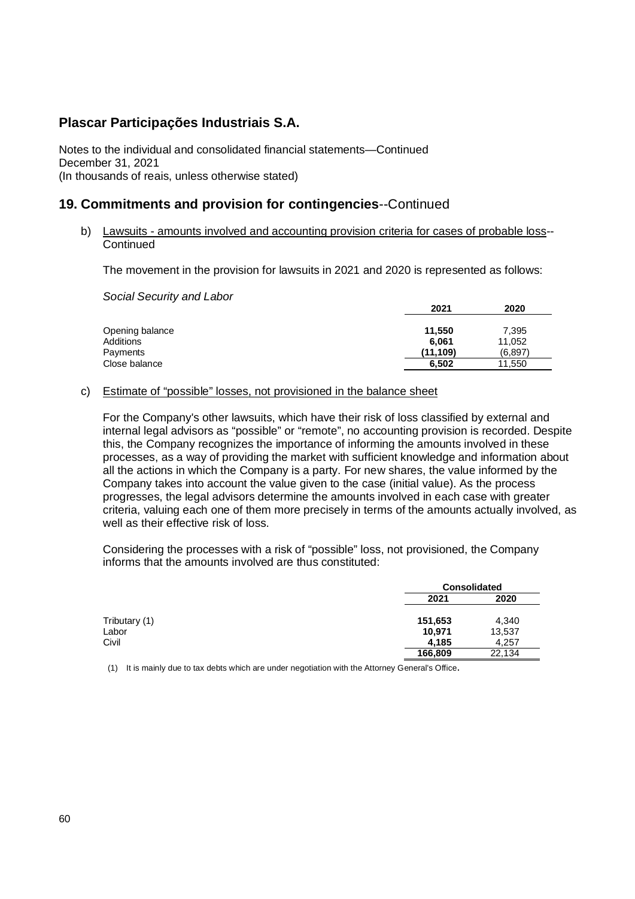## Plascar Participações Industriais S.A.

Notes to the individual and consolidated financial statements—Continued
December 31, 2021
(In thousands of reais, unless otherwise stated)

## 19. Commitments and provision for contingencies--Continued

b) Lawsuits - amounts involved and accounting provision criteria for cases of probable loss--Continued

The movement in the provision for lawsuits in 2021 and 2020 is represented as follows:

*Social Security and Labor*

| | 2021 | 2020 |
|---|---|---|
| Opening balance | **11,550** | 7,395 |
| Additions | **6,061** | 11,052 |
| Payments | **(11,109)** | (6,897) |
| Close balance | **6,502** | 11,550 |

c) Estimate of "possible" losses, not provisioned in the balance sheet

For the Company's other lawsuits, which have their risk of loss classified by external and internal legal advisors as "possible" or "remote", no accounting provision is recorded. Despite this, the Company recognizes the importance of informing the amounts involved in these processes, as a way of providing the market with sufficient knowledge and information about all the actions in which the Company is a party. For new shares, the value informed by the Company takes into account the value given to the case (initial value). As the process progresses, the legal advisors determine the amounts involved in each case with greater criteria, valuing each one of them more precisely in terms of the amounts actually involved, as well as their effective risk of loss.

Considering the processes with a risk of "possible" loss, not provisioned, the Company informs that the amounts involved are thus constituted:

| | Consolidated | |
|---|---|---|
| | 2021 | 2020 |
| Tributary (1) | **151,653** | 4,340 |
| Labor | **10,971** | 13,537 |
| Civil | **4,185** | 4,257 |
| | **166,809** | 22,134 |

(1) It is mainly due to tax debts which are under negotiation with the Attorney General's Office.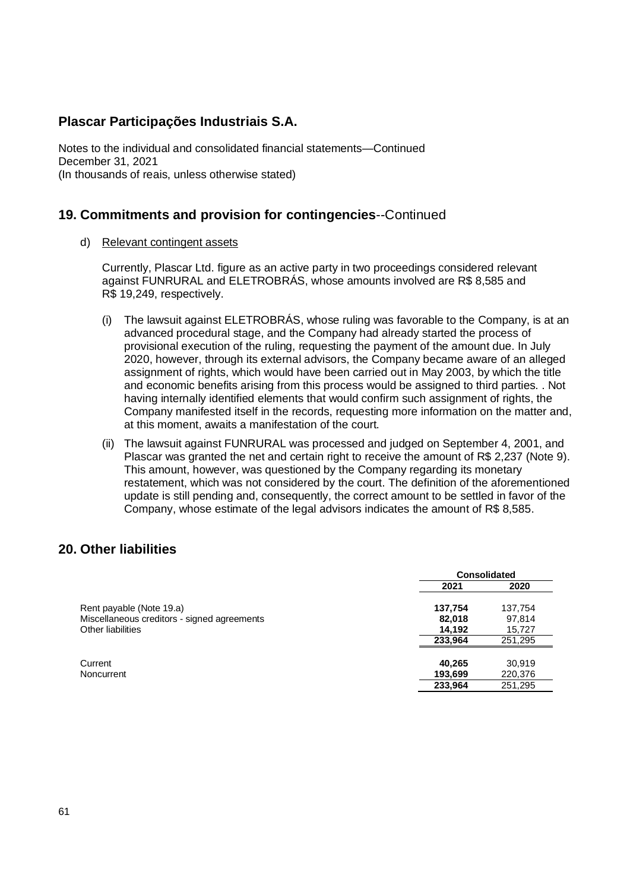## Plascar Participações Industriais S.A.

Notes to the individual and consolidated financial statements—Continued
December 31, 2021
(In thousands of reais, unless otherwise stated)

## 19. Commitments and provision for contingencies--Continued

d) Relevant contingent assets

Currently, Plascar Ltd. figure as an active party in two proceedings considered relevant against FUNRURAL and ELETROBRÁS, whose amounts involved are R$ 8,585 and R$ 19,249, respectively.

(i) The lawsuit against ELETROBRÁS, whose ruling was favorable to the Company, is at an advanced procedural stage, and the Company had already started the process of provisional execution of the ruling, requesting the payment of the amount due. In July 2020, however, through its external advisors, the Company became aware of an alleged assignment of rights, which would have been carried out in May 2003, by which the title and economic benefits arising from this process would be assigned to third parties. . Not having internally identified elements that would confirm such assignment of rights, the Company manifested itself in the records, requesting more information on the matter and, at this moment, awaits a manifestation of the court.

(ii) The lawsuit against FUNRURAL was processed and judged on September 4, 2001, and Plascar was granted the net and certain right to receive the amount of R$ 2,237 (Note 9). This amount, however, was questioned by the Company regarding its monetary restatement, which was not considered by the court. The definition of the aforementioned update is still pending and, consequently, the correct amount to be settled in favor of the Company, whose estimate of the legal advisors indicates the amount of R$ 8,585.

## 20. Other liabilities

| | Consolidated | |
|---|---|---|
| | **2021** | **2020** |
| Rent payable (Note 19.a) | **137,754** | 137,754 |
| Miscellaneous creditors - signed agreements | **82,018** | 97,814 |
| Other liabilities | **14,192** | 15,727 |
| | **233,964** | 251,295 |
| Current | **40,265** | 30,919 |
| Noncurrent | **193,699** | 220,376 |
| | **233,964** | 251,295 |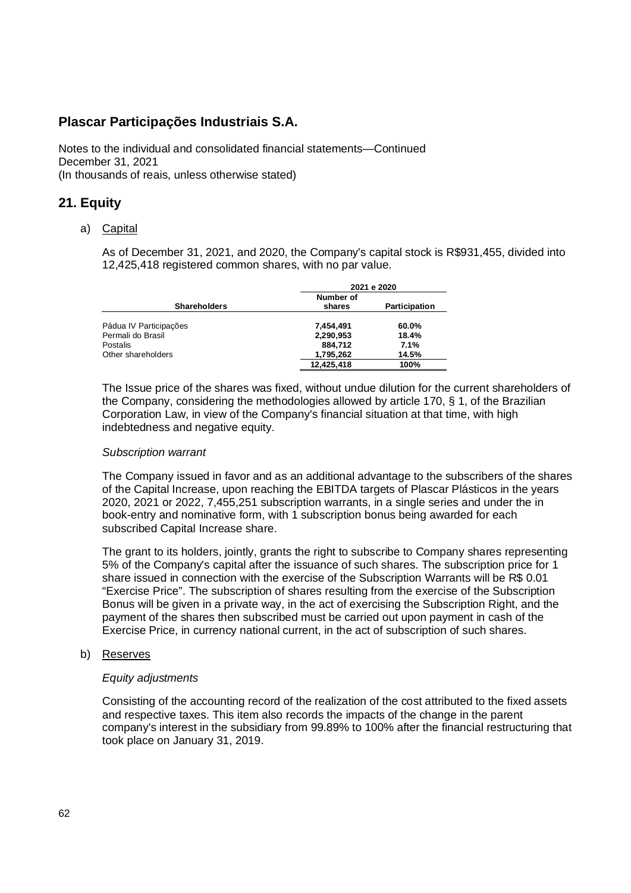# Plascar Participações Industriais S.A.

Notes to the individual and consolidated financial statements—Continued
December 31, 2021
(In thousands of reais, unless otherwise stated)

## 21. Equity

a) Capital

As of December 31, 2021, and 2020, the Company's capital stock is R$931,455, divided into 12,425,418 registered common shares, with no par value.

| | 2021 e 2020 | |
|---|---|---|
| **Shareholders** | **Number of shares** | **Participation** |
| Pádua IV Participações | **7,454,491** | **60.0%** |
| Permali do Brasil | **2,290,953** | **18.4%** |
| Postalis | **884,712** | **7.1%** |
| Other shareholders | **1,795,262** | **14.5%** |
| | **12,425,418** | **100%** |

The Issue price of the shares was fixed, without undue dilution for the current shareholders of the Company, considering the methodologies allowed by article 170, § 1, of the Brazilian Corporation Law, in view of the Company's financial situation at that time, with high indebtedness and negative equity.

*Subscription warrant*

The Company issued in favor and as an additional advantage to the subscribers of the shares of the Capital Increase, upon reaching the EBITDA targets of Plascar Plásticos in the years 2020, 2021 or 2022, 7,455,251 subscription warrants, in a single series and under the in book-entry and nominative form, with 1 subscription bonus being awarded for each subscribed Capital Increase share.

The grant to its holders, jointly, grants the right to subscribe to Company shares representing 5% of the Company's capital after the issuance of such shares. The subscription price for 1 share issued in connection with the exercise of the Subscription Warrants will be R$ 0.01 "Exercise Price". The subscription of shares resulting from the exercise of the Subscription Bonus will be given in a private way, in the act of exercising the Subscription Right, and the payment of the shares then subscribed must be carried out upon payment in cash of the Exercise Price, in currency national current, in the act of subscription of such shares.

b) Reserves

*Equity adjustments*

Consisting of the accounting record of the realization of the cost attributed to the fixed assets and respective taxes. This item also records the impacts of the change in the parent company's interest in the subsidiary from 99.89% to 100% after the financial restructuring that took place on January 31, 2019.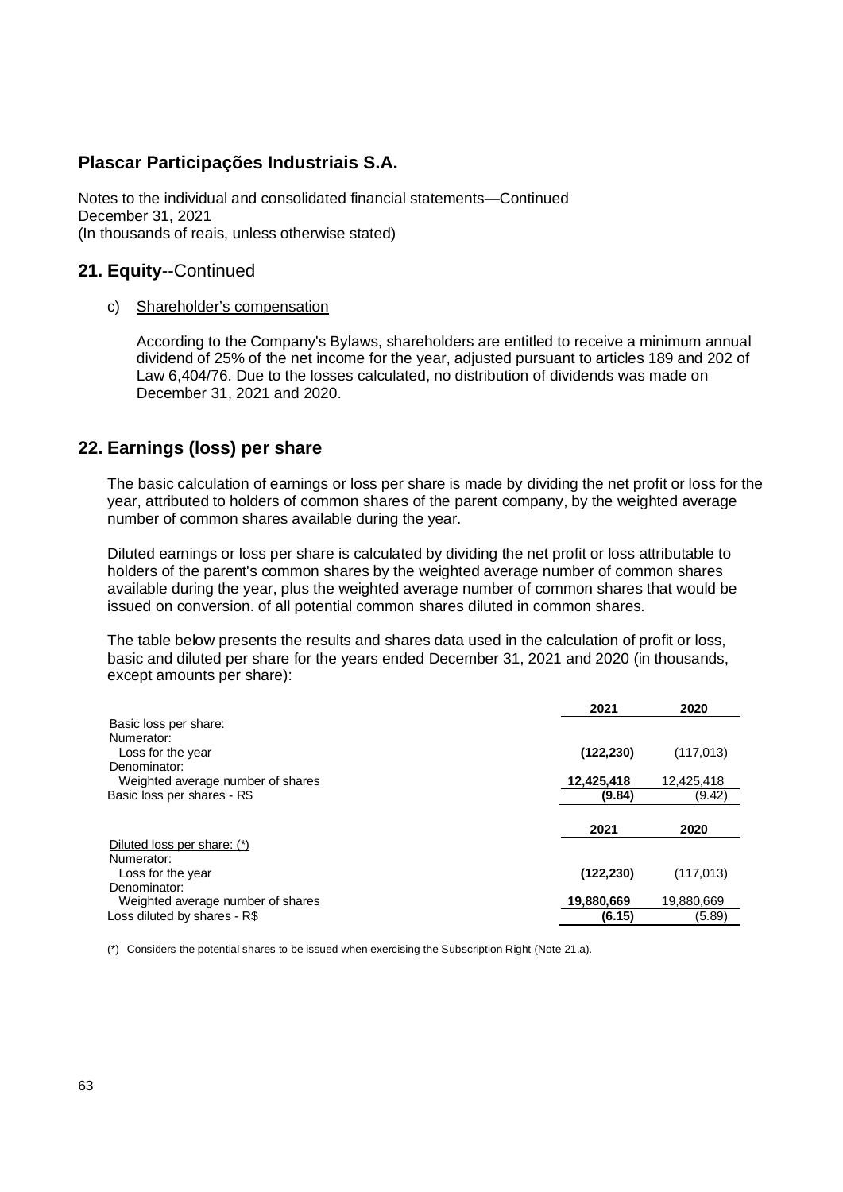## Plascar Participações Industriais S.A.

Notes to the individual and consolidated financial statements—Continued
December 31, 2021
(In thousands of reais, unless otherwise stated)

## 21. Equity--Continued

c) Shareholder's compensation

According to the Company's Bylaws, shareholders are entitled to receive a minimum annual dividend of 25% of the net income for the year, adjusted pursuant to articles 189 and 202 of Law 6,404/76. Due to the losses calculated, no distribution of dividends was made on December 31, 2021 and 2020.

## 22. Earnings (loss) per share

The basic calculation of earnings or loss per share is made by dividing the net profit or loss for the year, attributed to holders of common shares of the parent company, by the weighted average number of common shares available during the year.

Diluted earnings or loss per share is calculated by dividing the net profit or loss attributable to holders of the parent's common shares by the weighted average number of common shares available during the year, plus the weighted average number of common shares that would be issued on conversion. of all potential common shares diluted in common shares.

The table below presents the results and shares data used in the calculation of profit or loss, basic and diluted per share for the years ended December 31, 2021 and 2020 (in thousands, except amounts per share):

| | 2021 | 2020 |
|---|---|---|
| Basic loss per share: | | |
| Numerator: | | |
| Loss for the year | **(122,230)** | (117,013) |
| Denominator: | | |
| Weighted average number of shares | **12,425,418** | 12,425,418 |
| Basic loss per shares - R$ | **(9.84)** | (9.42) |

| | 2021 | 2020 |
|---|---|---|
| Diluted loss per share: (*) | | |
| Numerator: | | |
| Loss for the year | **(122,230)** | (117,013) |
| Denominator: | | |
| Weighted average number of shares | **19,880,669** | 19,880,669 |
| Loss diluted by shares - R$ | **(6.15)** | (5.89) |

(*) Considers the potential shares to be issued when exercising the Subscription Right (Note 21.a).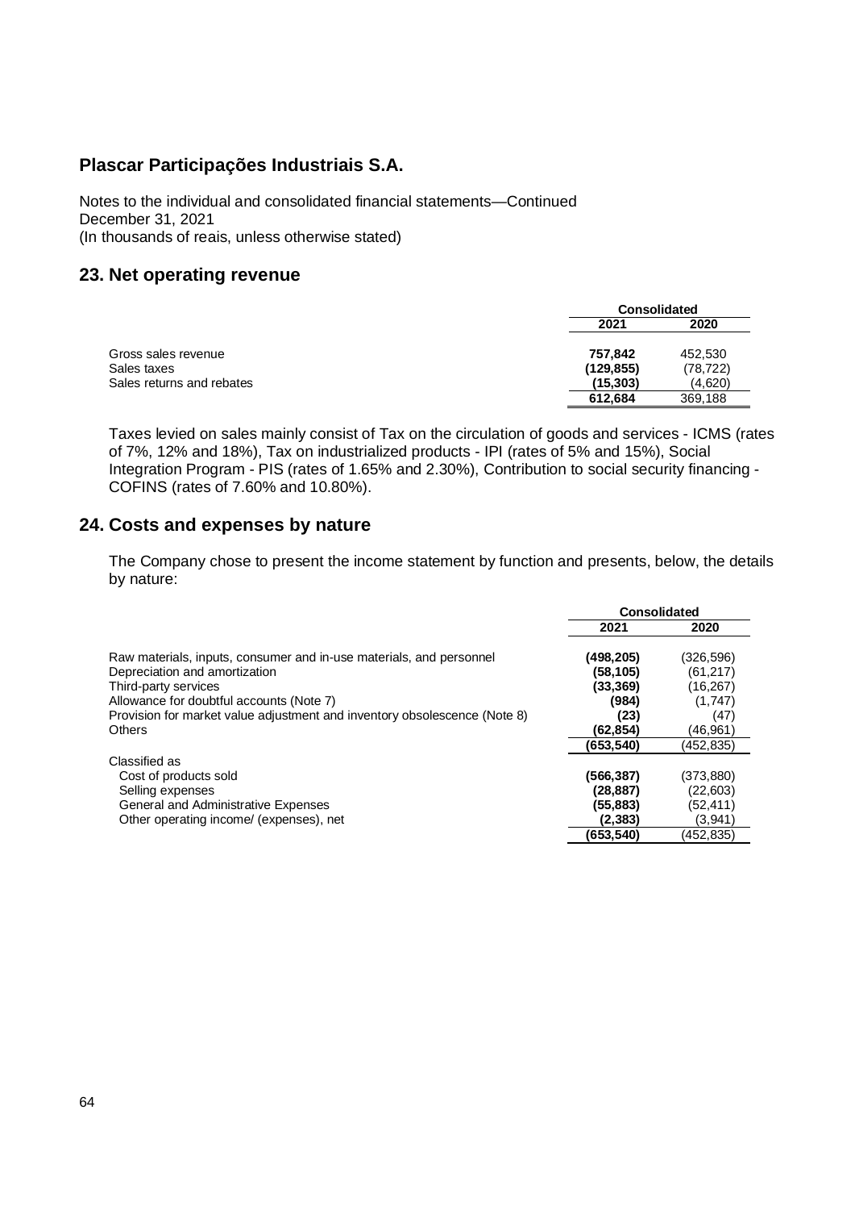## Plascar Participações Industriais S.A.

Notes to the individual and consolidated financial statements—Continued
December 31, 2021
(In thousands of reais, unless otherwise stated)

## 23. Net operating revenue

| | Consolidated | |
|---|---|---|
| | **2021** | **2020** |
| Gross sales revenue | **757,842** | 452,530 |
| Sales taxes | **(129,855)** | (78,722) |
| Sales returns and rebates | **(15,303)** | (4,620) |
| | **612,684** | 369,188 |

Taxes levied on sales mainly consist of Tax on the circulation of goods and services - ICMS (rates of 7%, 12% and 18%), Tax on industrialized products - IPI (rates of 5% and 15%), Social Integration Program - PIS (rates of 1.65% and 2.30%), Contribution to social security financing - COFINS (rates of 7.60% and 10.80%).

## 24. Costs and expenses by nature

The Company chose to present the income statement by function and presents, below, the details by nature:

| | Consolidated | |
|---|---|---|
| | **2021** | **2020** |
| Raw materials, inputs, consumer and in-use materials, and personnel | **(498,205)** | (326,596) |
| Depreciation and amortization | **(58,105)** | (61,217) |
| Third-party services | **(33,369)** | (16,267) |
| Allowance for doubtful accounts (Note 7) | **(984)** | (1,747) |
| Provision for market value adjustment and inventory obsolescence (Note 8) | **(23)** | (47) |
| Others | **(62,854)** | (46,961) |
| | **(653,540)** | (452,835) |
| Classified as | | |
| Cost of products sold | **(566,387)** | (373,880) |
| Selling expenses | **(28,887)** | (22,603) |
| General and Administrative Expenses | **(55,883)** | (52,411) |
| Other operating income/ (expenses), net | **(2,383)** | (3,941) |
| | **(653,540)** | (452,835) |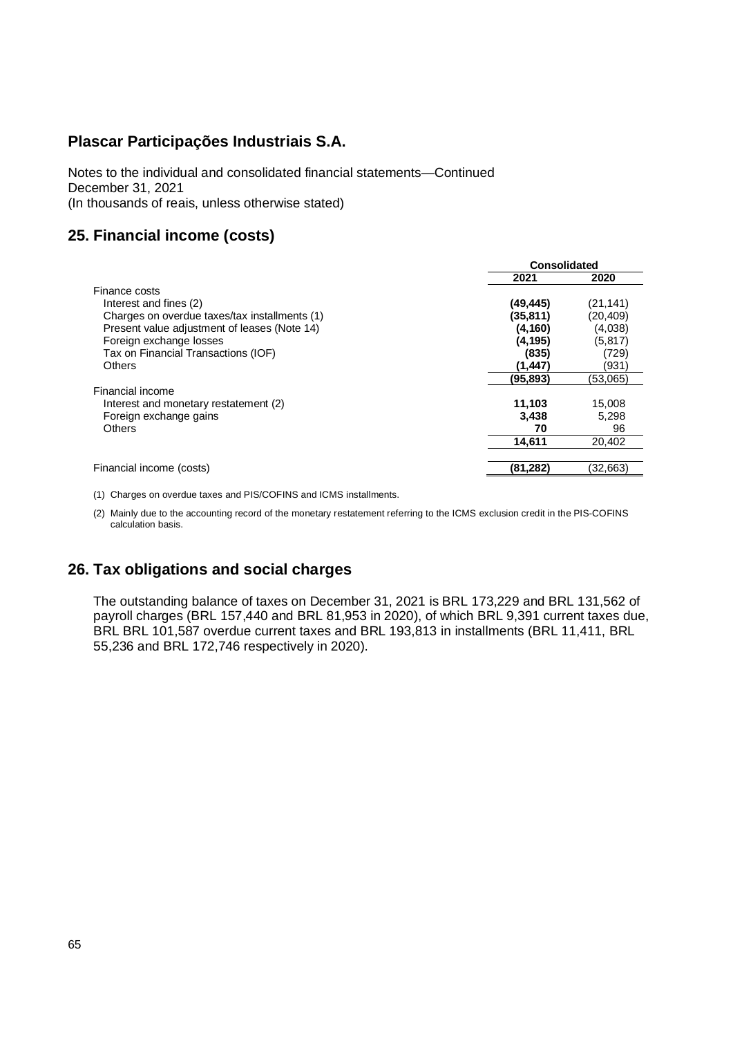## Plascar Participações Industriais S.A.

Notes to the individual and consolidated financial statements—Continued
December 31, 2021
(In thousands of reais, unless otherwise stated)

## 25. Financial income (costs)

| | Consolidated | |
|---|---|---|
| | **2021** | **2020** |
| Finance costs | | |
| Interest and fines (2) | **(49,445)** | (21,141) |
| Charges on overdue taxes/tax installments (1) | **(35,811)** | (20,409) |
| Present value adjustment of leases (Note 14) | **(4,160)** | (4,038) |
| Foreign exchange losses | **(4,195)** | (5,817) |
| Tax on Financial Transactions (IOF) | **(835)** | (729) |
| Others | **(1,447)** | (931) |
| | **(95,893)** | (53,065) |
| Financial income | | |
| Interest and monetary restatement (2) | **11,103** | 15,008 |
| Foreign exchange gains | **3,438** | 5,298 |
| Others | **70** | 96 |
| | **14,611** | 20,402 |
| Financial income (costs) | **(81,282)** | (32,663) |

(1) Charges on overdue taxes and PIS/COFINS and ICMS installments.

(2) Mainly due to the accounting record of the monetary restatement referring to the ICMS exclusion credit in the PIS-COFINS calculation basis.

## 26. Tax obligations and social charges

The outstanding balance of taxes on December 31, 2021 is BRL 173,229 and BRL 131,562 of payroll charges (BRL 157,440 and BRL 81,953 in 2020), of which BRL 9,391 current taxes due, BRL BRL 101,587 overdue current taxes and BRL 193,813 in installments (BRL 11,411, BRL 55,236 and BRL 172,746 respectively in 2020).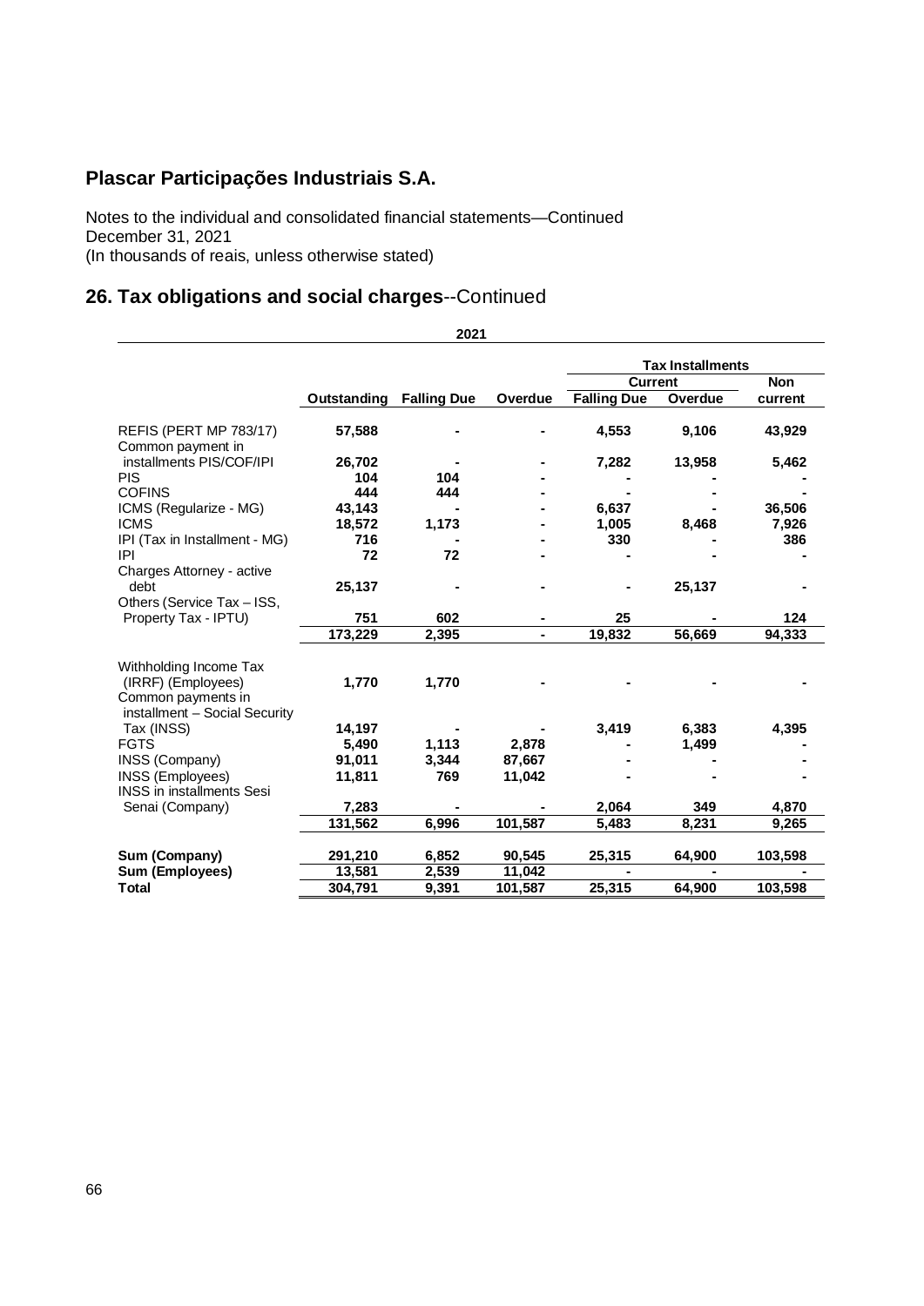## Plascar Participações Industriais S.A.

Notes to the individual and consolidated financial statements—Continued
December 31, 2021
(In thousands of reais, unless otherwise stated)

## 26. Tax obligations and social charges--Continued

| 2021 | | | | | | |
|---|---|---|---|---|---|---|
| | | | | Tax Installments | | |
| | | | | Current | | Non |
| | Outstanding | Falling Due | Overdue | Falling Due | Overdue | current |
| REFIS (PERT MP 783/17) | 57,588 | - | - | 4,553 | 9,106 | 43,929 |
| Common payment in installments PIS/COF/IPI | 26,702 | - | - | 7,282 | 13,958 | 5,462 |
| PIS | 104 | 104 | - | - | - | - |
| COFINS | 444 | 444 | - | - | - | - |
| ICMS (Regularize - MG) | 43,143 | - | - | 6,637 | - | 36,506 |
| ICMS | 18,572 | 1,173 | - | 1,005 | 8,468 | 7,926 |
| IPI (Tax in Installment - MG) | 716 | - | - | 330 | - | 386 |
| IPI | 72 | 72 | - | - | - | - |
| Charges Attorney - active debt | 25,137 | - | - | - | 25,137 | - |
| Others (Service Tax – ISS, Property Tax - IPTU) | 751 | 602 | - | 25 | - | 124 |
| | 173,229 | 2,395 | - | 19,832 | 56,669 | 94,333 |
| Withholding Income Tax (IRRF) (Employees) | 1,770 | 1,770 | - | - | - | - |
| Common payments in installment – Social Security Tax (INSS) | 14,197 | - | - | 3,419 | 6,383 | 4,395 |
| FGTS | 5,490 | 1,113 | 2,878 | - | 1,499 | - |
| INSS (Company) | 91,011 | 3,344 | 87,667 | - | - | - |
| INSS (Employees) | 11,811 | 769 | 11,042 | - | - | - |
| INSS in installments Sesi Senai (Company) | 7,283 | - | - | 2,064 | 349 | 4,870 |
| | 131,562 | 6,996 | 101,587 | 5,483 | 8,231 | 9,265 |
| **Sum (Company)** | 291,210 | 6,852 | 90,545 | 25,315 | 64,900 | 103,598 |
| **Sum (Employees)** | 13,581 | 2,539 | 11,042 | - | - | - |
| **Total** | 304,791 | 9,391 | 101,587 | 25,315 | 64,900 | 103,598 |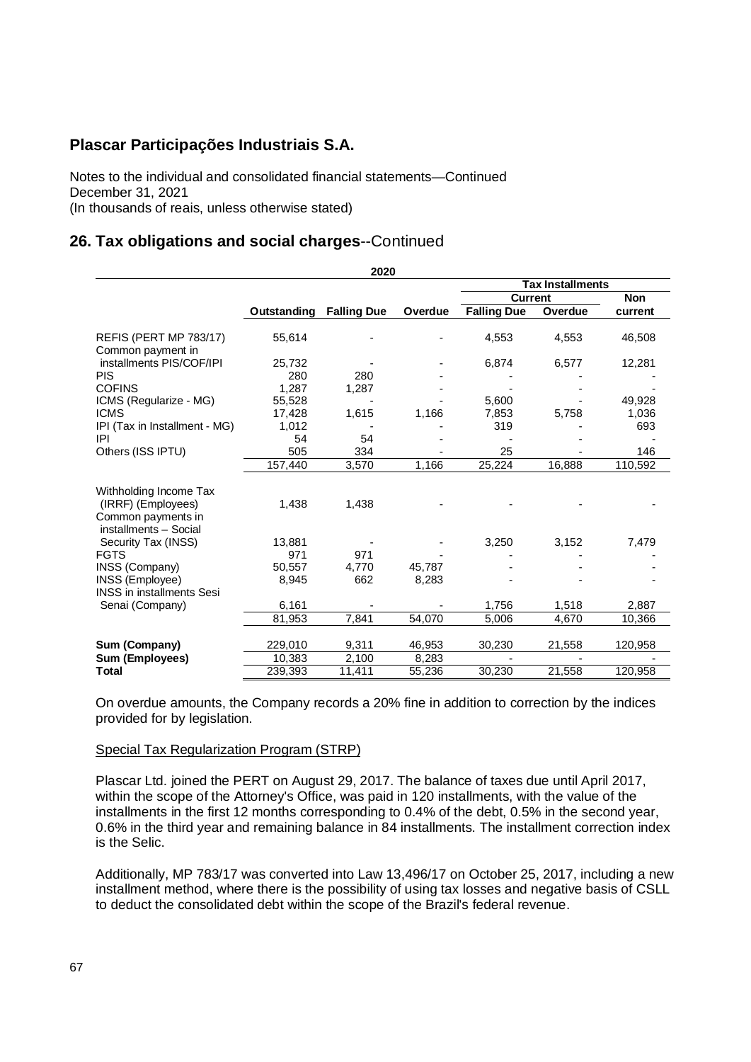## Plascar Participações Industriais S.A.

Notes to the individual and consolidated financial statements—Continued
December 31, 2021
(In thousands of reais, unless otherwise stated)

## 26. Tax obligations and social charges--Continued

| 2020 | | | | | | |
|---|---|---|---|---|---|---|
| | | | | Tax Installments | | |
| | | | | Current | | Non |
| | Outstanding | Falling Due | Overdue | Falling Due | Overdue | current |
| REFIS (PERT MP 783/17) | 55,614 | - | - | 4,553 | 4,553 | 46,508 |
| Common payment in installments PIS/COF/IPI | 25,732 | - | - | 6,874 | 6,577 | 12,281 |
| PIS | 280 | 280 | - | - | - | - |
| COFINS | 1,287 | 1,287 | - | - | - | - |
| ICMS (Regularize - MG) | 55,528 | - | - | 5,600 | - | 49,928 |
| ICMS | 17,428 | 1,615 | 1,166 | 7,853 | 5,758 | 1,036 |
| IPI (Tax in Installment - MG) | 1,012 | - | - | 319 | - | 693 |
| IPI | 54 | 54 | - | - | - | - |
| Others (ISS IPTU) | 505 | 334 | - | 25 | - | 146 |
| | 157,440 | 3,570 | 1,166 | 25,224 | 16,888 | 110,592 |
| Withholding Income Tax (IRRF) (Employees) | 1,438 | 1,438 | - | - | - | - |
| Common payments in installments – Social Security Tax (INSS) | 13,881 | - | - | 3,250 | 3,152 | 7,479 |
| FGTS | 971 | 971 | - | | | |
| INSS (Company) | 50,557 | 4,770 | 45,787 | - | - | - |
| INSS (Employee) | 8,945 | 662 | 8,283 | - | - | - |
| INSS in installments Sesi Senai (Company) | 6,161 | - | - | 1,756 | 1,518 | 2,887 |
| | 81,953 | 7,841 | 54,070 | 5,006 | 4,670 | 10,366 |
| **Sum (Company)** | 229,010 | 9,311 | 46,953 | 30,230 | 21,558 | 120,958 |
| **Sum (Employees)** | 10,383 | 2,100 | 8,283 | - | - | - |
| **Total** | 239,393 | 11,411 | 55,236 | 30,230 | 21,558 | 120,958 |

On overdue amounts, the Company records a 20% fine in addition to correction by the indices provided for by legislation.

Special Tax Regularization Program (STRP)

Plascar Ltd. joined the PERT on August 29, 2017. The balance of taxes due until April 2017, within the scope of the Attorney's Office, was paid in 120 installments, with the value of the installments in the first 12 months corresponding to 0.4% of the debt, 0.5% in the second year, 0.6% in the third year and remaining balance in 84 installments. The installment correction index is the Selic.

Additionally, MP 783/17 was converted into Law 13,496/17 on October 25, 2017, including a new installment method, where there is the possibility of using tax losses and negative basis of CSLL to deduct the consolidated debt within the scope of the Brazil's federal revenue.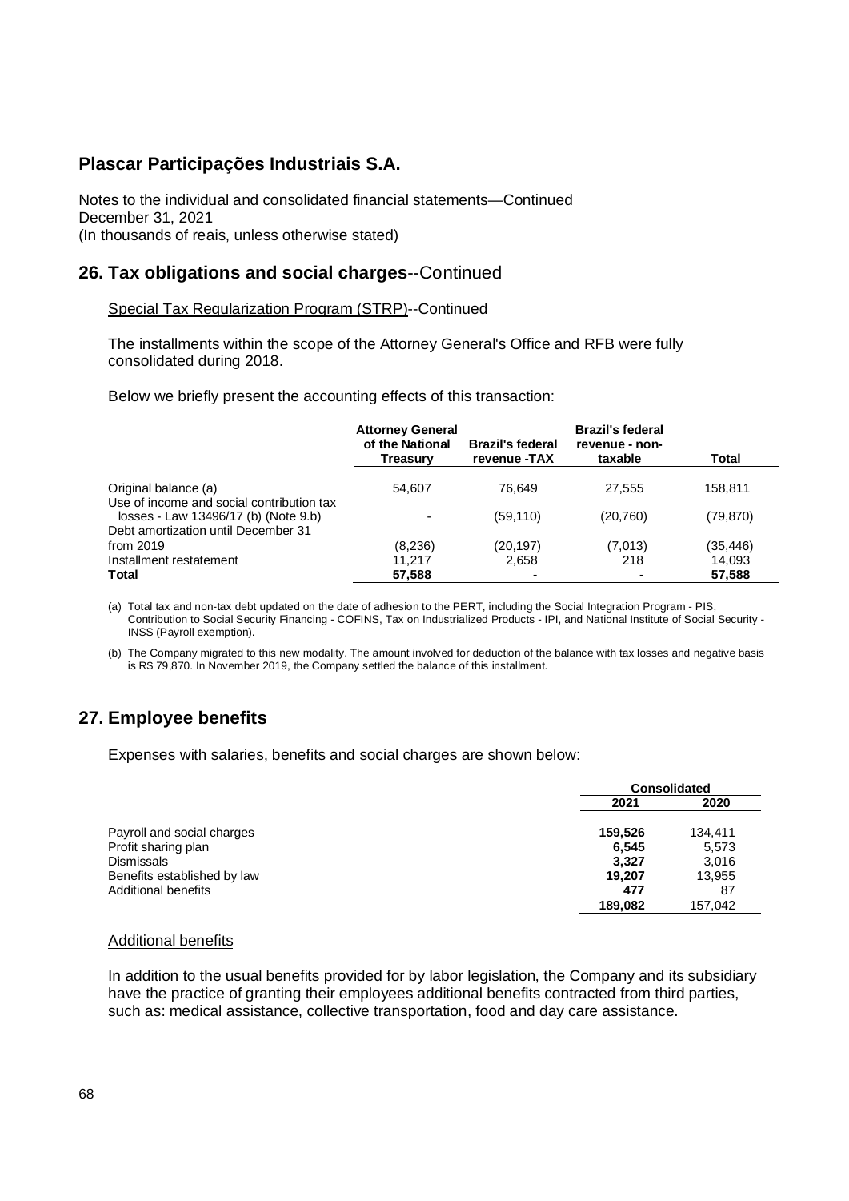# Plascar Participações Industriais S.A.

Notes to the individual and consolidated financial statements—Continued
December 31, 2021
(In thousands of reais, unless otherwise stated)

## 26. Tax obligations and social charges--Continued

Special Tax Regularization Program (STRP)--Continued

The installments within the scope of the Attorney General's Office and RFB were fully consolidated during 2018.

Below we briefly present the accounting effects of this transaction:

| | Attorney General of the National Treasury | Brazil's federal revenue -TAX | Brazil's federal revenue - non-taxable | Total |
|---|---|---|---|---|
| Original balance (a) | 54,607 | 76,649 | 27,555 | 158,811 |
| Use of income and social contribution tax losses - Law 13496/17 (b) (Note 9.b) | - | (59,110) | (20,760) | (79,870) |
| Debt amortization until December 31 from 2019 | (8,236) | (20,197) | (7,013) | (35,446) |
| Installment restatement | 11,217 | 2,658 | 218 | 14,093 |
| **Total** | **57,588** | **-** | **-** | **57,588** |

(a) Total tax and non-tax debt updated on the date of adhesion to the PERT, including the Social Integration Program - PIS, Contribution to Social Security Financing - COFINS, Tax on Industrialized Products - IPI, and National Institute of Social Security - INSS (Payroll exemption).

(b) The Company migrated to this new modality. The amount involved for deduction of the balance with tax losses and negative basis is R$ 79,870. In November 2019, the Company settled the balance of this installment.

## 27. Employee benefits

Expenses with salaries, benefits and social charges are shown below:

| | Consolidated | |
|---|---|---|
| | 2021 | 2020 |
| Payroll and social charges | **159,526** | 134,411 |
| Profit sharing plan | **6,545** | 5,573 |
| Dismissals | **3,327** | 3,016 |
| Benefits established by law | **19,207** | 13,955 |
| Additional benefits | **477** | 87 |
| | **189,082** | 157,042 |

Additional benefits

In addition to the usual benefits provided for by labor legislation, the Company and its subsidiary have the practice of granting their employees additional benefits contracted from third parties, such as: medical assistance, collective transportation, food and day care assistance.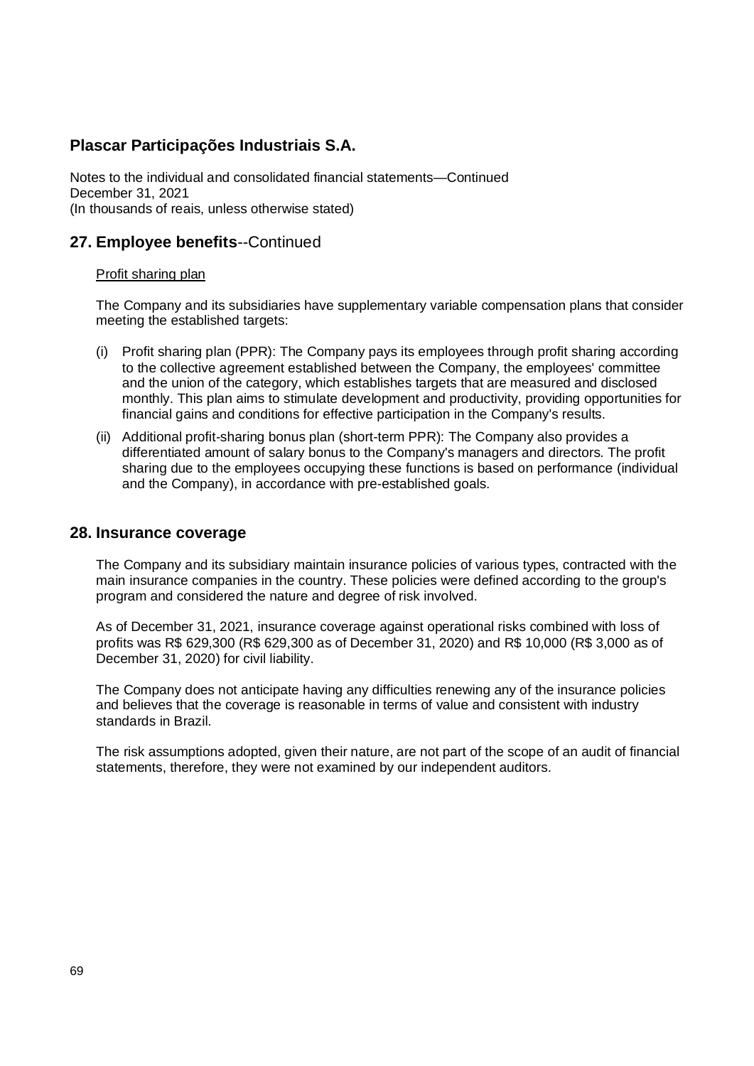## 27. Employee benefits--Continued

Profit sharing plan

The Company and its subsidiaries have supplementary variable compensation plans that consider meeting the established targets:

(i) Profit sharing plan (PPR): The Company pays its employees through profit sharing according to the collective agreement established between the Company, the employees' committee and the union of the category, which establishes targets that are measured and disclosed monthly. This plan aims to stimulate development and productivity, providing opportunities for financial gains and conditions for effective participation in the Company's results.

(ii) Additional profit-sharing bonus plan (short-term PPR): The Company also provides a differentiated amount of salary bonus to the Company's managers and directors. The profit sharing due to the employees occupying these functions is based on performance (individual and the Company), in accordance with pre-established goals.

## 28. Insurance coverage

The Company and its subsidiary maintain insurance policies of various types, contracted with the main insurance companies in the country. These policies were defined according to the group's program and considered the nature and degree of risk involved.

As of December 31, 2021, insurance coverage against operational risks combined with loss of profits was R$ 629,300 (R$ 629,300 as of December 31, 2020) and R$ 10,000 (R$ 3,000 as of December 31, 2020) for civil liability.

The Company does not anticipate having any difficulties renewing any of the insurance policies and believes that the coverage is reasonable in terms of value and consistent with industry standards in Brazil.

The risk assumptions adopted, given their nature, are not part of the scope of an audit of financial statements, therefore, they were not examined by our independent auditors.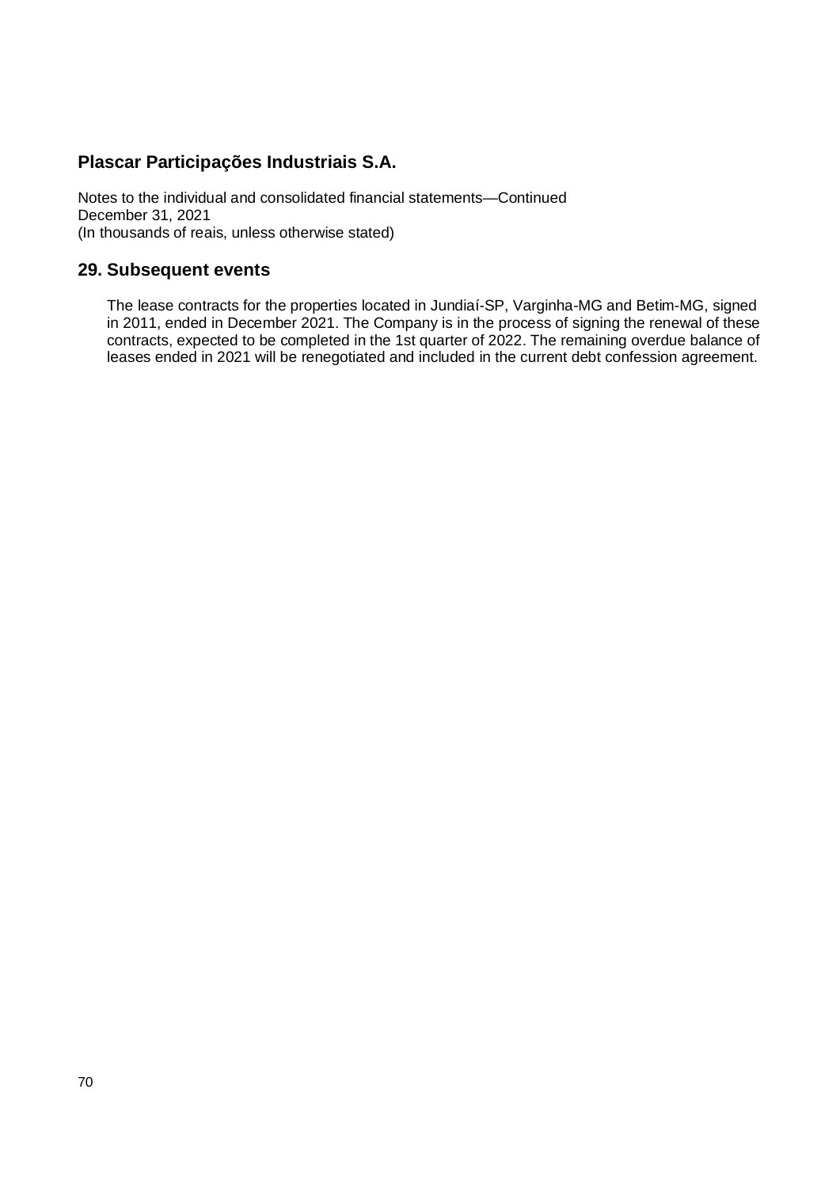# Plascar Participações Industriais S.A.

Notes to the individual and consolidated financial statements—Continued
December 31, 2021
(In thousands of reais, unless otherwise stated)

## 29. Subsequent events

The lease contracts for the properties located in Jundiaí-SP, Varginha-MG and Betim-MG, signed in 2011, ended in December 2021. The Company is in the process of signing the renewal of these contracts, expected to be completed in the 1st quarter of 2022. The remaining overdue balance of leases ended in 2021 will be renegotiated and included in the current debt confession agreement.